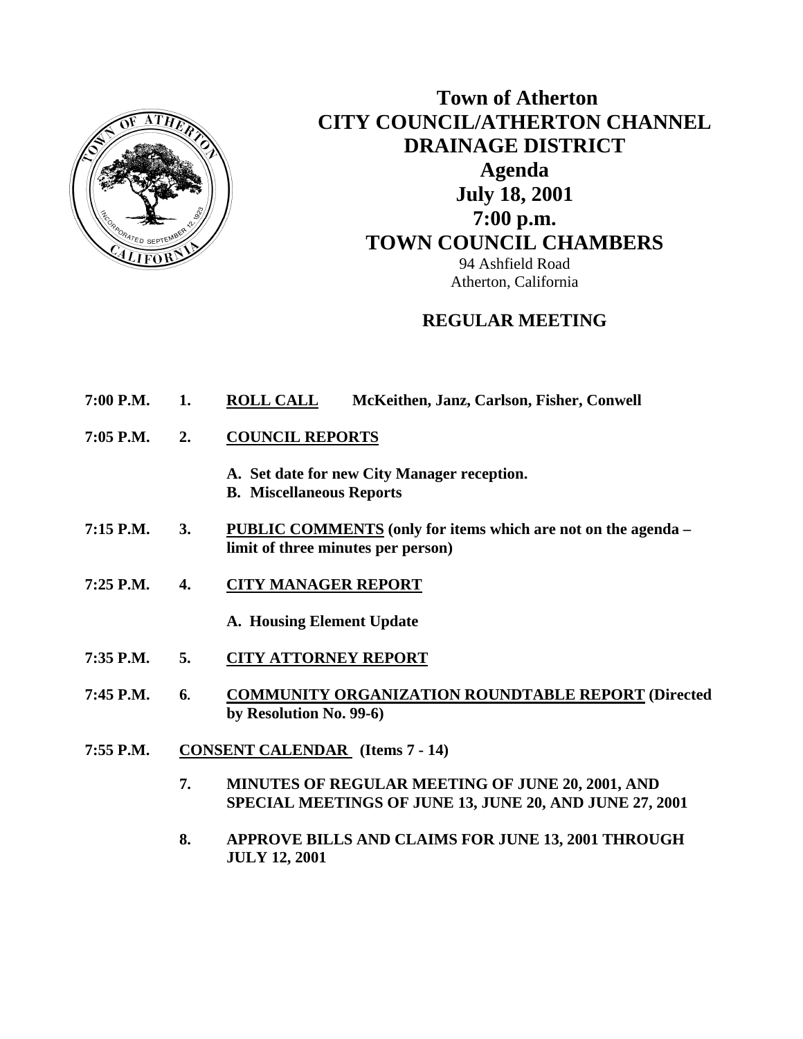# Town of Atherton
# CITY COUNCIL/ATHERTON CHANNEL DRAINAGE DISTRICT
## Agenda
## July 18, 2001
## 7:00 p.m.
## TOWN COUNCIL CHAMBERS

94 Ashfield Road
Atherton, California

### REGULAR MEETING

**7:00 P.M.** **1.** **ROLL CALL** **McKeithen, Janz, Carlson, Fisher, Conwell**

**7:05 P.M.** **2.** **COUNCIL REPORTS**

- **A. Set date for new City Manager reception.**
- **B. Miscellaneous Reports**

**7:15 P.M.** **3.** **PUBLIC COMMENTS (only for items which are not on the agenda – limit of three minutes per person)**

**7:25 P.M.** **4.** **CITY MANAGER REPORT**

- **A. Housing Element Update**

**7:35 P.M.** **5.** **CITY ATTORNEY REPORT**

**7:45 P.M.** **6.** **COMMUNITY ORGANIZATION ROUNDTABLE REPORT (Directed by Resolution No. 99-6)**

**7:55 P.M.** **CONSENT CALENDAR (Items 7 - 14)**

**7.** **MINUTES OF REGULAR MEETING OF JUNE 20, 2001, AND SPECIAL MEETINGS OF JUNE 13, JUNE 20, AND JUNE 27, 2001**

**8.** **APPROVE BILLS AND CLAIMS FOR JUNE 13, 2001 THROUGH JULY 12, 2001**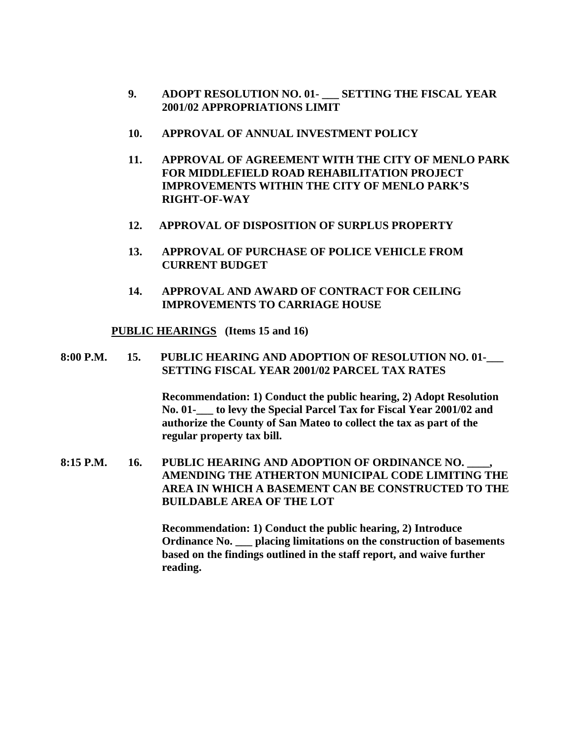**9. ADOPT RESOLUTION NO. 01- ___ SETTING THE FISCAL YEAR 2001/02 APPROPRIATIONS LIMIT**

**10. APPROVAL OF ANNUAL INVESTMENT POLICY**

**11. APPROVAL OF AGREEMENT WITH THE CITY OF MENLO PARK FOR MIDDLEFIELD ROAD REHABILITATION PROJECT IMPROVEMENTS WITHIN THE CITY OF MENLO PARK'S RIGHT-OF-WAY**

**12. APPROVAL OF DISPOSITION OF SURPLUS PROPERTY**

**13. APPROVAL OF PURCHASE OF POLICE VEHICLE FROM CURRENT BUDGET**

**14. APPROVAL AND AWARD OF CONTRACT FOR CEILING IMPROVEMENTS TO CARRIAGE HOUSE**

**PUBLIC HEARINGS (Items 15 and 16)**

**8:00 P.M. 15. PUBLIC HEARING AND ADOPTION OF RESOLUTION NO. 01-___ SETTING FISCAL YEAR 2001/02 PARCEL TAX RATES**

**Recommendation: 1) Conduct the public hearing, 2) Adopt Resolution No. 01-___ to levy the Special Parcel Tax for Fiscal Year 2001/02 and authorize the County of San Mateo to collect the tax as part of the regular property tax bill.**

**8:15 P.M. 16. PUBLIC HEARING AND ADOPTION OF ORDINANCE NO. ____, AMENDING THE ATHERTON MUNICIPAL CODE LIMITING THE AREA IN WHICH A BASEMENT CAN BE CONSTRUCTED TO THE BUILDABLE AREA OF THE LOT**

**Recommendation: 1) Conduct the public hearing, 2) Introduce Ordinance No. ___ placing limitations on the construction of basements based on the findings outlined in the staff report, and waive further reading.**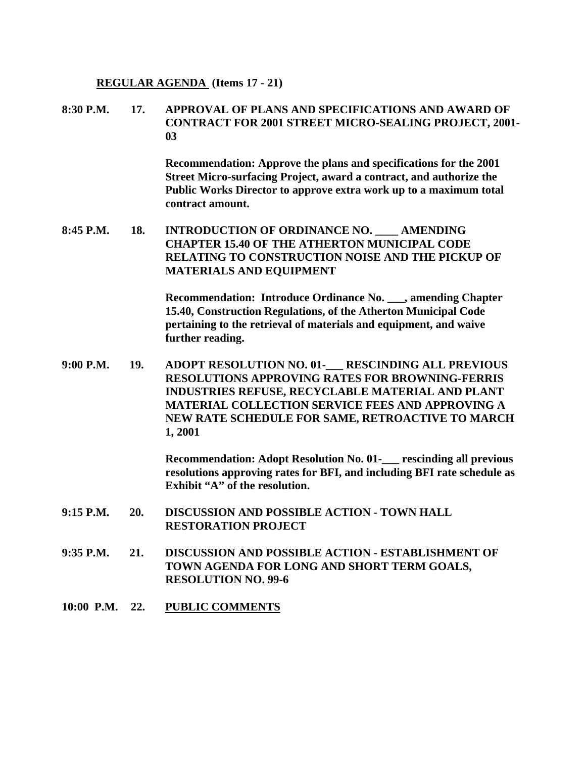**REGULAR AGENDA (Items 17 - 21)**

**8:30 P.M. 17. APPROVAL OF PLANS AND SPECIFICATIONS AND AWARD OF CONTRACT FOR 2001 STREET MICRO-SEALING PROJECT, 2001-03**

**Recommendation: Approve the plans and specifications for the 2001 Street Micro-surfacing Project, award a contract, and authorize the Public Works Director to approve extra work up to a maximum total contract amount.**

**8:45 P.M. 18. INTRODUCTION OF ORDINANCE NO. ____ AMENDING CHAPTER 15.40 OF THE ATHERTON MUNICIPAL CODE RELATING TO CONSTRUCTION NOISE AND THE PICKUP OF MATERIALS AND EQUIPMENT**

**Recommendation: Introduce Ordinance No. ___, amending Chapter 15.40, Construction Regulations, of the Atherton Municipal Code pertaining to the retrieval of materials and equipment, and waive further reading.**

**9:00 P.M. 19. ADOPT RESOLUTION NO. 01-___ RESCINDING ALL PREVIOUS RESOLUTIONS APPROVING RATES FOR BROWNING-FERRIS INDUSTRIES REFUSE, RECYCLABLE MATERIAL AND PLANT MATERIAL COLLECTION SERVICE FEES AND APPROVING A NEW RATE SCHEDULE FOR SAME, RETROACTIVE TO MARCH 1, 2001**

**Recommendation: Adopt Resolution No. 01-___ rescinding all previous resolutions approving rates for BFI, and including BFI rate schedule as Exhibit "A" of the resolution.**

**9:15 P.M. 20. DISCUSSION AND POSSIBLE ACTION - TOWN HALL RESTORATION PROJECT**

**9:35 P.M. 21. DISCUSSION AND POSSIBLE ACTION - ESTABLISHMENT OF TOWN AGENDA FOR LONG AND SHORT TERM GOALS, RESOLUTION NO. 99-6**

**10:00 P.M. 22. PUBLIC COMMENTS**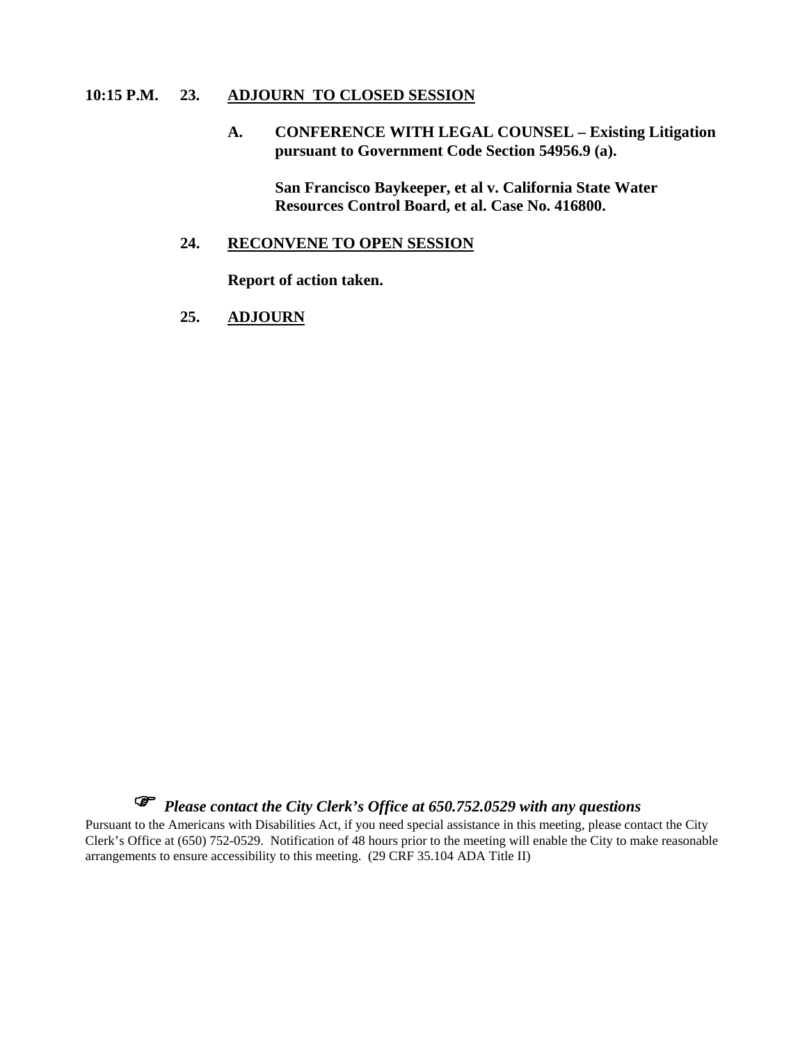**10:15 P.M. 23. <u>ADJOURN TO CLOSED SESSION</u>**

**A. CONFERENCE WITH LEGAL COUNSEL – Existing Litigation pursuant to Government Code Section 54956.9 (a).**

**San Francisco Baykeeper, et al v. California State Water Resources Control Board, et al. Case No. 416800.**

**24. <u>RECONVENE TO OPEN SESSION</u>**

**Report of action taken.**

**25. <u>ADJOURN</u>**

☞ ***Please contact the City Clerk's Office at 650.752.0529 with any questions***

Pursuant to the Americans with Disabilities Act, if you need special assistance in this meeting, please contact the City Clerk's Office at (650) 752-0529. Notification of 48 hours prior to the meeting will enable the City to make reasonable arrangements to ensure accessibility to this meeting. (29 CRF 35.104 ADA Title II)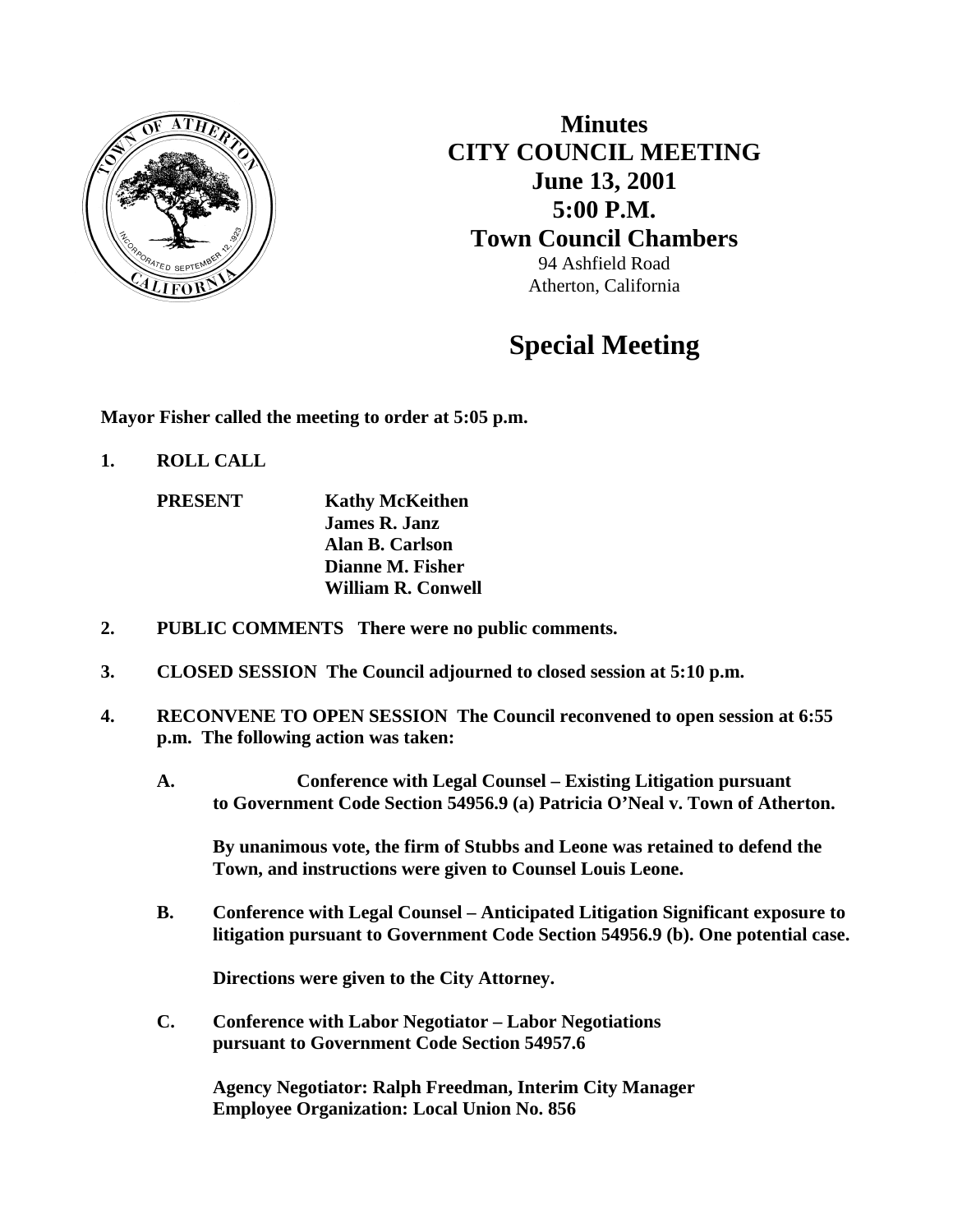# Minutes
# CITY COUNCIL MEETING
# June 13, 2001
# 5:00 P.M.
# Town Council Chambers

94 Ashfield Road
Atherton, California

## Special Meeting

**Mayor Fisher called the meeting to order at 5:05 p.m.**

**1. ROLL CALL**

**PRESENT** **Kathy McKeithen**
**James R. Janz**
**Alan B. Carlson**
**Dianne M. Fisher**
**William R. Conwell**

**2. PUBLIC COMMENTS There were no public comments.**

**3. CLOSED SESSION The Council adjourned to closed session at 5:10 p.m.**

**4. RECONVENE TO OPEN SESSION The Council reconvened to open session at 6:55 p.m. The following action was taken:**

**A. Conference with Legal Counsel – Existing Litigation pursuant to Government Code Section 54956.9 (a) Patricia O'Neal v. Town of Atherton.**

**By unanimous vote, the firm of Stubbs and Leone was retained to defend the Town, and instructions were given to Counsel Louis Leone.**

**B. Conference with Legal Counsel – Anticipated Litigation Significant exposure to litigation pursuant to Government Code Section 54956.9 (b). One potential case.**

**Directions were given to the City Attorney.**

**C. Conference with Labor Negotiator – Labor Negotiations pursuant to Government Code Section 54957.6**

**Agency Negotiator: Ralph Freedman, Interim City Manager**
**Employee Organization: Local Union No. 856**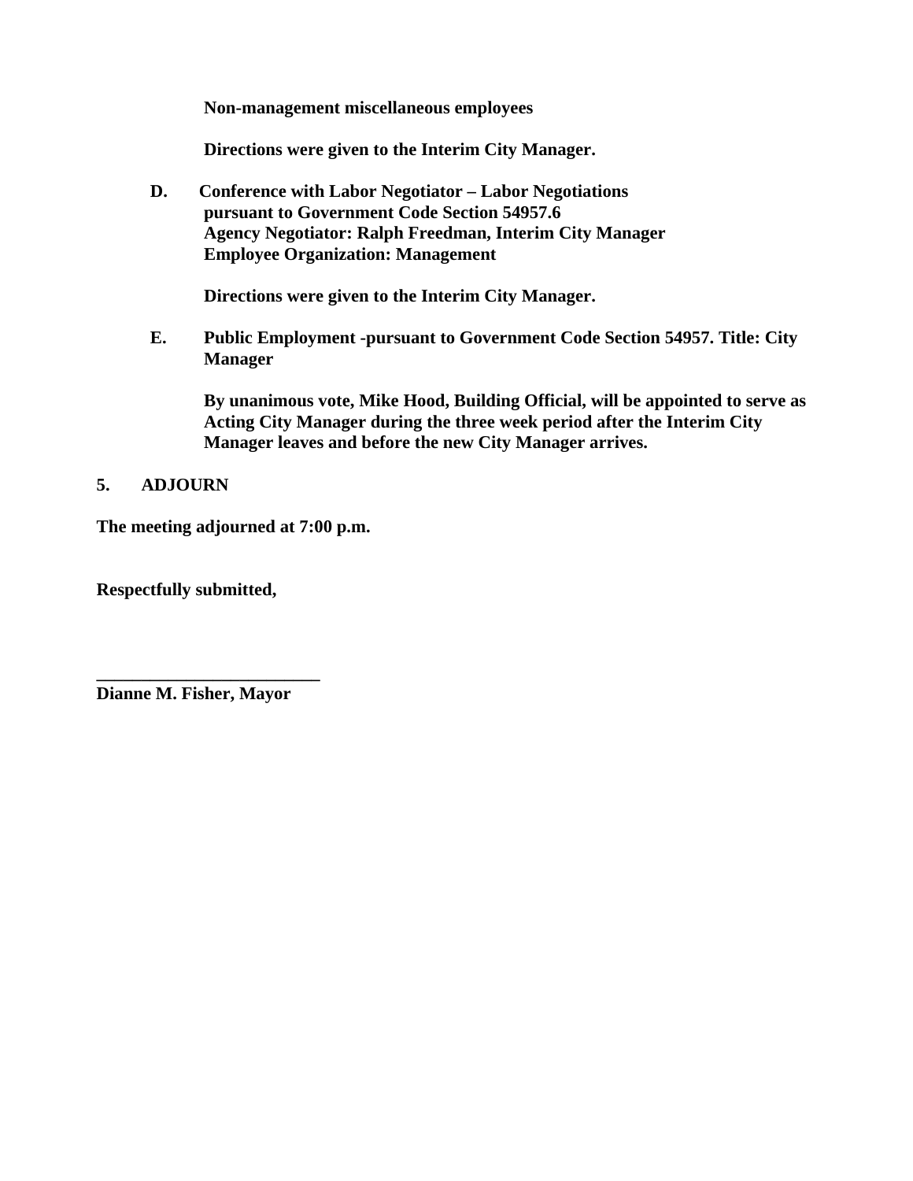**Non-management miscellaneous employees**

**Directions were given to the Interim City Manager.**

**D. Conference with Labor Negotiator – Labor Negotiations pursuant to Government Code Section 54957.6**
**Agency Negotiator: Ralph Freedman, Interim City Manager**
**Employee Organization: Management**

**Directions were given to the Interim City Manager.**

**E. Public Employment -pursuant to Government Code Section 54957. Title: City Manager**

**By unanimous vote, Mike Hood, Building Official, will be appointed to serve as Acting City Manager during the three week period after the Interim City Manager leaves and before the new City Manager arrives.**

**5. ADJOURN**

**The meeting adjourned at 7:00 p.m.**

**Respectfully submitted,**

**________________________**
**Dianne M. Fisher, Mayor**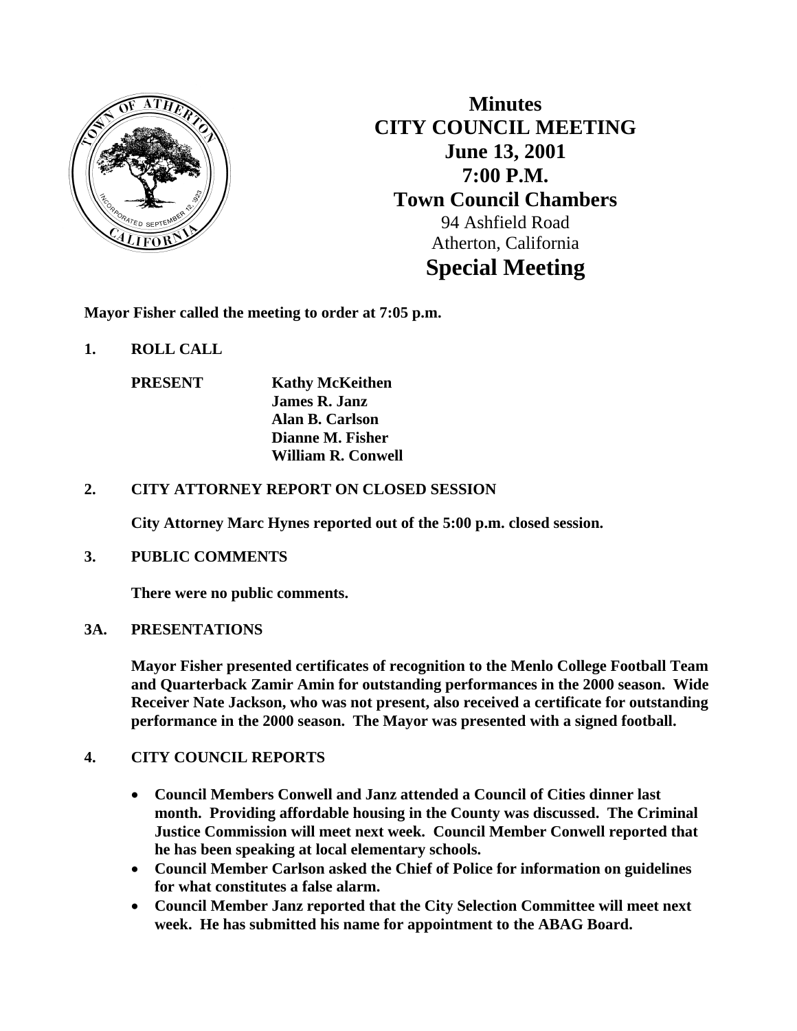# Minutes
# CITY COUNCIL MEETING
## June 13, 2001
## 7:00 P.M.
## Town Council Chambers

94 Ashfield Road
Atherton, California

# Special Meeting

**Mayor Fisher called the meeting to order at 7:05 p.m.**

**1. ROLL CALL**

**PRESENT** **Kathy McKeithen**
**James R. Janz**
**Alan B. Carlson**
**Dianne M. Fisher**
**William R. Conwell**

**2. CITY ATTORNEY REPORT ON CLOSED SESSION**

**City Attorney Marc Hynes reported out of the 5:00 p.m. closed session.**

**3. PUBLIC COMMENTS**

**There were no public comments.**

**3A. PRESENTATIONS**

**Mayor Fisher presented certificates of recognition to the Menlo College Football Team and Quarterback Zamir Amin for outstanding performances in the 2000 season. Wide Receiver Nate Jackson, who was not present, also received a certificate for outstanding performance in the 2000 season. The Mayor was presented with a signed football.**

**4. CITY COUNCIL REPORTS**

- **Council Members Conwell and Janz attended a Council of Cities dinner last month. Providing affordable housing in the County was discussed. The Criminal Justice Commission will meet next week. Council Member Conwell reported that he has been speaking at local elementary schools.**
- **Council Member Carlson asked the Chief of Police for information on guidelines for what constitutes a false alarm.**
- **Council Member Janz reported that the City Selection Committee will meet next week. He has submitted his name for appointment to the ABAG Board.**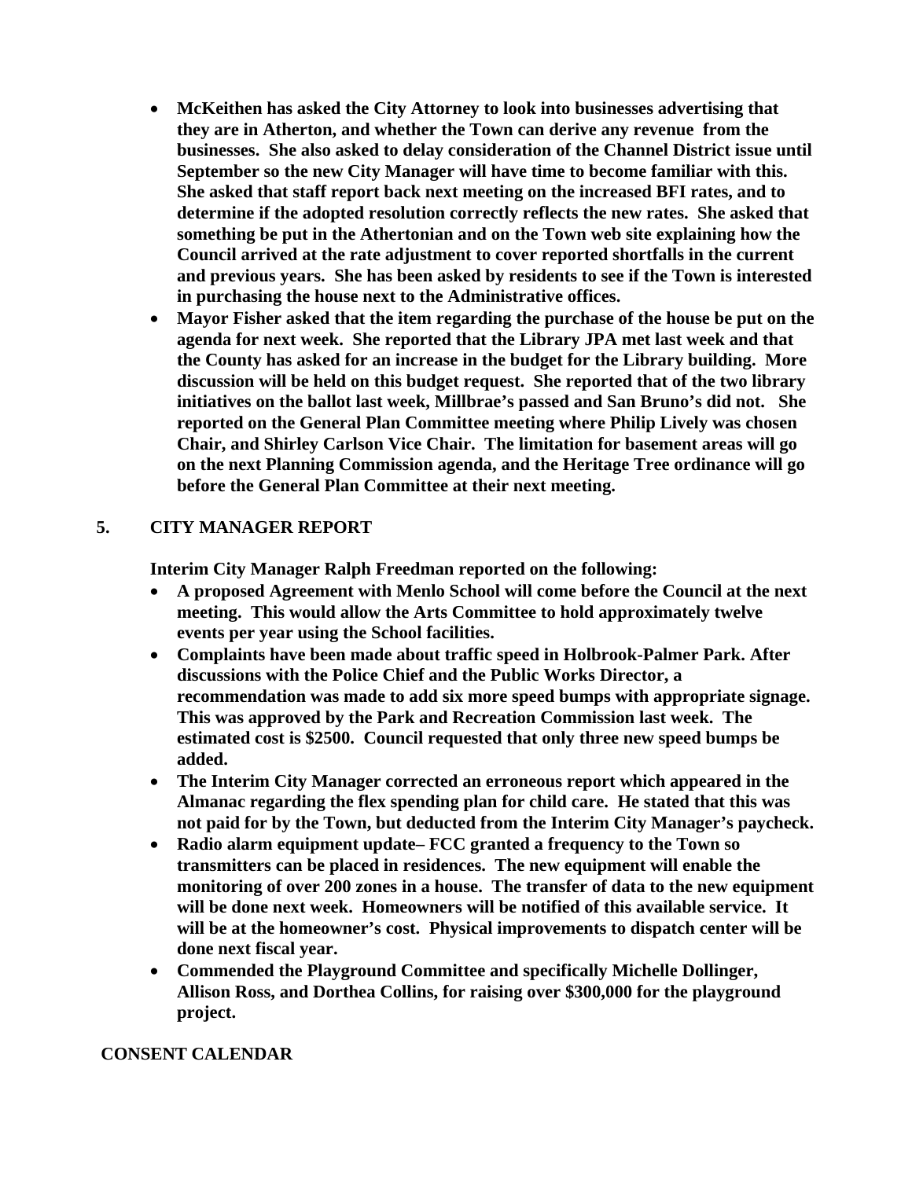- **McKeithen has asked the City Attorney to look into businesses advertising that they are in Atherton, and whether the Town can derive any revenue from the businesses. She also asked to delay consideration of the Channel District issue until September so the new City Manager will have time to become familiar with this. She asked that staff report back next meeting on the increased BFI rates, and to determine if the adopted resolution correctly reflects the new rates. She asked that something be put in the Athertonian and on the Town web site explaining how the Council arrived at the rate adjustment to cover reported shortfalls in the current and previous years. She has been asked by residents to see if the Town is interested in purchasing the house next to the Administrative offices.**
- **Mayor Fisher asked that the item regarding the purchase of the house be put on the agenda for next week. She reported that the Library JPA met last week and that the County has asked for an increase in the budget for the Library building. More discussion will be held on this budget request. She reported that of the two library initiatives on the ballot last week, Millbrae's passed and San Bruno's did not. She reported on the General Plan Committee meeting where Philip Lively was chosen Chair, and Shirley Carlson Vice Chair. The limitation for basement areas will go on the next Planning Commission agenda, and the Heritage Tree ordinance will go before the General Plan Committee at their next meeting.**

## 5. CITY MANAGER REPORT

**Interim City Manager Ralph Freedman reported on the following:**

- **A proposed Agreement with Menlo School will come before the Council at the next meeting. This would allow the Arts Committee to hold approximately twelve events per year using the School facilities.**
- **Complaints have been made about traffic speed in Holbrook-Palmer Park. After discussions with the Police Chief and the Public Works Director, a recommendation was made to add six more speed bumps with appropriate signage. This was approved by the Park and Recreation Commission last week. The estimated cost is $2500. Council requested that only three new speed bumps be added.**
- **The Interim City Manager corrected an erroneous report which appeared in the Almanac regarding the flex spending plan for child care. He stated that this was not paid for by the Town, but deducted from the Interim City Manager's paycheck.**
- **Radio alarm equipment update– FCC granted a frequency to the Town so transmitters can be placed in residences. The new equipment will enable the monitoring of over 200 zones in a house. The transfer of data to the new equipment will be done next week. Homeowners will be notified of this available service. It will be at the homeowner's cost. Physical improvements to dispatch center will be done next fiscal year.**
- **Commended the Playground Committee and specifically Michelle Dollinger, Allison Ross, and Dorthea Collins, for raising over $300,000 for the playground project.**

## CONSENT CALENDAR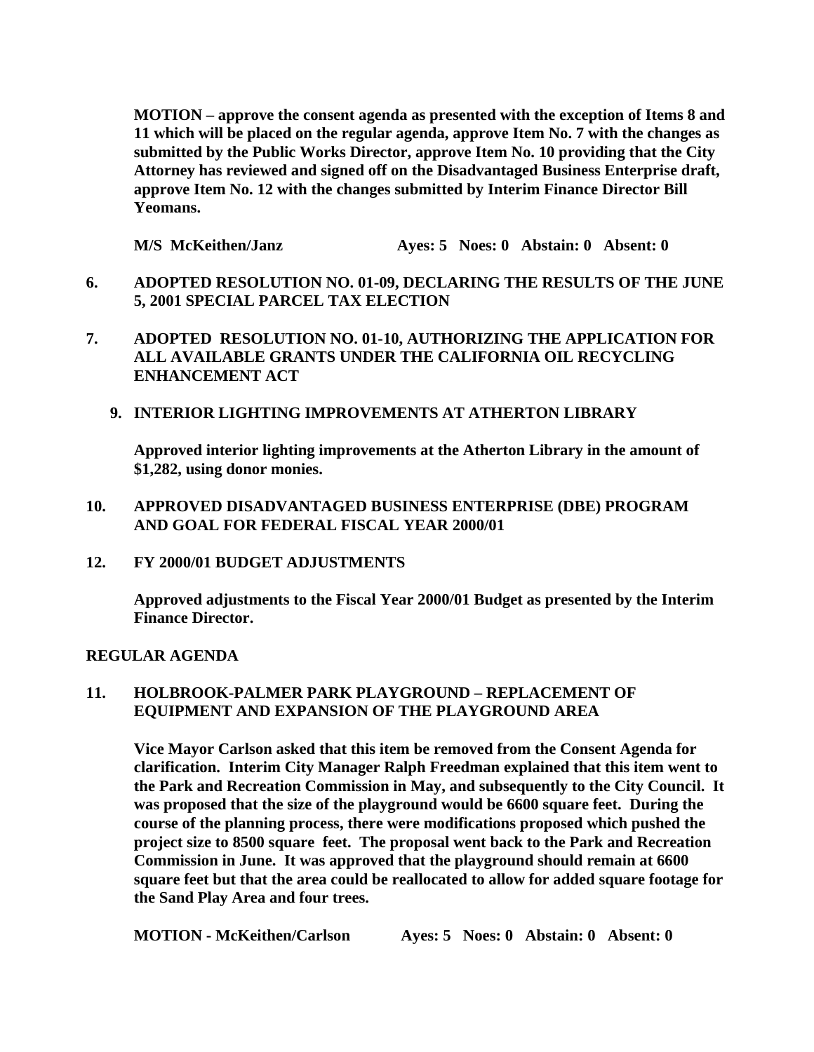**MOTION – approve the consent agenda as presented with the exception of Items 8 and 11 which will be placed on the regular agenda, approve Item No. 7 with the changes as submitted by the Public Works Director, approve Item No. 10 providing that the City Attorney has reviewed and signed off on the Disadvantaged Business Enterprise draft, approve Item No. 12 with the changes submitted by Interim Finance Director Bill Yeomans.**

**M/S McKeithen/Janz Ayes: 5 Noes: 0 Abstain: 0 Absent: 0**

**6. ADOPTED RESOLUTION NO. 01-09, DECLARING THE RESULTS OF THE JUNE 5, 2001 SPECIAL PARCEL TAX ELECTION**

**7. ADOPTED RESOLUTION NO. 01-10, AUTHORIZING THE APPLICATION FOR ALL AVAILABLE GRANTS UNDER THE CALIFORNIA OIL RECYCLING ENHANCEMENT ACT**

**9. INTERIOR LIGHTING IMPROVEMENTS AT ATHERTON LIBRARY**

**Approved interior lighting improvements at the Atherton Library in the amount of $1,282, using donor monies.**

**10. APPROVED DISADVANTAGED BUSINESS ENTERPRISE (DBE) PROGRAM AND GOAL FOR FEDERAL FISCAL YEAR 2000/01**

**12. FY 2000/01 BUDGET ADJUSTMENTS**

**Approved adjustments to the Fiscal Year 2000/01 Budget as presented by the Interim Finance Director.**

**REGULAR AGENDA**

**11. HOLBROOK-PALMER PARK PLAYGROUND – REPLACEMENT OF EQUIPMENT AND EXPANSION OF THE PLAYGROUND AREA**

**Vice Mayor Carlson asked that this item be removed from the Consent Agenda for clarification. Interim City Manager Ralph Freedman explained that this item went to the Park and Recreation Commission in May, and subsequently to the City Council. It was proposed that the size of the playground would be 6600 square feet. During the course of the planning process, there were modifications proposed which pushed the project size to 8500 square feet. The proposal went back to the Park and Recreation Commission in June. It was approved that the playground should remain at 6600 square feet but that the area could be reallocated to allow for added square footage for the Sand Play Area and four trees.**

**MOTION - McKeithen/Carlson Ayes: 5 Noes: 0 Abstain: 0 Absent: 0**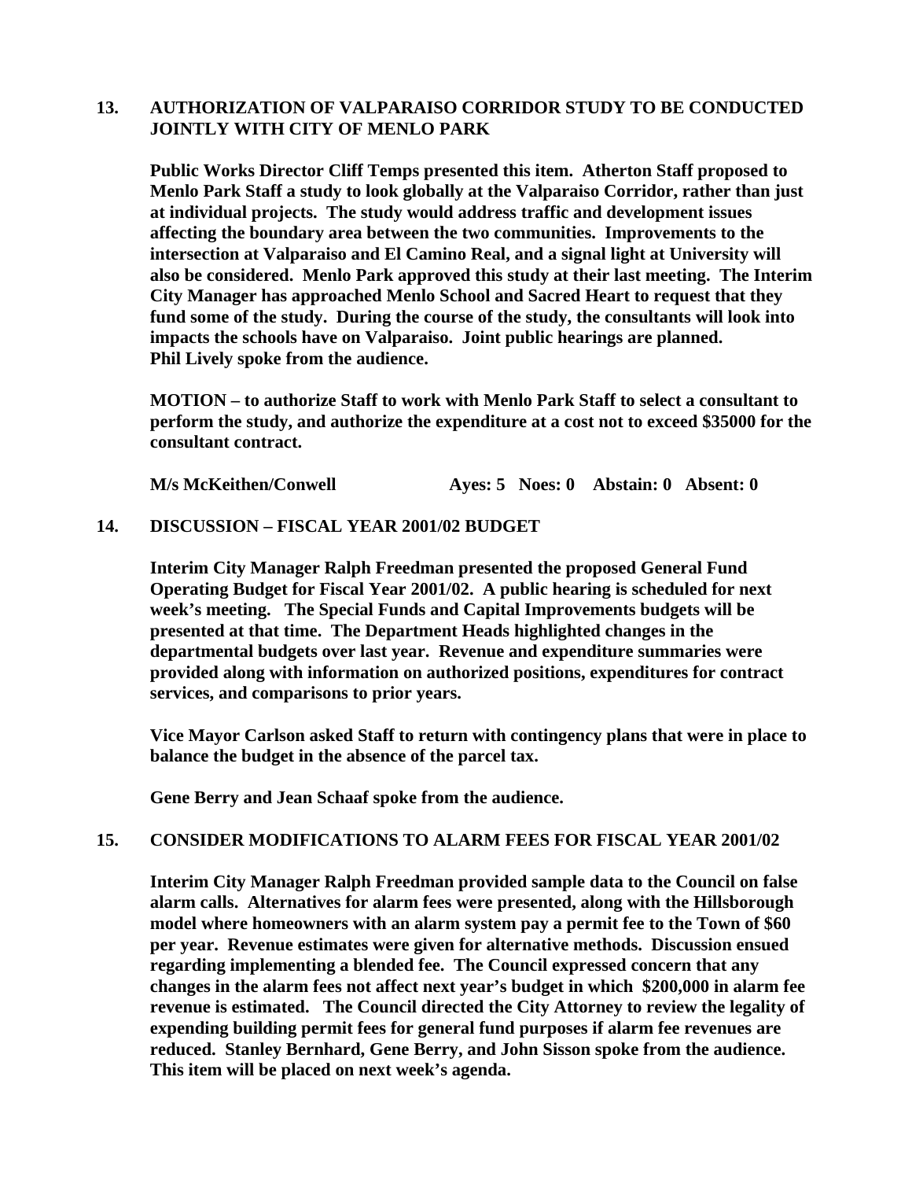**13. AUTHORIZATION OF VALPARAISO CORRIDOR STUDY TO BE CONDUCTED JOINTLY WITH CITY OF MENLO PARK**

**Public Works Director Cliff Temps presented this item. Atherton Staff proposed to Menlo Park Staff a study to look globally at the Valparaiso Corridor, rather than just at individual projects. The study would address traffic and development issues affecting the boundary area between the two communities. Improvements to the intersection at Valparaiso and El Camino Real, and a signal light at University will also be considered. Menlo Park approved this study at their last meeting. The Interim City Manager has approached Menlo School and Sacred Heart to request that they fund some of the study. During the course of the study, the consultants will look into impacts the schools have on Valparaiso. Joint public hearings are planned. Phil Lively spoke from the audience.**

**MOTION – to authorize Staff to work with Menlo Park Staff to select a consultant to perform the study, and authorize the expenditure at a cost not to exceed $35000 for the consultant contract.**

**M/s McKeithen/Conwell Ayes: 5 Noes: 0 Abstain: 0 Absent: 0**

**14. DISCUSSION – FISCAL YEAR 2001/02 BUDGET**

**Interim City Manager Ralph Freedman presented the proposed General Fund Operating Budget for Fiscal Year 2001/02. A public hearing is scheduled for next week's meeting. The Special Funds and Capital Improvements budgets will be presented at that time. The Department Heads highlighted changes in the departmental budgets over last year. Revenue and expenditure summaries were provided along with information on authorized positions, expenditures for contract services, and comparisons to prior years.**

**Vice Mayor Carlson asked Staff to return with contingency plans that were in place to balance the budget in the absence of the parcel tax.**

**Gene Berry and Jean Schaaf spoke from the audience.**

**15. CONSIDER MODIFICATIONS TO ALARM FEES FOR FISCAL YEAR 2001/02**

**Interim City Manager Ralph Freedman provided sample data to the Council on false alarm calls. Alternatives for alarm fees were presented, along with the Hillsborough model where homeowners with an alarm system pay a permit fee to the Town of $60 per year. Revenue estimates were given for alternative methods. Discussion ensued regarding implementing a blended fee. The Council expressed concern that any changes in the alarm fees not affect next year's budget in which $200,000 in alarm fee revenue is estimated. The Council directed the City Attorney to review the legality of expending building permit fees for general fund purposes if alarm fee revenues are reduced. Stanley Bernhard, Gene Berry, and John Sisson spoke from the audience. This item will be placed on next week's agenda.**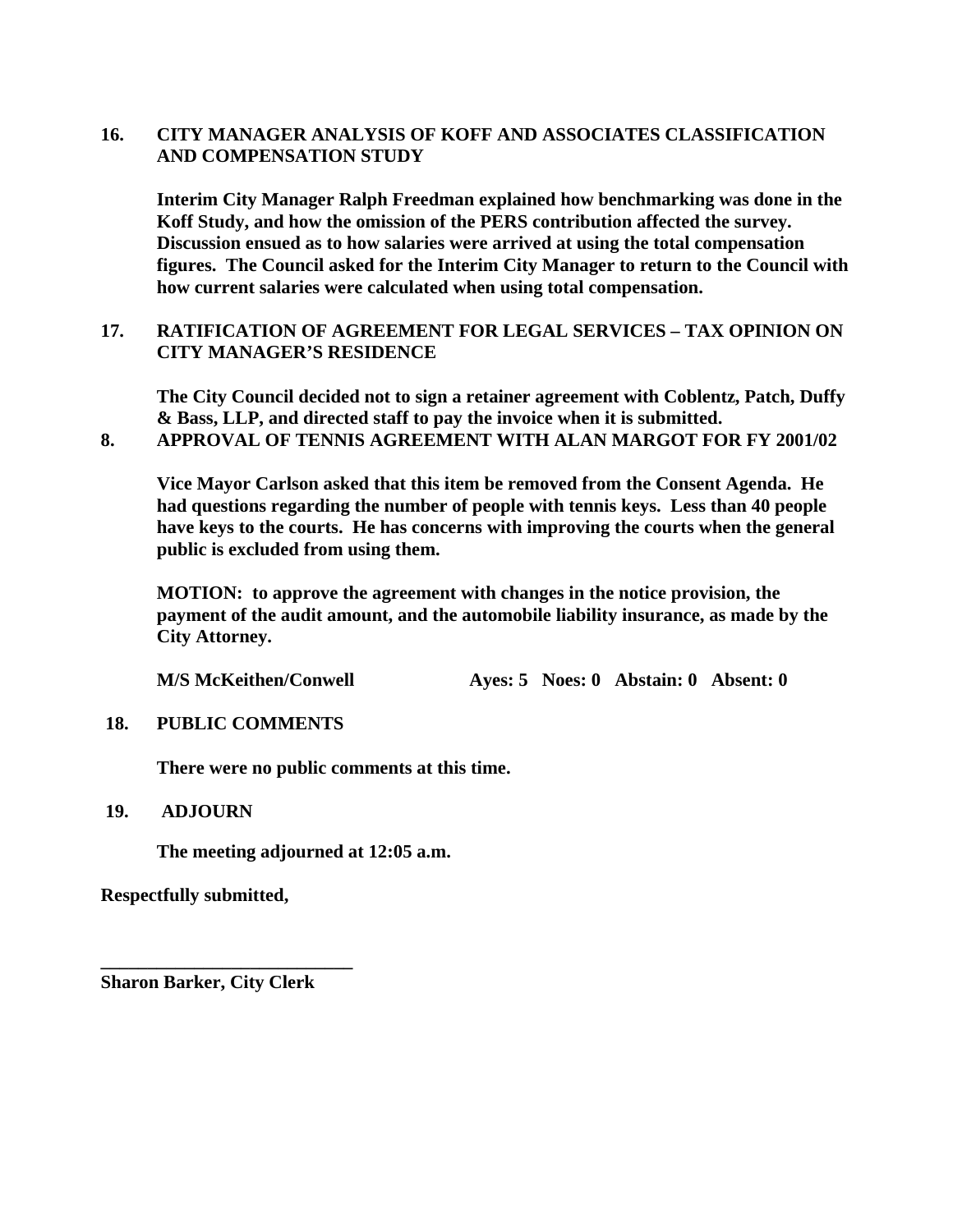**16. CITY MANAGER ANALYSIS OF KOFF AND ASSOCIATES CLASSIFICATION AND COMPENSATION STUDY**

**Interim City Manager Ralph Freedman explained how benchmarking was done in the Koff Study, and how the omission of the PERS contribution affected the survey. Discussion ensued as to how salaries were arrived at using the total compensation figures. The Council asked for the Interim City Manager to return to the Council with how current salaries were calculated when using total compensation.**

**17. RATIFICATION OF AGREEMENT FOR LEGAL SERVICES – TAX OPINION ON CITY MANAGER'S RESIDENCE**

**The City Council decided not to sign a retainer agreement with Coblentz, Patch, Duffy & Bass, LLP, and directed staff to pay the invoice when it is submitted.**

**8. APPROVAL OF TENNIS AGREEMENT WITH ALAN MARGOT FOR FY 2001/02**

**Vice Mayor Carlson asked that this item be removed from the Consent Agenda. He had questions regarding the number of people with tennis keys. Less than 40 people have keys to the courts. He has concerns with improving the courts when the general public is excluded from using them.**

**MOTION: to approve the agreement with changes in the notice provision, the payment of the audit amount, and the automobile liability insurance, as made by the City Attorney.**

**M/S McKeithen/Conwell Ayes: 5 Noes: 0 Abstain: 0 Absent: 0**

**18. PUBLIC COMMENTS**

**There were no public comments at this time.**

**19. ADJOURN**

**The meeting adjourned at 12:05 a.m.**

**Respectfully submitted,**

**___________________________**
**Sharon Barker, City Clerk**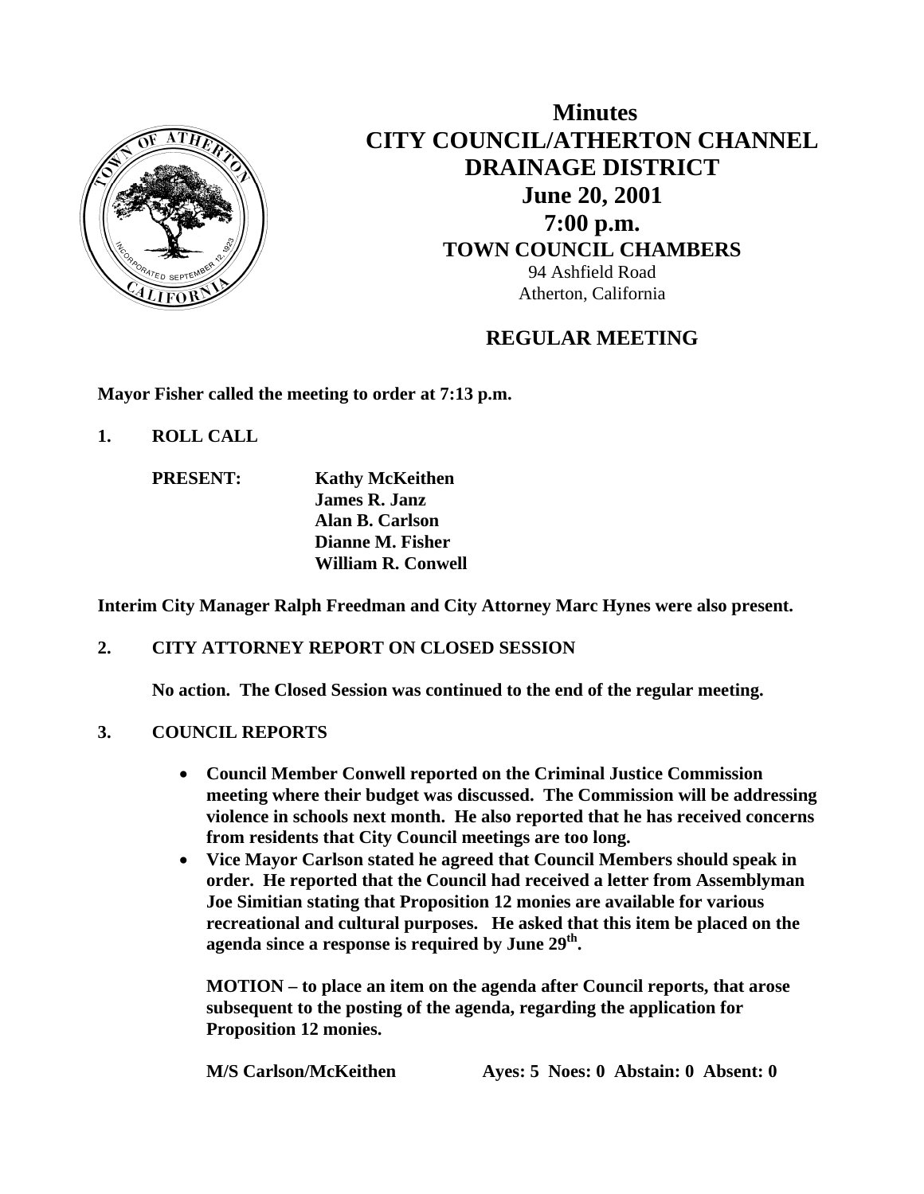# Minutes
# CITY COUNCIL/ATHERTON CHANNEL DRAINAGE DISTRICT
## June 20, 2001
## 7:00 p.m.
### TOWN COUNCIL CHAMBERS

94 Ashfield Road
Atherton, California

## REGULAR MEETING

**Mayor Fisher called the meeting to order at 7:13 p.m.**

**1. ROLL CALL**

**PRESENT:** **Kathy McKeithen**
**James R. Janz**
**Alan B. Carlson**
**Dianne M. Fisher**
**William R. Conwell**

**Interim City Manager Ralph Freedman and City Attorney Marc Hynes were also present.**

**2. CITY ATTORNEY REPORT ON CLOSED SESSION**

**No action. The Closed Session was continued to the end of the regular meeting.**

**3. COUNCIL REPORTS**

- **Council Member Conwell reported on the Criminal Justice Commission meeting where their budget was discussed. The Commission will be addressing violence in schools next month. He also reported that he has received concerns from residents that City Council meetings are too long.**
- **Vice Mayor Carlson stated he agreed that Council Members should speak in order. He reported that the Council had received a letter from Assemblyman Joe Simitian stating that Proposition 12 monies are available for various recreational and cultural purposes. He asked that this item be placed on the agenda since a response is required by June 29th.**

**MOTION – to place an item on the agenda after Council reports, that arose subsequent to the posting of the agenda, regarding the application for Proposition 12 monies.**

**M/S Carlson/McKeithen Ayes: 5 Noes: 0 Abstain: 0 Absent: 0**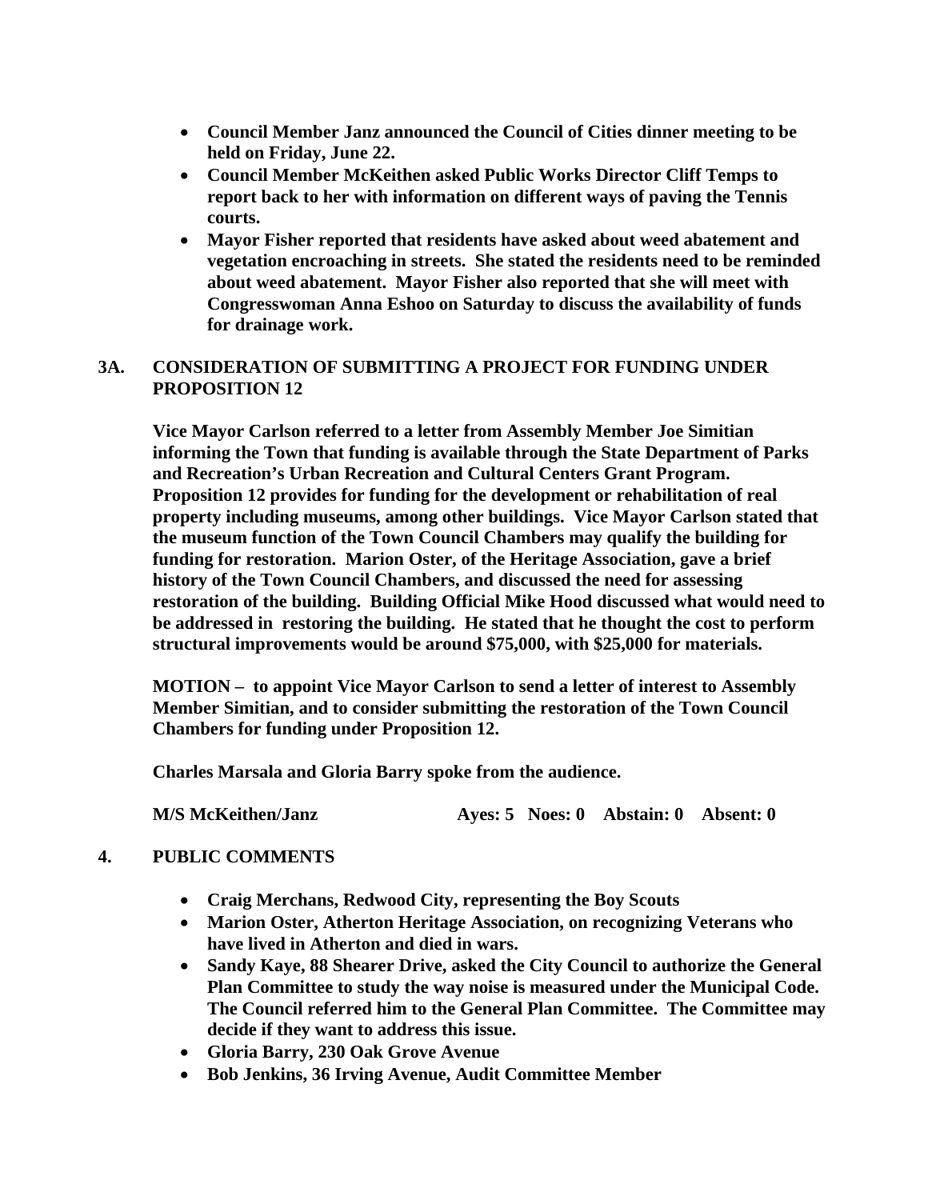- **Council Member Janz announced the Council of Cities dinner meeting to be held on Friday, June 22.**
- **Council Member McKeithen asked Public Works Director Cliff Temps to report back to her with information on different ways of paving the Tennis courts.**
- **Mayor Fisher reported that residents have asked about weed abatement and vegetation encroaching in streets. She stated the residents need to be reminded about weed abatement. Mayor Fisher also reported that she will meet with Congresswoman Anna Eshoo on Saturday to discuss the availability of funds for drainage work.**

## 3A. CONSIDERATION OF SUBMITTING A PROJECT FOR FUNDING UNDER PROPOSITION 12

**Vice Mayor Carlson referred to a letter from Assembly Member Joe Simitian informing the Town that funding is available through the State Department of Parks and Recreation's Urban Recreation and Cultural Centers Grant Program. Proposition 12 provides for funding for the development or rehabilitation of real property including museums, among other buildings. Vice Mayor Carlson stated that the museum function of the Town Council Chambers may qualify the building for funding for restoration. Marion Oster, of the Heritage Association, gave a brief history of the Town Council Chambers, and discussed the need for assessing restoration of the building. Building Official Mike Hood discussed what would need to be addressed in restoring the building. He stated that he thought the cost to perform structural improvements would be around $75,000, with $25,000 for materials.**

**MOTION – to appoint Vice Mayor Carlson to send a letter of interest to Assembly Member Simitian, and to consider submitting the restoration of the Town Council Chambers for funding under Proposition 12.**

**Charles Marsala and Gloria Barry spoke from the audience.**

**M/S McKeithen/Janz Ayes: 5 Noes: 0 Abstain: 0 Absent: 0**

## 4. PUBLIC COMMENTS

- **Craig Merchans, Redwood City, representing the Boy Scouts**
- **Marion Oster, Atherton Heritage Association, on recognizing Veterans who have lived in Atherton and died in wars.**
- **Sandy Kaye, 88 Shearer Drive, asked the City Council to authorize the General Plan Committee to study the way noise is measured under the Municipal Code. The Council referred him to the General Plan Committee. The Committee may decide if they want to address this issue.**
- **Gloria Barry, 230 Oak Grove Avenue**
- **Bob Jenkins, 36 Irving Avenue, Audit Committee Member**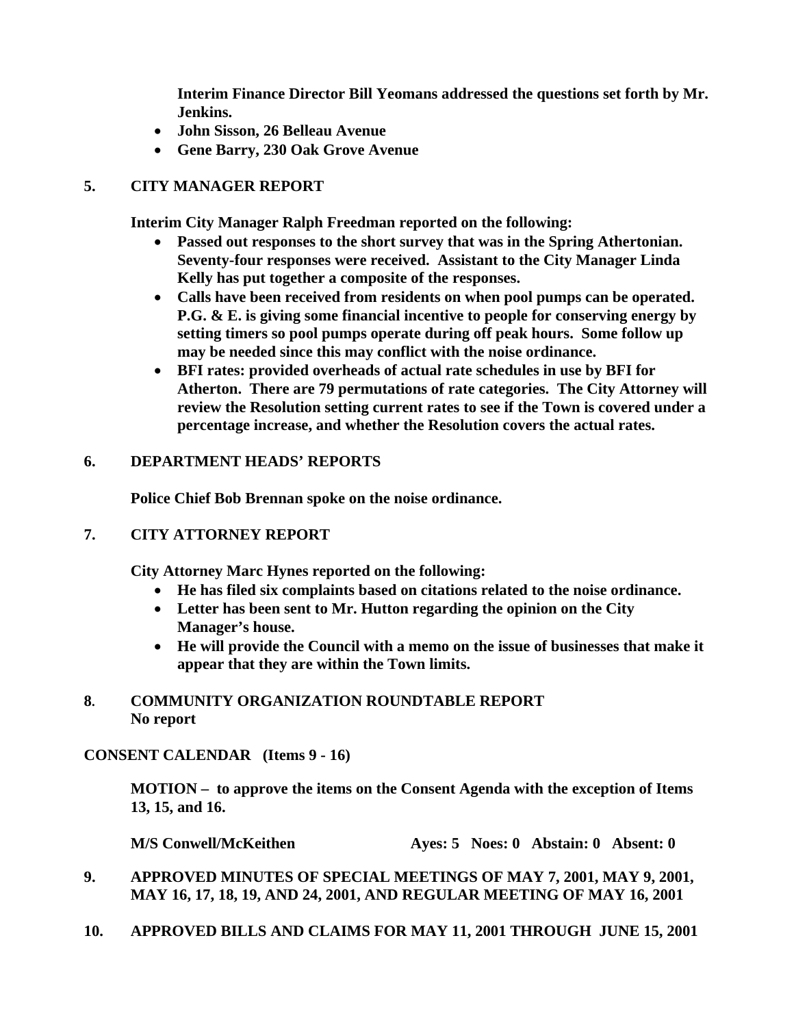**Interim Finance Director Bill Yeomans addressed the questions set forth by Mr. Jenkins.**

- **John Sisson, 26 Belleau Avenue**
- **Gene Barry, 230 Oak Grove Avenue**

## 5. CITY MANAGER REPORT

**Interim City Manager Ralph Freedman reported on the following:**

- **Passed out responses to the short survey that was in the Spring Athertonian. Seventy-four responses were received. Assistant to the City Manager Linda Kelly has put together a composite of the responses.**
- **Calls have been received from residents on when pool pumps can be operated. P.G. & E. is giving some financial incentive to people for conserving energy by setting timers so pool pumps operate during off peak hours. Some follow up may be needed since this may conflict with the noise ordinance.**
- **BFI rates: provided overheads of actual rate schedules in use by BFI for Atherton. There are 79 permutations of rate categories. The City Attorney will review the Resolution setting current rates to see if the Town is covered under a percentage increase, and whether the Resolution covers the actual rates.**

## 6. DEPARTMENT HEADS' REPORTS

**Police Chief Bob Brennan spoke on the noise ordinance.**

## 7. CITY ATTORNEY REPORT

**City Attorney Marc Hynes reported on the following:**

- **He has filed six complaints based on citations related to the noise ordinance.**
- **Letter has been sent to Mr. Hutton regarding the opinion on the City Manager's house.**
- **He will provide the Council with a memo on the issue of businesses that make it appear that they are within the Town limits.**

## 8. COMMUNITY ORGANIZATION ROUNDTABLE REPORT

**No report**

## CONSENT CALENDAR (Items 9 - 16)

**MOTION – to approve the items on the Consent Agenda with the exception of Items 13, 15, and 16.**

**M/S Conwell/McKeithen Ayes: 5 Noes: 0 Abstain: 0 Absent: 0**

## 9. APPROVED MINUTES OF SPECIAL MEETINGS OF MAY 7, 2001, MAY 9, 2001, MAY 16, 17, 18, 19, AND 24, 2001, AND REGULAR MEETING OF MAY 16, 2001

## 10. APPROVED BILLS AND CLAIMS FOR MAY 11, 2001 THROUGH JUNE 15, 2001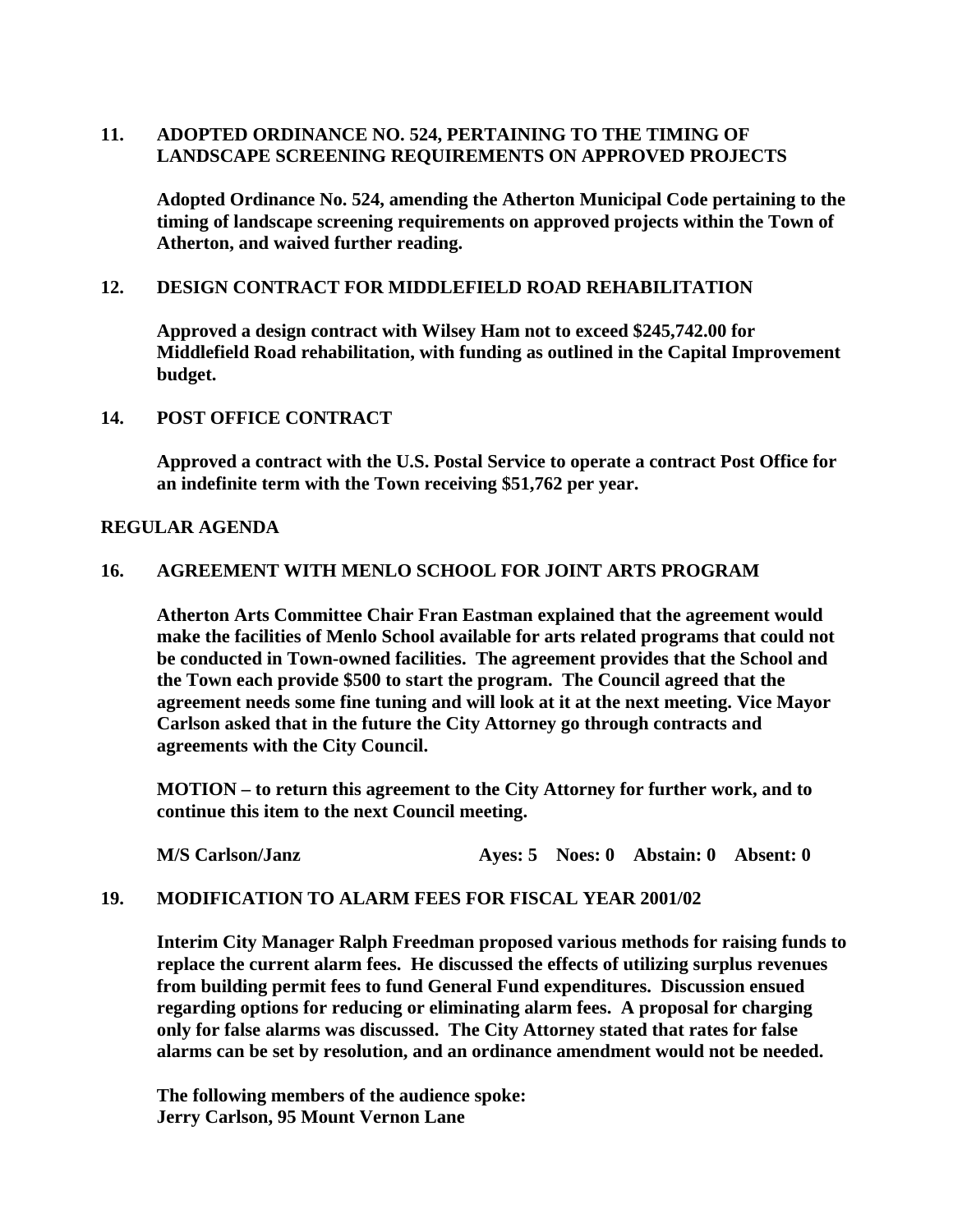**11. ADOPTED ORDINANCE NO. 524, PERTAINING TO THE TIMING OF LANDSCAPE SCREENING REQUIREMENTS ON APPROVED PROJECTS**

**Adopted Ordinance No. 524, amending the Atherton Municipal Code pertaining to the timing of landscape screening requirements on approved projects within the Town of Atherton, and waived further reading.**

**12. DESIGN CONTRACT FOR MIDDLEFIELD ROAD REHABILITATION**

**Approved a design contract with Wilsey Ham not to exceed $245,742.00 for Middlefield Road rehabilitation, with funding as outlined in the Capital Improvement budget.**

**14. POST OFFICE CONTRACT**

**Approved a contract with the U.S. Postal Service to operate a contract Post Office for an indefinite term with the Town receiving $51,762 per year.**

**REGULAR AGENDA**

**16. AGREEMENT WITH MENLO SCHOOL FOR JOINT ARTS PROGRAM**

**Atherton Arts Committee Chair Fran Eastman explained that the agreement would make the facilities of Menlo School available for arts related programs that could not be conducted in Town-owned facilities. The agreement provides that the School and the Town each provide $500 to start the program. The Council agreed that the agreement needs some fine tuning and will look at it at the next meeting. Vice Mayor Carlson asked that in the future the City Attorney go through contracts and agreements with the City Council.**

**MOTION – to return this agreement to the City Attorney for further work, and to continue this item to the next Council meeting.**

**M/S Carlson/Janz          Ayes: 5    Noes: 0    Abstain: 0    Absent: 0**

**19. MODIFICATION TO ALARM FEES FOR FISCAL YEAR 2001/02**

**Interim City Manager Ralph Freedman proposed various methods for raising funds to replace the current alarm fees. He discussed the effects of utilizing surplus revenues from building permit fees to fund General Fund expenditures. Discussion ensued regarding options for reducing or eliminating alarm fees. A proposal for charging only for false alarms was discussed. The City Attorney stated that rates for false alarms can be set by resolution, and an ordinance amendment would not be needed.**

**The following members of the audience spoke:**
**Jerry Carlson, 95 Mount Vernon Lane**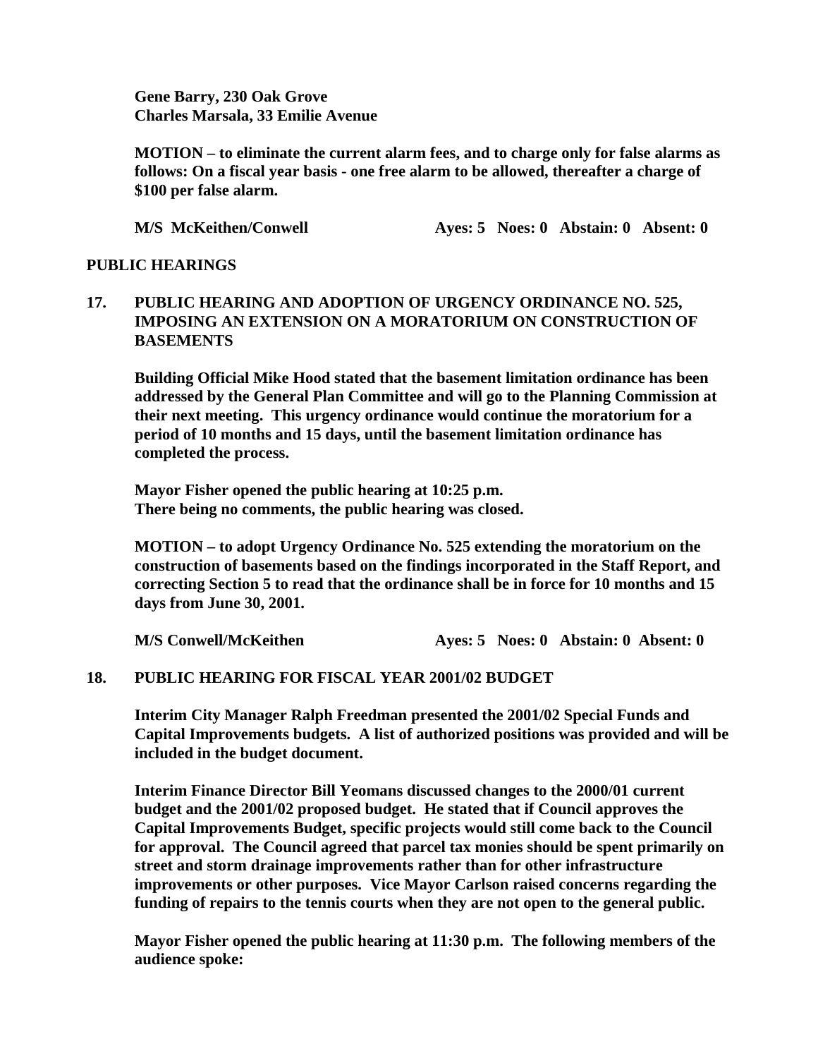**Gene Barry, 230 Oak Grove**
**Charles Marsala, 33 Emilie Avenue**

**MOTION – to eliminate the current alarm fees, and to charge only for false alarms as follows: On a fiscal year basis - one free alarm to be allowed, thereafter a charge of $100 per false alarm.**

**M/S McKeithen/Conwell Ayes: 5 Noes: 0 Abstain: 0 Absent: 0**

## PUBLIC HEARINGS

### 17. PUBLIC HEARING AND ADOPTION OF URGENCY ORDINANCE NO. 525, IMPOSING AN EXTENSION ON A MORATORIUM ON CONSTRUCTION OF BASEMENTS

**Building Official Mike Hood stated that the basement limitation ordinance has been addressed by the General Plan Committee and will go to the Planning Commission at their next meeting. This urgency ordinance would continue the moratorium for a period of 10 months and 15 days, until the basement limitation ordinance has completed the process.**

**Mayor Fisher opened the public hearing at 10:25 p.m.**
**There being no comments, the public hearing was closed.**

**MOTION – to adopt Urgency Ordinance No. 525 extending the moratorium on the construction of basements based on the findings incorporated in the Staff Report, and correcting Section 5 to read that the ordinance shall be in force for 10 months and 15 days from June 30, 2001.**

**M/S Conwell/McKeithen Ayes: 5 Noes: 0 Abstain: 0 Absent: 0**

### 18. PUBLIC HEARING FOR FISCAL YEAR 2001/02 BUDGET

**Interim City Manager Ralph Freedman presented the 2001/02 Special Funds and Capital Improvements budgets. A list of authorized positions was provided and will be included in the budget document.**

**Interim Finance Director Bill Yeomans discussed changes to the 2000/01 current budget and the 2001/02 proposed budget. He stated that if Council approves the Capital Improvements Budget, specific projects would still come back to the Council for approval. The Council agreed that parcel tax monies should be spent primarily on street and storm drainage improvements rather than for other infrastructure improvements or other purposes. Vice Mayor Carlson raised concerns regarding the funding of repairs to the tennis courts when they are not open to the general public.**

**Mayor Fisher opened the public hearing at 11:30 p.m. The following members of the audience spoke:**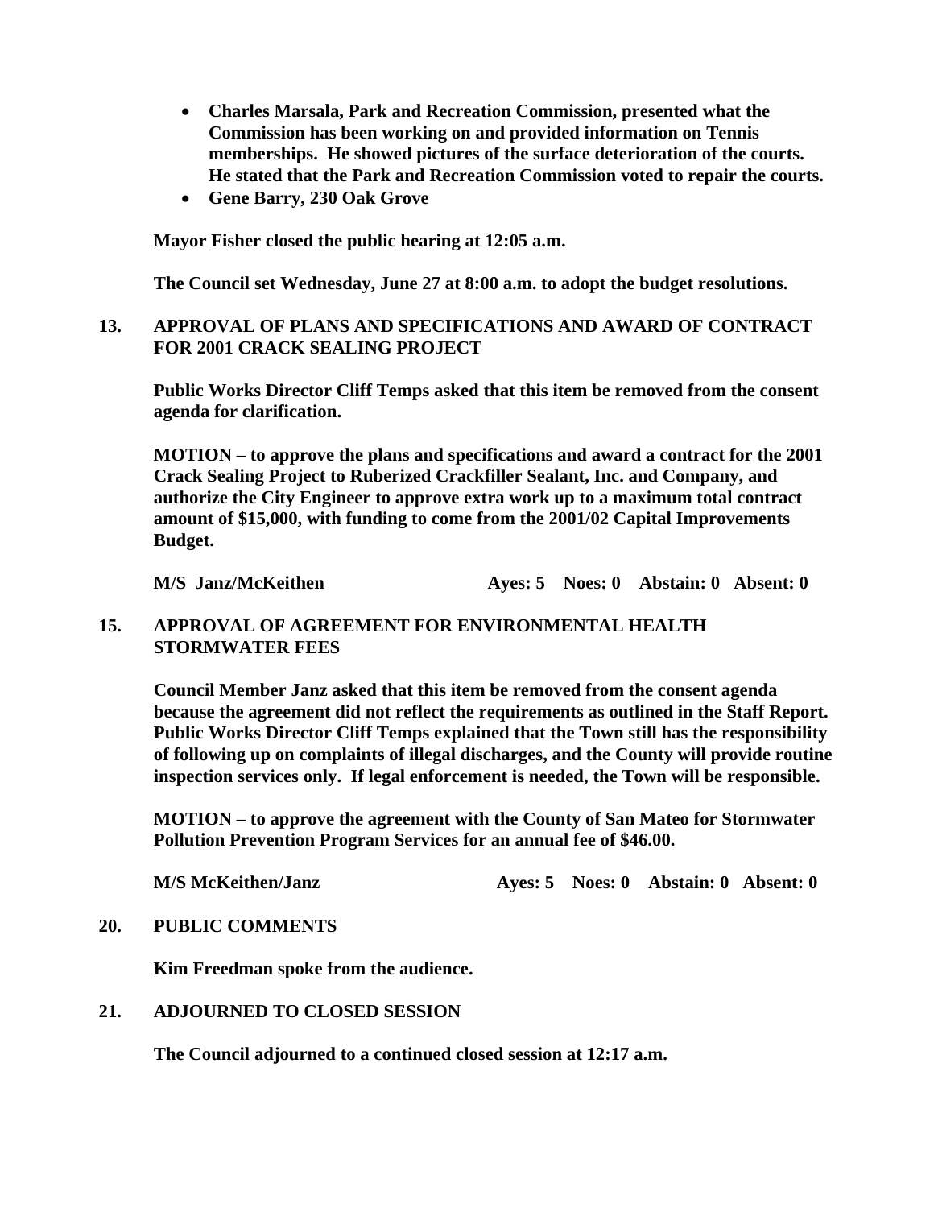- **Charles Marsala, Park and Recreation Commission, presented what the Commission has been working on and provided information on Tennis memberships. He showed pictures of the surface deterioration of the courts. He stated that the Park and Recreation Commission voted to repair the courts.**
- **Gene Barry, 230 Oak Grove**

**Mayor Fisher closed the public hearing at 12:05 a.m.**

**The Council set Wednesday, June 27 at 8:00 a.m. to adopt the budget resolutions.**

**13. APPROVAL OF PLANS AND SPECIFICATIONS AND AWARD OF CONTRACT FOR 2001 CRACK SEALING PROJECT**

**Public Works Director Cliff Temps asked that this item be removed from the consent agenda for clarification.**

**MOTION – to approve the plans and specifications and award a contract for the 2001 Crack Sealing Project to Ruberized Crackfiller Sealant, Inc. and Company, and authorize the City Engineer to approve extra work up to a maximum total contract amount of $15,000, with funding to come from the 2001/02 Capital Improvements Budget.**

**M/S Janz/McKeithen Ayes: 5 Noes: 0 Abstain: 0 Absent: 0**

**15. APPROVAL OF AGREEMENT FOR ENVIRONMENTAL HEALTH STORMWATER FEES**

**Council Member Janz asked that this item be removed from the consent agenda because the agreement did not reflect the requirements as outlined in the Staff Report. Public Works Director Cliff Temps explained that the Town still has the responsibility of following up on complaints of illegal discharges, and the County will provide routine inspection services only. If legal enforcement is needed, the Town will be responsible.**

**MOTION – to approve the agreement with the County of San Mateo for Stormwater Pollution Prevention Program Services for an annual fee of $46.00.**

**M/S McKeithen/Janz Ayes: 5 Noes: 0 Abstain: 0 Absent: 0**

**20. PUBLIC COMMENTS**

**Kim Freedman spoke from the audience.**

**21. ADJOURNED TO CLOSED SESSION**

**The Council adjourned to a continued closed session at 12:17 a.m.**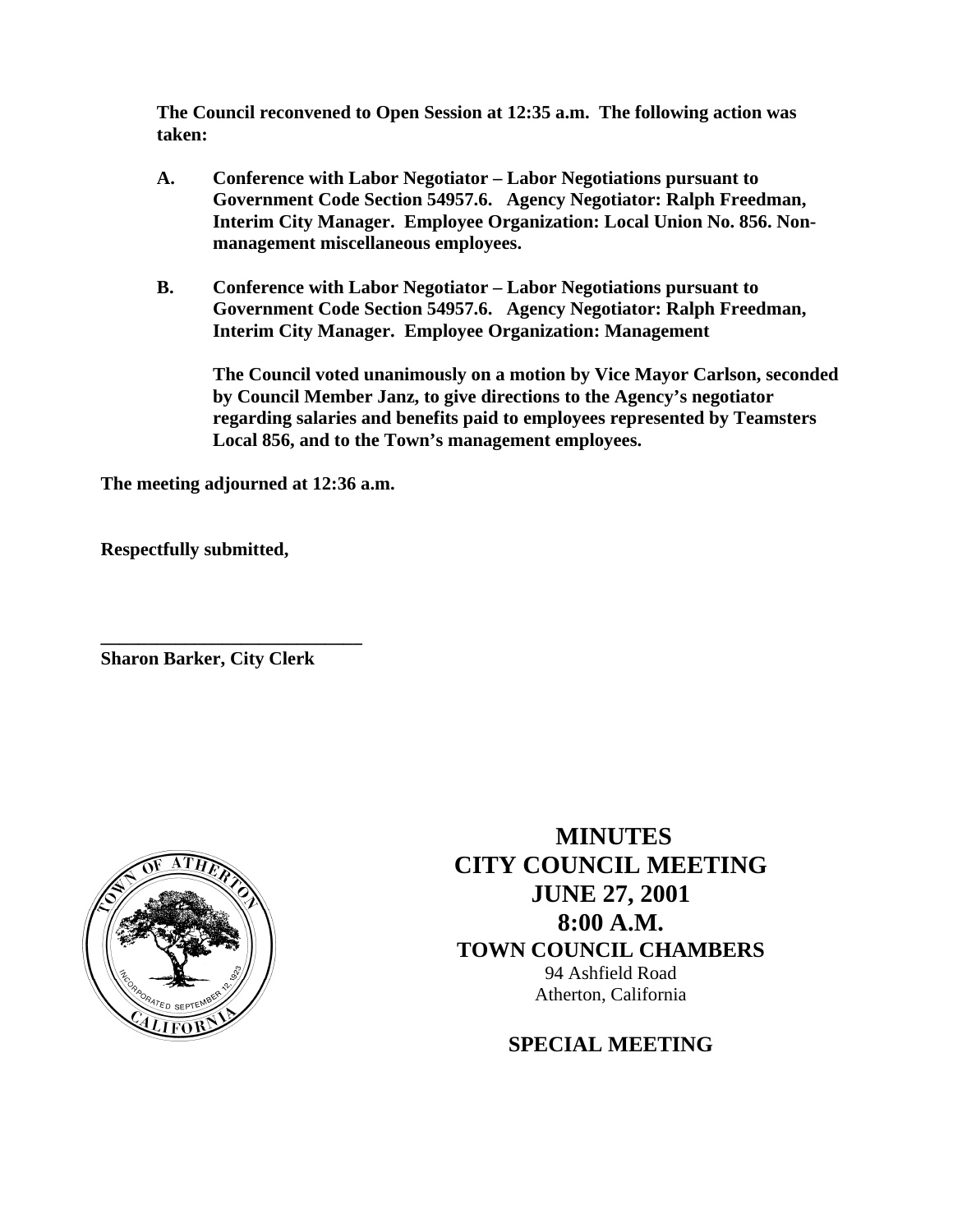**The Council reconvened to Open Session at 12:35 a.m. The following action was taken:**

**A. Conference with Labor Negotiator – Labor Negotiations pursuant to Government Code Section 54957.6. Agency Negotiator: Ralph Freedman, Interim City Manager. Employee Organization: Local Union No. 856. Non-management miscellaneous employees.**

**B. Conference with Labor Negotiator – Labor Negotiations pursuant to Government Code Section 54957.6. Agency Negotiator: Ralph Freedman, Interim City Manager. Employee Organization: Management**

**The Council voted unanimously on a motion by Vice Mayor Carlson, seconded by Council Member Janz, to give directions to the Agency's negotiator regarding salaries and benefits paid to employees represented by Teamsters Local 856, and to the Town's management employees.**

**The meeting adjourned at 12:36 a.m.**

**Respectfully submitted,**

**\_\_\_\_\_\_\_\_\_\_\_\_\_\_\_\_\_\_\_\_\_\_\_\_\_\_\_\_**
**Sharon Barker, City Clerk**

# MINUTES
# CITY COUNCIL MEETING
# JUNE 27, 2001
# 8:00 A.M.
## TOWN COUNCIL CHAMBERS

94 Ashfield Road
Atherton, California

## SPECIAL MEETING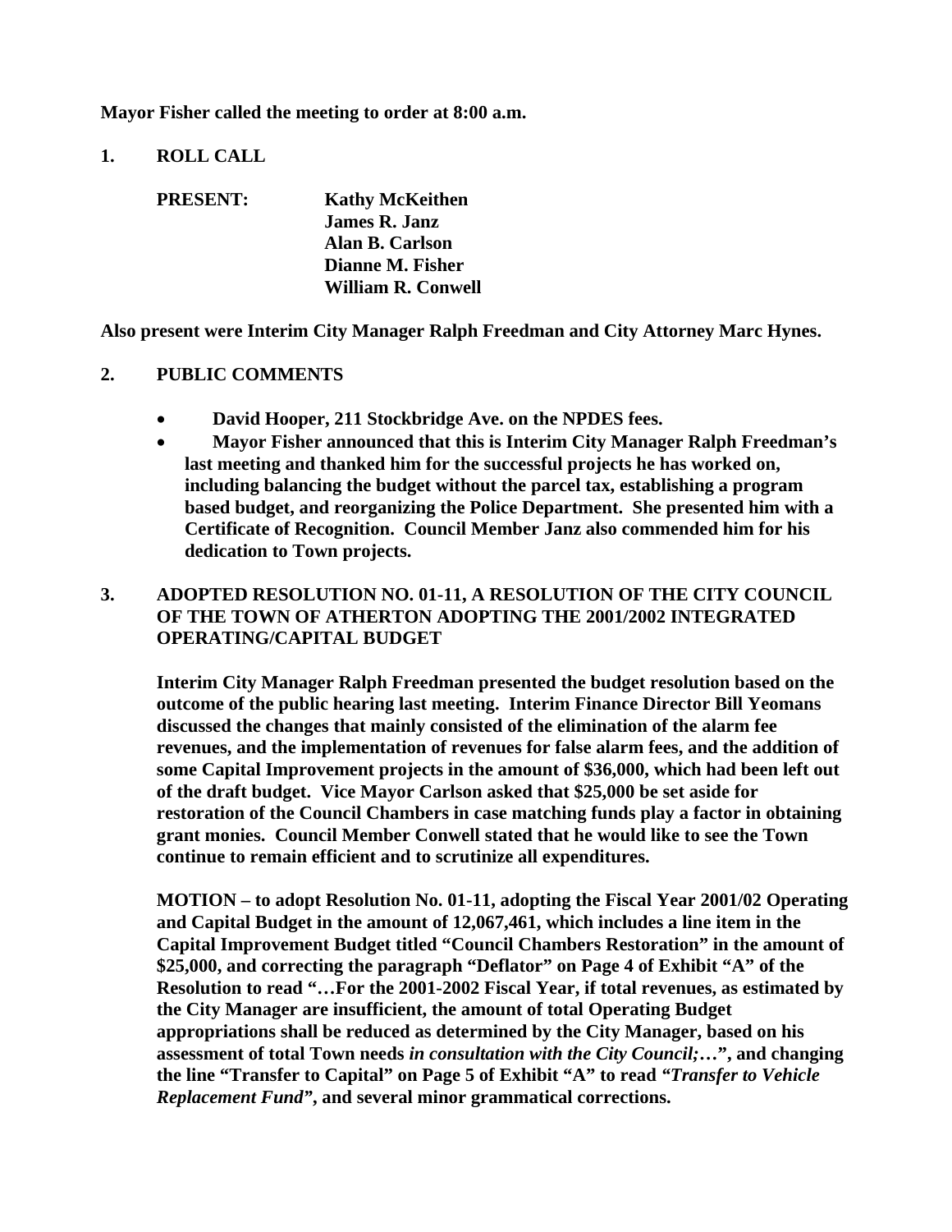**Mayor Fisher called the meeting to order at 8:00 a.m.**

**1. ROLL CALL**

**PRESENT:** **Kathy McKeithen**
**James R. Janz**
**Alan B. Carlson**
**Dianne M. Fisher**
**William R. Conwell**

**Also present were Interim City Manager Ralph Freedman and City Attorney Marc Hynes.**

**2. PUBLIC COMMENTS**

- **David Hooper, 211 Stockbridge Ave. on the NPDES fees.**
- **Mayor Fisher announced that this is Interim City Manager Ralph Freedman's last meeting and thanked him for the successful projects he has worked on, including balancing the budget without the parcel tax, establishing a program based budget, and reorganizing the Police Department. She presented him with a Certificate of Recognition. Council Member Janz also commended him for his dedication to Town projects.**

**3. ADOPTED RESOLUTION NO. 01-11, A RESOLUTION OF THE CITY COUNCIL OF THE TOWN OF ATHERTON ADOPTING THE 2001/2002 INTEGRATED OPERATING/CAPITAL BUDGET**

**Interim City Manager Ralph Freedman presented the budget resolution based on the outcome of the public hearing last meeting. Interim Finance Director Bill Yeomans discussed the changes that mainly consisted of the elimination of the alarm fee revenues, and the implementation of revenues for false alarm fees, and the addition of some Capital Improvement projects in the amount of $36,000, which had been left out of the draft budget. Vice Mayor Carlson asked that $25,000 be set aside for restoration of the Council Chambers in case matching funds play a factor in obtaining grant monies. Council Member Conwell stated that he would like to see the Town continue to remain efficient and to scrutinize all expenditures.**

**MOTION – to adopt Resolution No. 01-11, adopting the Fiscal Year 2001/02 Operating and Capital Budget in the amount of 12,067,461, which includes a line item in the Capital Improvement Budget titled "Council Chambers Restoration" in the amount of $25,000, and correcting the paragraph "Deflator" on Page 4 of Exhibit "A" of the Resolution to read "…For the 2001-2002 Fiscal Year, if total revenues, as estimated by the City Manager are insufficient, the amount of total Operating Budget appropriations shall be reduced as determined by the City Manager, based on his assessment of total Town needs *in consultation with the City Council;*…", and changing the line "Transfer to Capital" on Page 5 of Exhibit "A" to read "*Transfer to Vehicle Replacement Fund*", and several minor grammatical corrections.**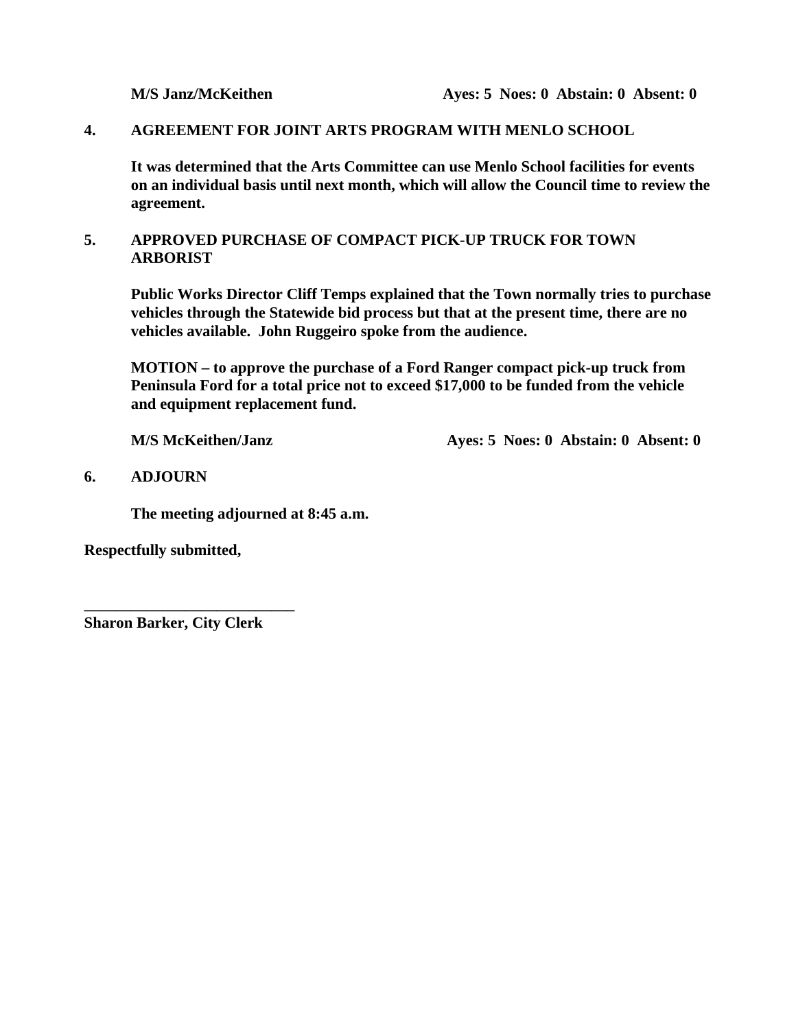**M/S Janz/McKeithen** **Ayes: 5 Noes: 0 Abstain: 0 Absent: 0**

**4. AGREEMENT FOR JOINT ARTS PROGRAM WITH MENLO SCHOOL**

**It was determined that the Arts Committee can use Menlo School facilities for events on an individual basis until next month, which will allow the Council time to review the agreement.**

**5. APPROVED PURCHASE OF COMPACT PICK-UP TRUCK FOR TOWN ARBORIST**

**Public Works Director Cliff Temps explained that the Town normally tries to purchase vehicles through the Statewide bid process but that at the present time, there are no vehicles available. John Ruggeiro spoke from the audience.**

**MOTION – to approve the purchase of a Ford Ranger compact pick-up truck from Peninsula Ford for a total price not to exceed $17,000 to be funded from the vehicle and equipment replacement fund.**

**M/S McKeithen/Janz** **Ayes: 5 Noes: 0 Abstain: 0 Absent: 0**

**6. ADJOURN**

**The meeting adjourned at 8:45 a.m.**

**Respectfully submitted,**

**___________________________**
**Sharon Barker, City Clerk**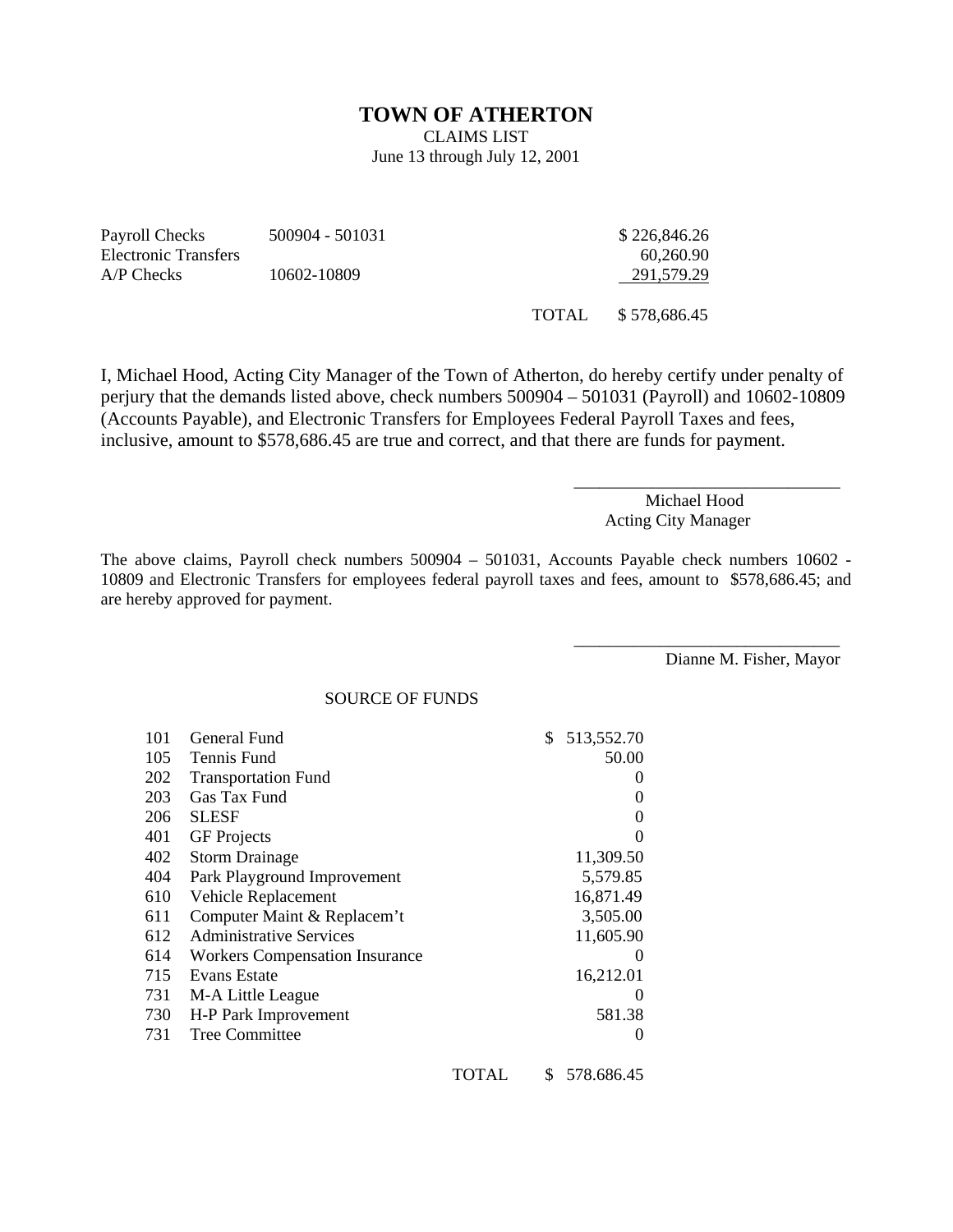# TOWN OF ATHERTON

CLAIMS LIST

June 13 through July 12, 2001

| | | | |
|---|---|---|---|
| Payroll Checks | 500904 - 501031 | | $ 226,846.26 |
| Electronic Transfers | | | 60,260.90 |
| A/P Checks | 10602-10809 | | 291,579.29 |
| | | TOTAL | $ 578,686.45 |

I, Michael Hood, Acting City Manager of the Town of Atherton, do hereby certify under penalty of perjury that the demands listed above, check numbers 500904 – 501031 (Payroll) and 10602-10809 (Accounts Payable), and Electronic Transfers for Employees Federal Payroll Taxes and fees, inclusive, amount to $578,686.45 are true and correct, and that there are funds for payment.

\_\_\_\_\_\_\_\_\_\_\_\_\_\_\_\_\_\_\_\_\_\_\_\_\_\_\_\_\_\_\_\_

Michael Hood
Acting City Manager

The above claims, Payroll check numbers 500904 – 501031, Accounts Payable check numbers 10602 - 10809 and Electronic Transfers for employees federal payroll taxes and fees, amount to $578,686.45; and are hereby approved for payment.

\_\_\_\_\_\_\_\_\_\_\_\_\_\_\_\_\_\_\_\_\_\_\_\_\_\_\_\_\_\_\_\_

Dianne M. Fisher, Mayor

SOURCE OF FUNDS

| | | |
|---|---|---|
| 101 | General Fund | $ 513,552.70 |
| 105 | Tennis Fund | 50.00 |
| 202 | Transportation Fund | 0 |
| 203 | Gas Tax Fund | 0 |
| 206 | SLESF | 0 |
| 401 | GF Projects | 0 |
| 402 | Storm Drainage | 11,309.50 |
| 404 | Park Playground Improvement | 5,579.85 |
| 610 | Vehicle Replacement | 16,871.49 |
| 611 | Computer Maint & Replacem't | 3,505.00 |
| 612 | Administrative Services | 11,605.90 |
| 614 | Workers Compensation Insurance | 0 |
| 715 | Evans Estate | 16,212.01 |
| 731 | M-A Little League | 0 |
| 730 | H-P Park Improvement | 581.38 |
| 731 | Tree Committee | 0 |
| | TOTAL | $ 578.686.45 |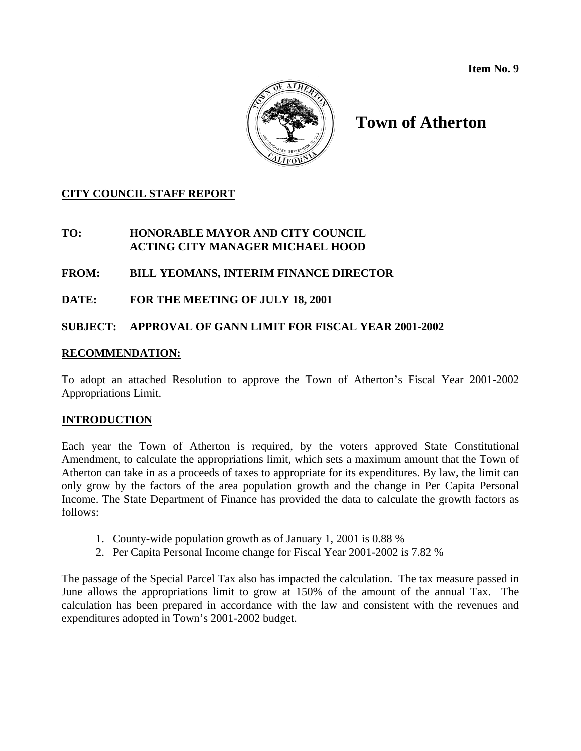**Item No. 9**

# Town of Atherton

## CITY COUNCIL STAFF REPORT

**TO:** **HONORABLE MAYOR AND CITY COUNCIL**
**ACTING CITY MANAGER MICHAEL HOOD**

**FROM:** **BILL YEOMANS, INTERIM FINANCE DIRECTOR**

**DATE:** **FOR THE MEETING OF JULY 18, 2001**

**SUBJECT:** **APPROVAL OF GANN LIMIT FOR FISCAL YEAR 2001-2002**

## RECOMMENDATION:

To adopt an attached Resolution to approve the Town of Atherton's Fiscal Year 2001-2002 Appropriations Limit.

## INTRODUCTION

Each year the Town of Atherton is required, by the voters approved State Constitutional Amendment, to calculate the appropriations limit, which sets a maximum amount that the Town of Atherton can take in as a proceeds of taxes to appropriate for its expenditures. By law, the limit can only grow by the factors of the area population growth and the change in Per Capita Personal Income. The State Department of Finance has provided the data to calculate the growth factors as follows:

1. County-wide population growth as of January 1, 2001 is 0.88 %
2. Per Capita Personal Income change for Fiscal Year 2001-2002 is 7.82 %

The passage of the Special Parcel Tax also has impacted the calculation. The tax measure passed in June allows the appropriations limit to grow at 150% of the amount of the annual Tax. The calculation has been prepared in accordance with the law and consistent with the revenues and expenditures adopted in Town's 2001-2002 budget.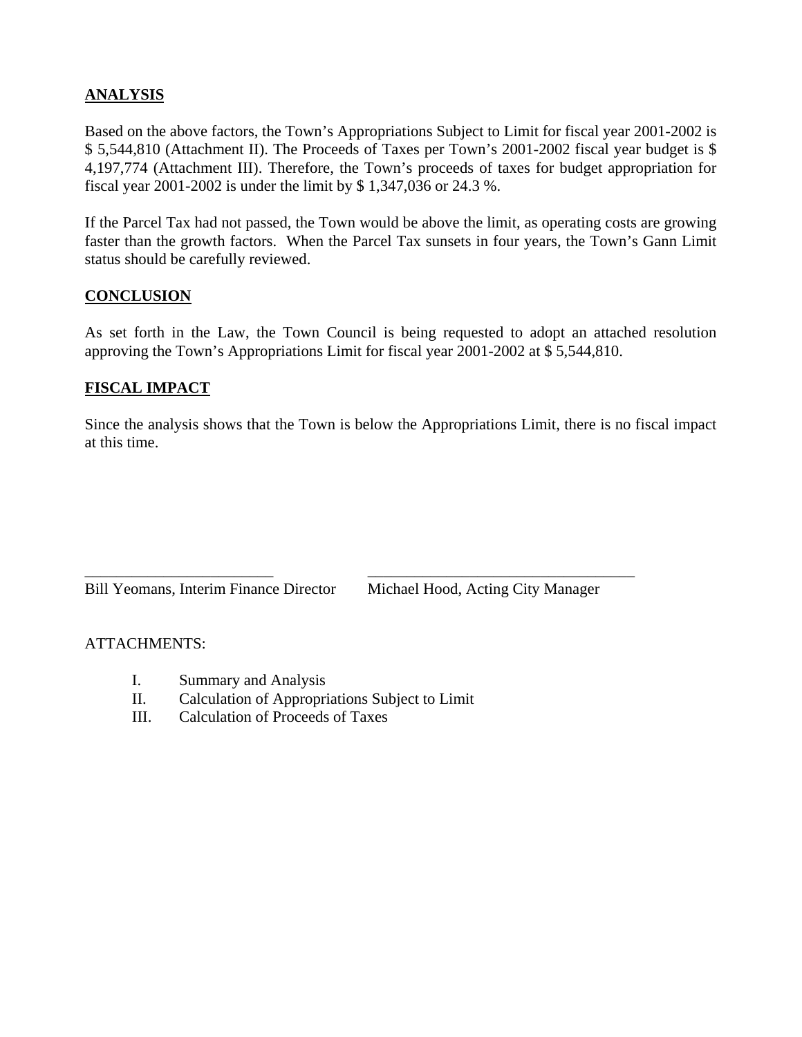**ANALYSIS**

Based on the above factors, the Town's Appropriations Subject to Limit for fiscal year 2001-2002 is $ 5,544,810 (Attachment II). The Proceeds of Taxes per Town's 2001-2002 fiscal year budget is $ 4,197,774 (Attachment III). Therefore, the Town's proceeds of taxes for budget appropriation for fiscal year 2001-2002 is under the limit by $ 1,347,036 or 24.3 %.

If the Parcel Tax had not passed, the Town would be above the limit, as operating costs are growing faster than the growth factors. When the Parcel Tax sunsets in four years, the Town's Gann Limit status should be carefully reviewed.

**CONCLUSION**

As set forth in the Law, the Town Council is being requested to adopt an attached resolution approving the Town's Appropriations Limit for fiscal year 2001-2002 at $ 5,544,810.

**FISCAL IMPACT**

Since the analysis shows that the Town is below the Appropriations Limit, there is no fiscal impact at this time.

\_\_\_\_\_\_\_\_\_\_\_\_\_\_\_\_\_\_\_\_\_\_\_\_
Bill Yeomans, Interim Finance Director

\_\_\_\_\_\_\_\_\_\_\_\_\_\_\_\_\_\_\_\_\_\_\_\_\_\_\_\_\_\_\_\_\_\_\_
Michael Hood, Acting City Manager

ATTACHMENTS:

I. Summary and Analysis
II. Calculation of Appropriations Subject to Limit
III. Calculation of Proceeds of Taxes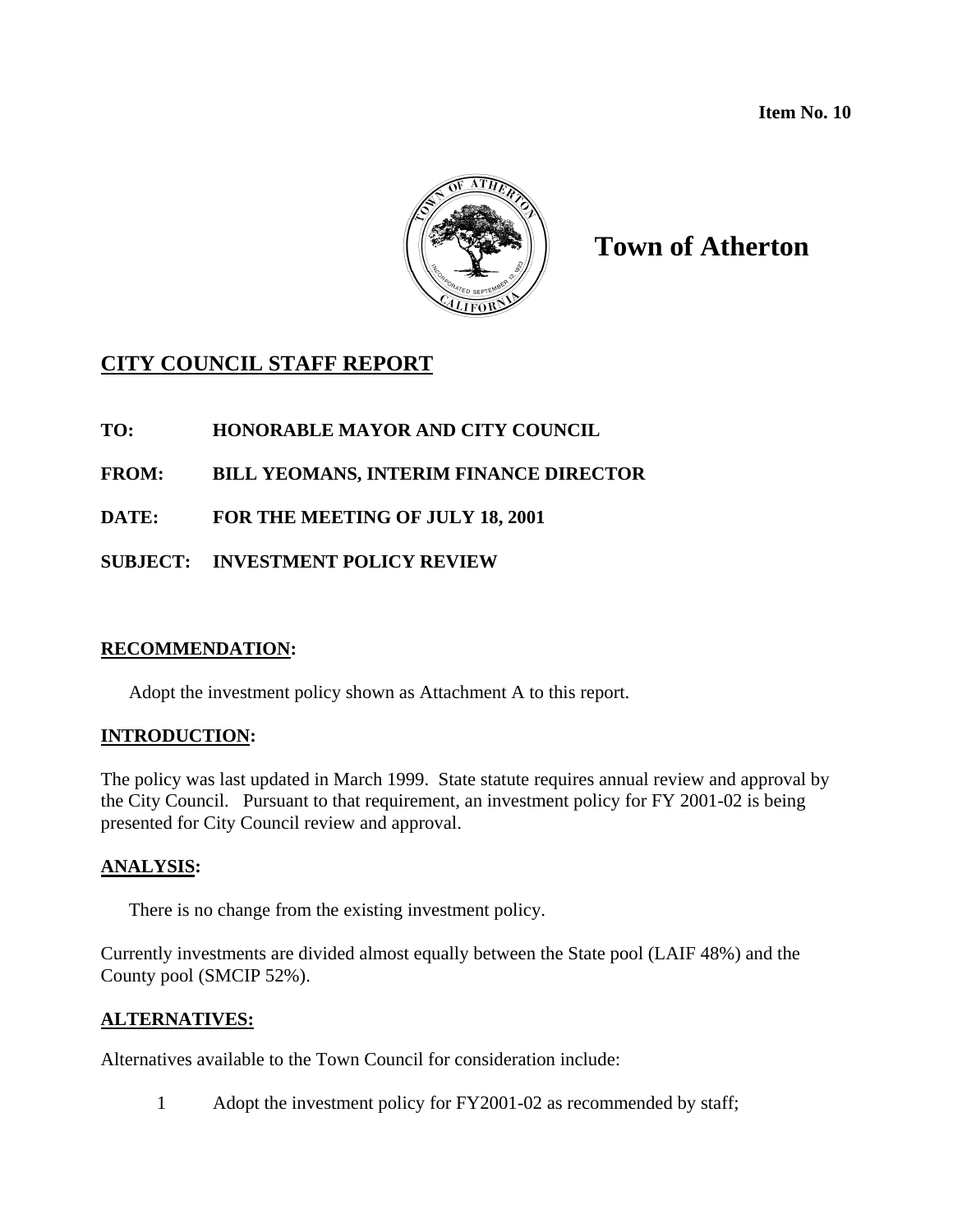**Item No. 10**

# Town of Atherton

## CITY COUNCIL STAFF REPORT

**TO:** HONORABLE MAYOR AND CITY COUNCIL

**FROM:** BILL YEOMANS, INTERIM FINANCE DIRECTOR

**DATE:** FOR THE MEETING OF JULY 18, 2001

**SUBJECT:** INVESTMENT POLICY REVIEW

### RECOMMENDATION:

Adopt the investment policy shown as Attachment A to this report.

### INTRODUCTION:

The policy was last updated in March 1999. State statute requires annual review and approval by the City Council. Pursuant to that requirement, an investment policy for FY 2001-02 is being presented for City Council review and approval.

### ANALYSIS:

There is no change from the existing investment policy.

Currently investments are divided almost equally between the State pool (LAIF 48%) and the County pool (SMCIP 52%).

### ALTERNATIVES:

Alternatives available to the Town Council for consideration include:

1 Adopt the investment policy for FY2001-02 as recommended by staff;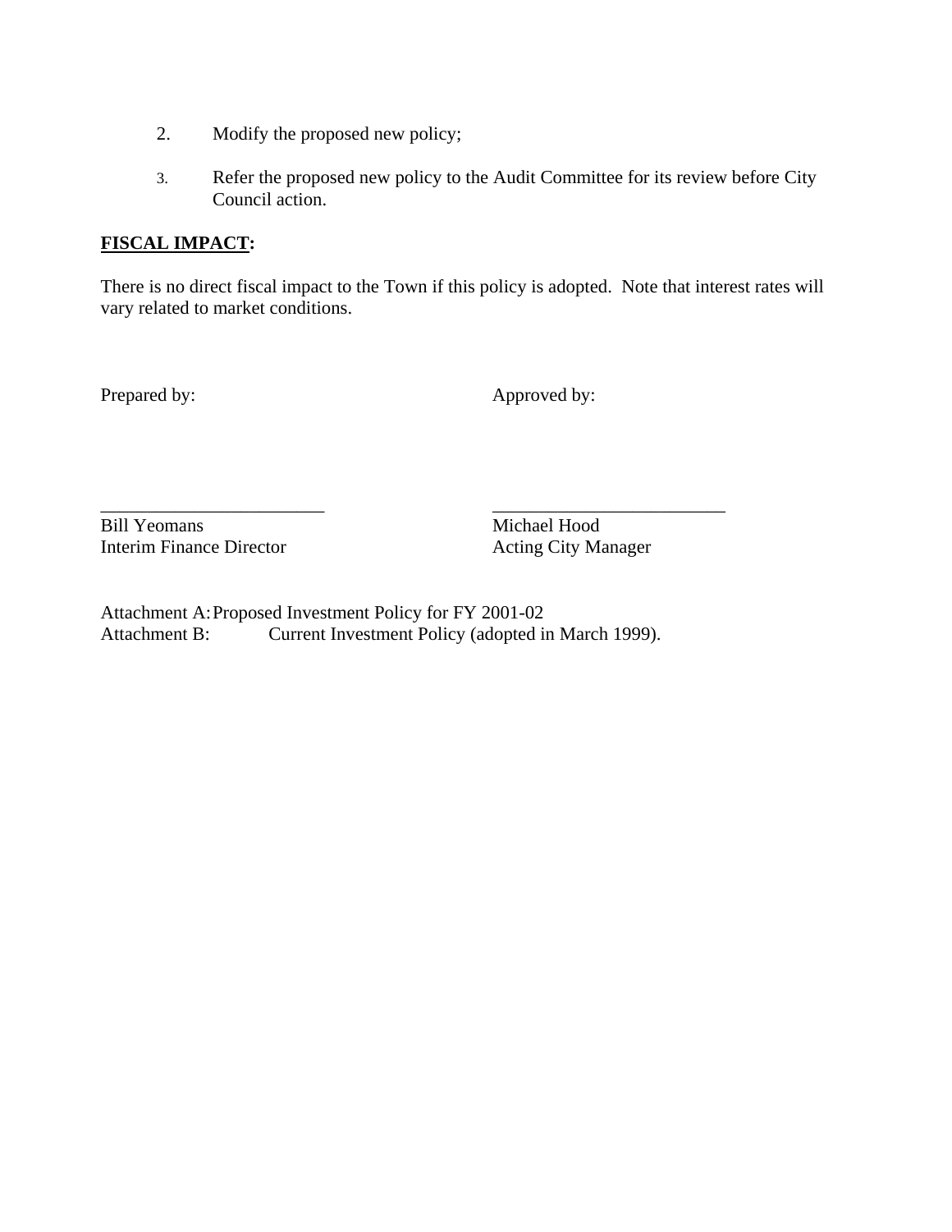2. Modify the proposed new policy;

3. Refer the proposed new policy to the Audit Committee for its review before City Council action.

**FISCAL IMPACT:**

There is no direct fiscal impact to the Town if this policy is adopted. Note that interest rates will vary related to market conditions.

Prepared by:

\_\_\_\_\_\_\_\_\_\_\_\_\_\_\_\_\_\_\_\_\_\_\_\_\_

Bill Yeomans
Interim Finance Director

Approved by:

\_\_\_\_\_\_\_\_\_\_\_\_\_\_\_\_\_\_\_\_\_\_\_\_\_

Michael Hood
Acting City Manager

Attachment A: Proposed Investment Policy for FY 2001-02
Attachment B: Current Investment Policy (adopted in March 1999).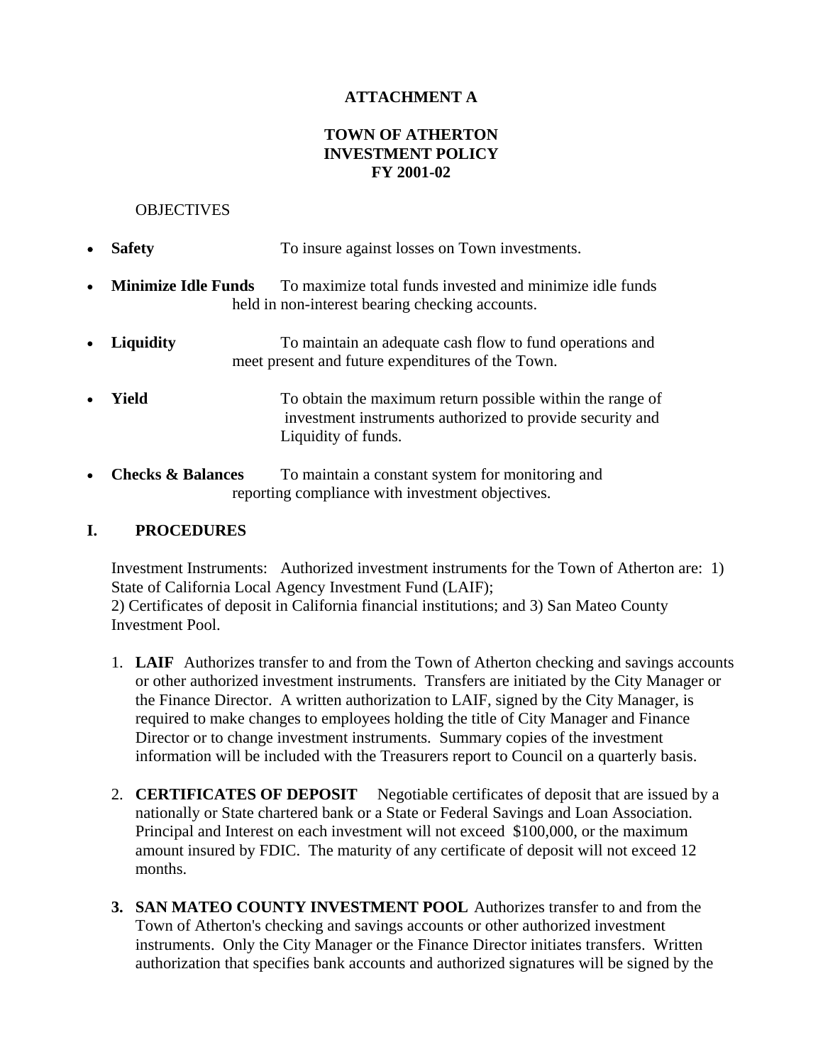**ATTACHMENT A**

**TOWN OF ATHERTON**
**INVESTMENT POLICY**
**FY 2001-02**

OBJECTIVES

- **Safety** To insure against losses on Town investments.
- **Minimize Idle Funds** To maximize total funds invested and minimize idle funds held in non-interest bearing checking accounts.
- **Liquidity** To maintain an adequate cash flow to fund operations and meet present and future expenditures of the Town.
- **Yield** To obtain the maximum return possible within the range of investment instruments authorized to provide security and Liquidity of funds.
- **Checks & Balances** To maintain a constant system for monitoring and reporting compliance with investment objectives.

## I. PROCEDURES

Investment Instruments: Authorized investment instruments for the Town of Atherton are: 1) State of California Local Agency Investment Fund (LAIF);
2) Certificates of deposit in California financial institutions; and 3) San Mateo County Investment Pool.

1. **LAIF** Authorizes transfer to and from the Town of Atherton checking and savings accounts or other authorized investment instruments. Transfers are initiated by the City Manager or the Finance Director. A written authorization to LAIF, signed by the City Manager, is required to make changes to employees holding the title of City Manager and Finance Director or to change investment instruments. Summary copies of the investment information will be included with the Treasurers report to Council on a quarterly basis.

2. **CERTIFICATES OF DEPOSIT** Negotiable certificates of deposit that are issued by a nationally or State chartered bank or a State or Federal Savings and Loan Association. Principal and Interest on each investment will not exceed $100,000, or the maximum amount insured by FDIC. The maturity of any certificate of deposit will not exceed 12 months.

3. **SAN MATEO COUNTY INVESTMENT POOL** Authorizes transfer to and from the Town of Atherton's checking and savings accounts or other authorized investment instruments. Only the City Manager or the Finance Director initiates transfers. Written authorization that specifies bank accounts and authorized signatures will be signed by the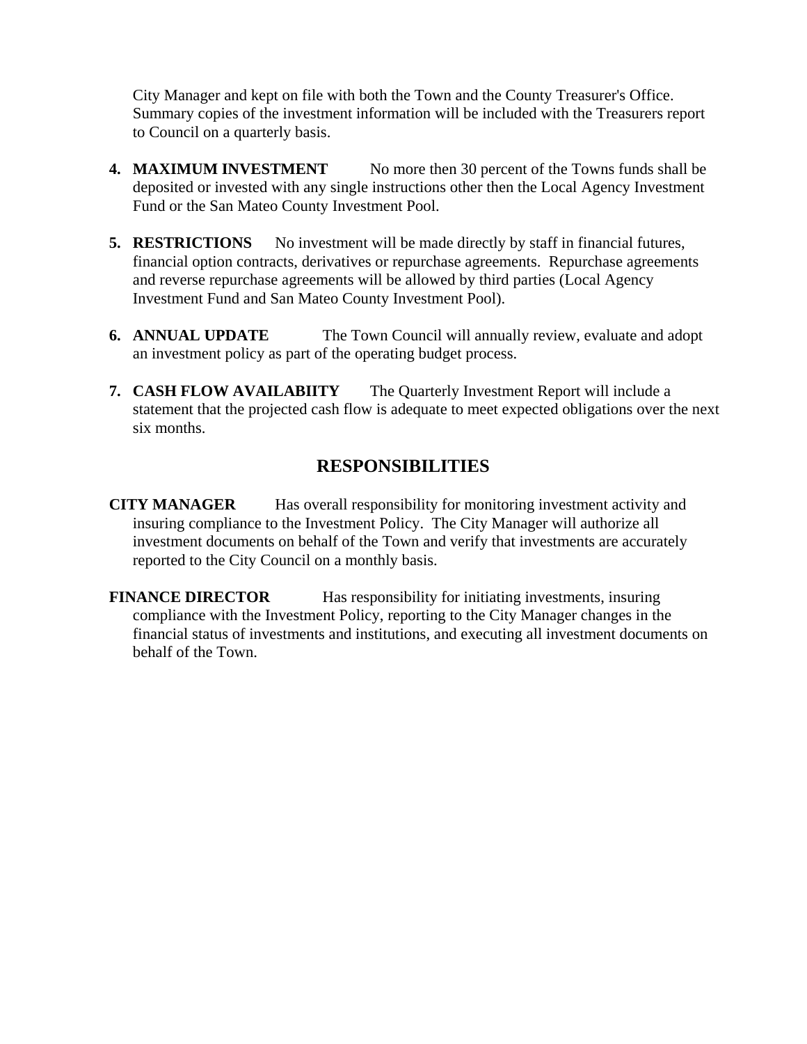City Manager and kept on file with both the Town and the County Treasurer's Office. Summary copies of the investment information will be included with the Treasurers report to Council on a quarterly basis.

4. **MAXIMUM INVESTMENT** No more then 30 percent of the Towns funds shall be deposited or invested with any single instructions other then the Local Agency Investment Fund or the San Mateo County Investment Pool.

5. **RESTRICTIONS** No investment will be made directly by staff in financial futures, financial option contracts, derivatives or repurchase agreements. Repurchase agreements and reverse repurchase agreements will be allowed by third parties (Local Agency Investment Fund and San Mateo County Investment Pool).

6. **ANNUAL UPDATE** The Town Council will annually review, evaluate and adopt an investment policy as part of the operating budget process.

7. **CASH FLOW AVAILABIITY** The Quarterly Investment Report will include a statement that the projected cash flow is adequate to meet expected obligations over the next six months.

## RESPONSIBILITIES

**CITY MANAGER** Has overall responsibility for monitoring investment activity and insuring compliance to the Investment Policy. The City Manager will authorize all investment documents on behalf of the Town and verify that investments are accurately reported to the City Council on a monthly basis.

**FINANCE DIRECTOR** Has responsibility for initiating investments, insuring compliance with the Investment Policy, reporting to the City Manager changes in the financial status of investments and institutions, and executing all investment documents on behalf of the Town.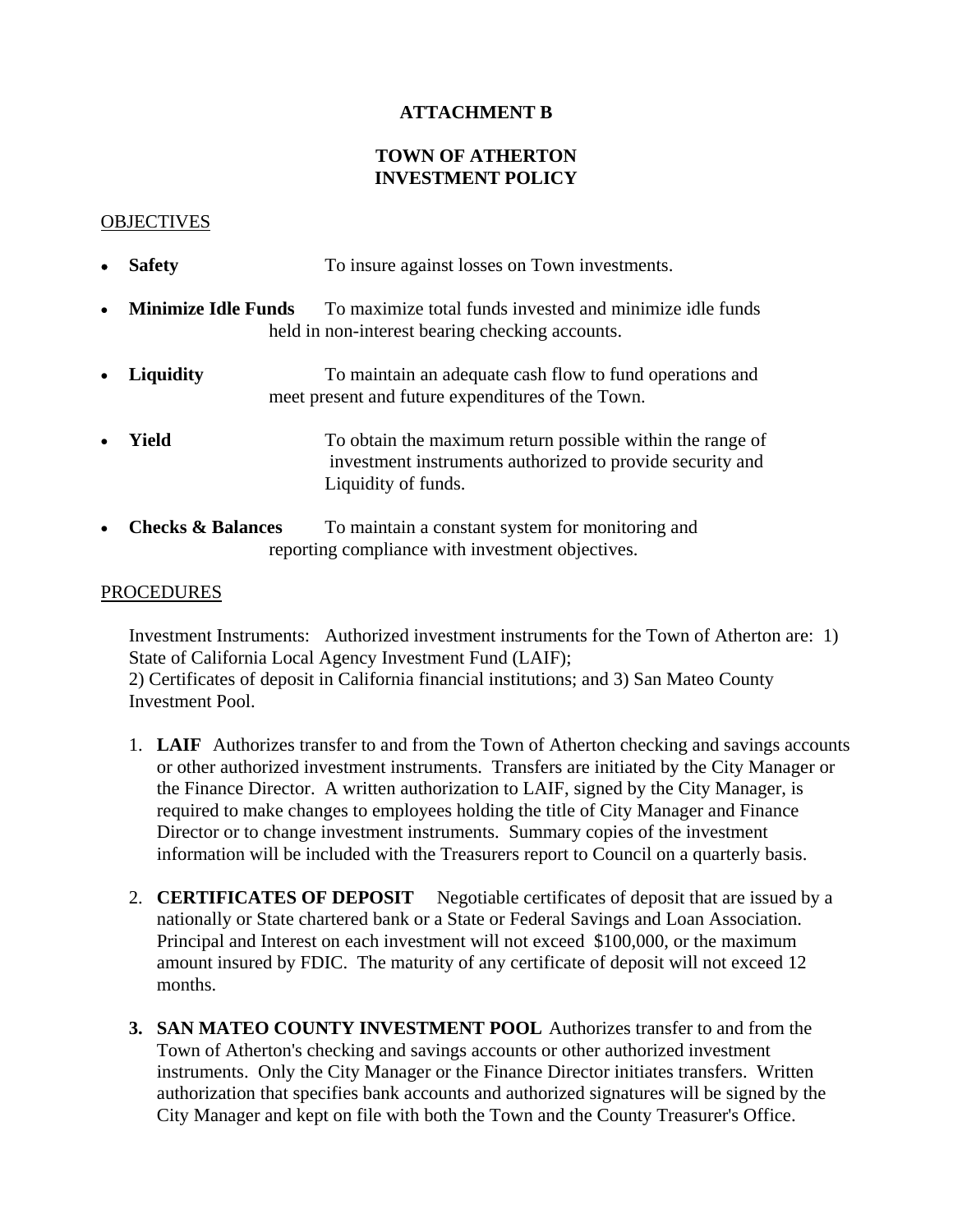**ATTACHMENT B**

**TOWN OF ATHERTON**
**INVESTMENT POLICY**

OBJECTIVES

- **Safety** To insure against losses on Town investments.
- **Minimize Idle Funds** To maximize total funds invested and minimize idle funds held in non-interest bearing checking accounts.
- **Liquidity** To maintain an adequate cash flow to fund operations and meet present and future expenditures of the Town.
- **Yield** To obtain the maximum return possible within the range of investment instruments authorized to provide security and Liquidity of funds.
- **Checks & Balances** To maintain a constant system for monitoring and reporting compliance with investment objectives.

PROCEDURES

Investment Instruments: Authorized investment instruments for the Town of Atherton are: 1) State of California Local Agency Investment Fund (LAIF);
2) Certificates of deposit in California financial institutions; and 3) San Mateo County Investment Pool.

1. **LAIF** Authorizes transfer to and from the Town of Atherton checking and savings accounts or other authorized investment instruments. Transfers are initiated by the City Manager or the Finance Director. A written authorization to LAIF, signed by the City Manager, is required to make changes to employees holding the title of City Manager and Finance Director or to change investment instruments. Summary copies of the investment information will be included with the Treasurers report to Council on a quarterly basis.

2. **CERTIFICATES OF DEPOSIT** Negotiable certificates of deposit that are issued by a nationally or State chartered bank or a State or Federal Savings and Loan Association. Principal and Interest on each investment will not exceed $100,000, or the maximum amount insured by FDIC. The maturity of any certificate of deposit will not exceed 12 months.

3. **SAN MATEO COUNTY INVESTMENT POOL** Authorizes transfer to and from the Town of Atherton's checking and savings accounts or other authorized investment instruments. Only the City Manager or the Finance Director initiates transfers. Written authorization that specifies bank accounts and authorized signatures will be signed by the City Manager and kept on file with both the Town and the County Treasurer's Office.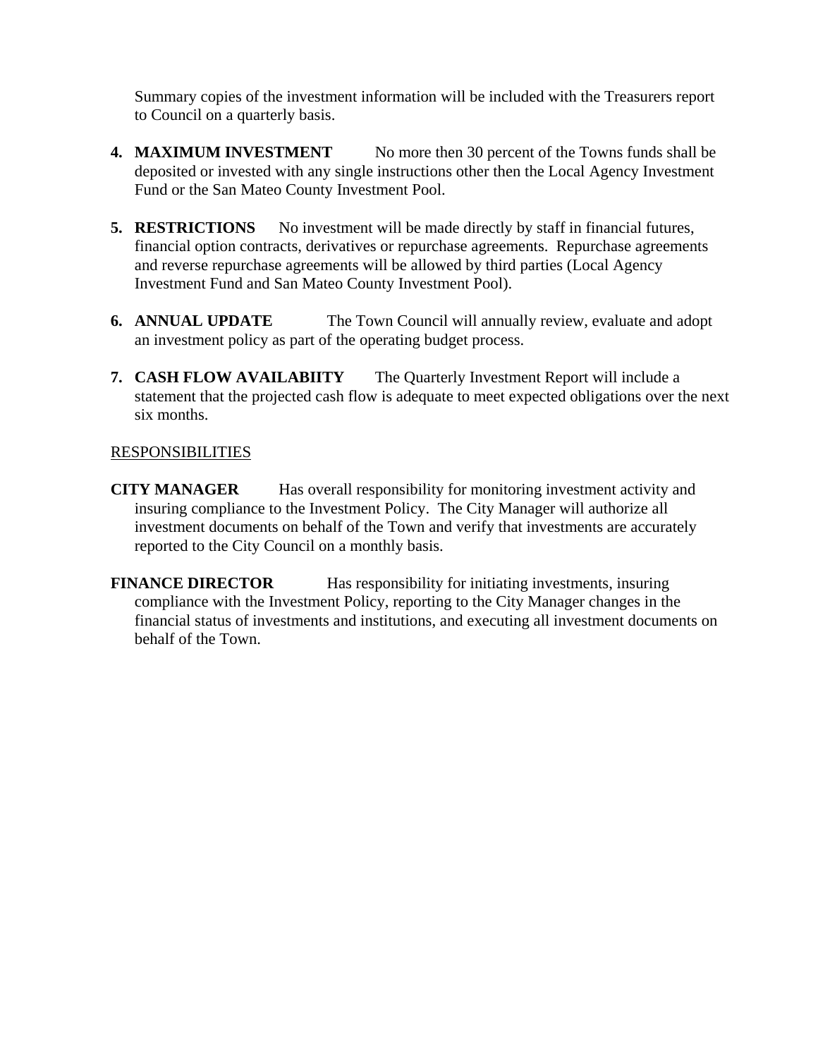Summary copies of the investment information will be included with the Treasurers report to Council on a quarterly basis.

4. **MAXIMUM INVESTMENT** No more then 30 percent of the Towns funds shall be deposited or invested with any single instructions other then the Local Agency Investment Fund or the San Mateo County Investment Pool.

5. **RESTRICTIONS** No investment will be made directly by staff in financial futures, financial option contracts, derivatives or repurchase agreements. Repurchase agreements and reverse repurchase agreements will be allowed by third parties (Local Agency Investment Fund and San Mateo County Investment Pool).

6. **ANNUAL UPDATE** The Town Council will annually review, evaluate and adopt an investment policy as part of the operating budget process.

7. **CASH FLOW AVAILABIITY** The Quarterly Investment Report will include a statement that the projected cash flow is adequate to meet expected obligations over the next six months.

<u>RESPONSIBILITIES</u>

**CITY MANAGER** Has overall responsibility for monitoring investment activity and insuring compliance to the Investment Policy. The City Manager will authorize all investment documents on behalf of the Town and verify that investments are accurately reported to the City Council on a monthly basis.

**FINANCE DIRECTOR** Has responsibility for initiating investments, insuring compliance with the Investment Policy, reporting to the City Manager changes in the financial status of investments and institutions, and executing all investment documents on behalf of the Town.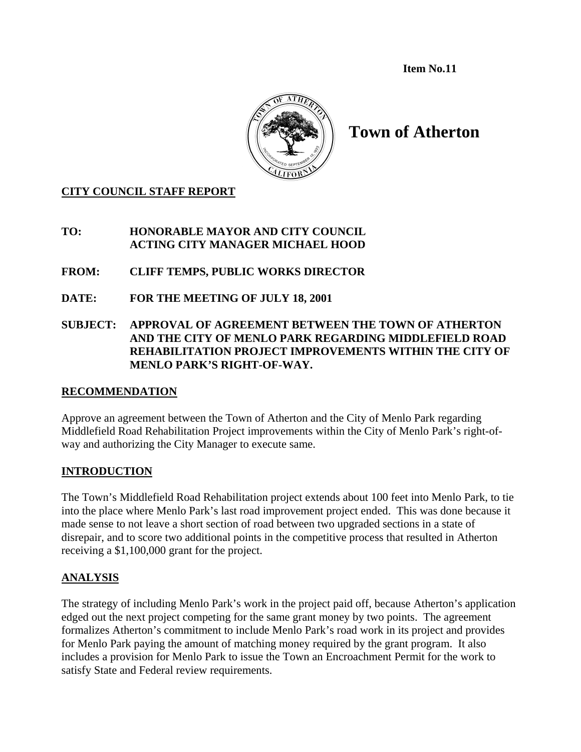**Item No.11**

# Town of Atherton

**CITY COUNCIL STAFF REPORT**

**TO:** HONORABLE MAYOR AND CITY COUNCIL
ACTING CITY MANAGER MICHAEL HOOD

**FROM:** CLIFF TEMPS, PUBLIC WORKS DIRECTOR

**DATE:** FOR THE MEETING OF JULY 18, 2001

**SUBJECT:** APPROVAL OF AGREEMENT BETWEEN THE TOWN OF ATHERTON AND THE CITY OF MENLO PARK REGARDING MIDDLEFIELD ROAD REHABILITATION PROJECT IMPROVEMENTS WITHIN THE CITY OF MENLO PARK'S RIGHT-OF-WAY.

## RECOMMENDATION

Approve an agreement between the Town of Atherton and the City of Menlo Park regarding Middlefield Road Rehabilitation Project improvements within the City of Menlo Park's right-of-way and authorizing the City Manager to execute same.

## INTRODUCTION

The Town's Middlefield Road Rehabilitation project extends about 100 feet into Menlo Park, to tie into the place where Menlo Park's last road improvement project ended. This was done because it made sense to not leave a short section of road between two upgraded sections in a state of disrepair, and to score two additional points in the competitive process that resulted in Atherton receiving a $1,100,000 grant for the project.

## ANALYSIS

The strategy of including Menlo Park's work in the project paid off, because Atherton's application edged out the next project competing for the same grant money by two points. The agreement formalizes Atherton's commitment to include Menlo Park's road work in its project and provides for Menlo Park paying the amount of matching money required by the grant program. It also includes a provision for Menlo Park to issue the Town an Encroachment Permit for the work to satisfy State and Federal review requirements.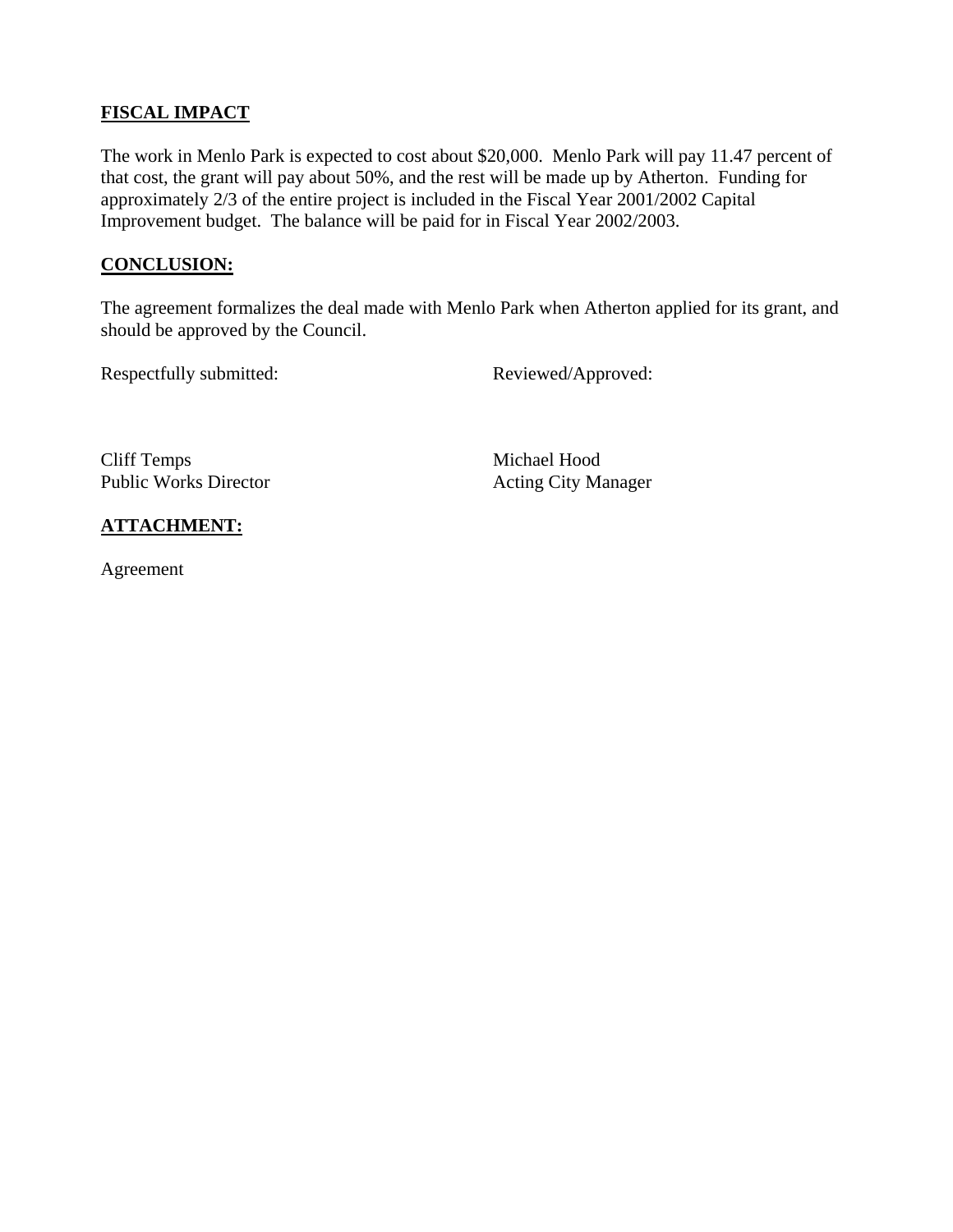## FISCAL IMPACT

The work in Menlo Park is expected to cost about $20,000. Menlo Park will pay 11.47 percent of that cost, the grant will pay about 50%, and the rest will be made up by Atherton. Funding for approximately 2/3 of the entire project is included in the Fiscal Year 2001/2002 Capital Improvement budget. The balance will be paid for in Fiscal Year 2002/2003.

## CONCLUSION:

The agreement formalizes the deal made with Menlo Park when Atherton applied for its grant, and should be approved by the Council.

Respectfully submitted:

Cliff Temps
Public Works Director

Reviewed/Approved:

Michael Hood
Acting City Manager

## ATTACHMENT:

Agreement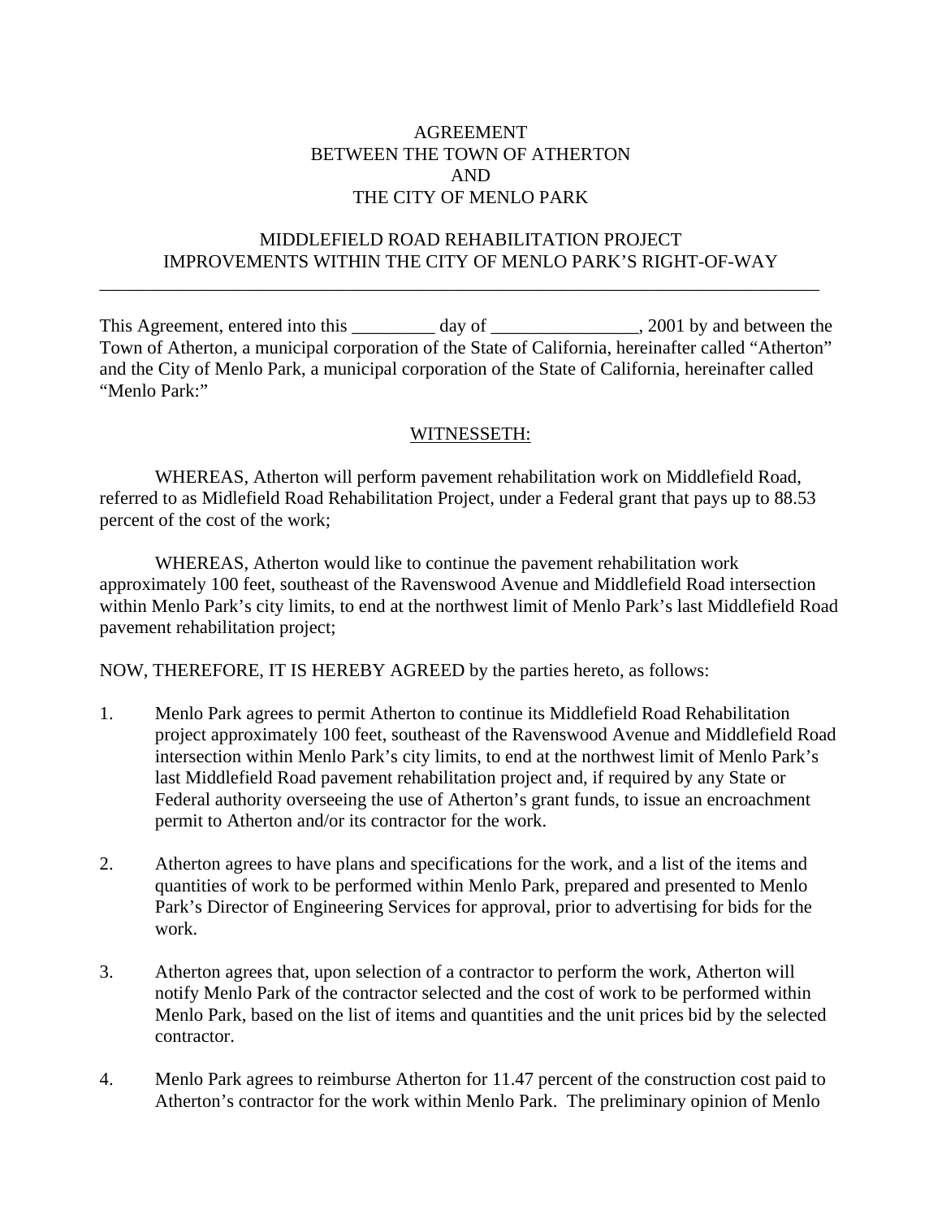AGREEMENT
BETWEEN THE TOWN OF ATHERTON
AND
THE CITY OF MENLO PARK

MIDDLEFIELD ROAD REHABILITATION PROJECT
IMPROVEMENTS WITHIN THE CITY OF MENLO PARK'S RIGHT-OF-WAY

---

This Agreement, entered into this _________ day of ________________, 2001 by and between the Town of Atherton, a municipal corporation of the State of California, hereinafter called "Atherton" and the City of Menlo Park, a municipal corporation of the State of California, hereinafter called "Menlo Park:"

<u>WITNESSETH:</u>

WHEREAS, Atherton will perform pavement rehabilitation work on Middlefield Road, referred to as Midlefield Road Rehabilitation Project, under a Federal grant that pays up to 88.53 percent of the cost of the work;

WHEREAS, Atherton would like to continue the pavement rehabilitation work approximately 100 feet, southeast of the Ravenswood Avenue and Middlefield Road intersection within Menlo Park's city limits, to end at the northwest limit of Menlo Park's last Middlefield Road pavement rehabilitation project;

NOW, THEREFORE, IT IS HEREBY AGREED by the parties hereto, as follows:

1. Menlo Park agrees to permit Atherton to continue its Middlefield Road Rehabilitation project approximately 100 feet, southeast of the Ravenswood Avenue and Middlefield Road intersection within Menlo Park's city limits, to end at the northwest limit of Menlo Park's last Middlefield Road pavement rehabilitation project and, if required by any State or Federal authority overseeing the use of Atherton's grant funds, to issue an encroachment permit to Atherton and/or its contractor for the work.

2. Atherton agrees to have plans and specifications for the work, and a list of the items and quantities of work to be performed within Menlo Park, prepared and presented to Menlo Park's Director of Engineering Services for approval, prior to advertising for bids for the work.

3. Atherton agrees that, upon selection of a contractor to perform the work, Atherton will notify Menlo Park of the contractor selected and the cost of work to be performed within Menlo Park, based on the list of items and quantities and the unit prices bid by the selected contractor.

4. Menlo Park agrees to reimburse Atherton for 11.47 percent of the construction cost paid to Atherton's contractor for the work within Menlo Park. The preliminary opinion of Menlo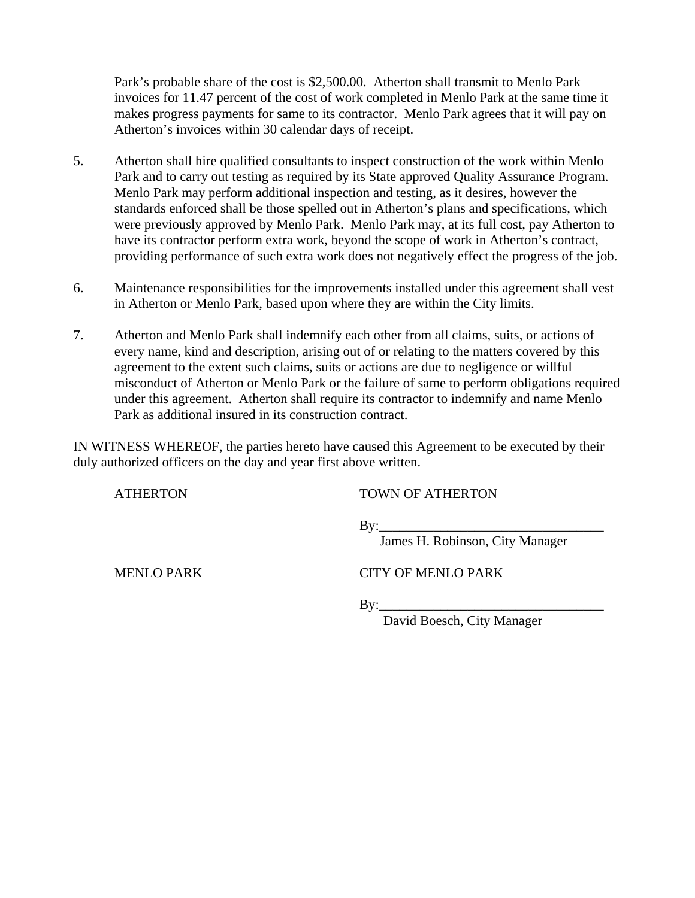Park's probable share of the cost is $2,500.00. Atherton shall transmit to Menlo Park invoices for 11.47 percent of the cost of work completed in Menlo Park at the same time it makes progress payments for same to its contractor. Menlo Park agrees that it will pay on Atherton's invoices within 30 calendar days of receipt.

5. Atherton shall hire qualified consultants to inspect construction of the work within Menlo Park and to carry out testing as required by its State approved Quality Assurance Program. Menlo Park may perform additional inspection and testing, as it desires, however the standards enforced shall be those spelled out in Atherton's plans and specifications, which were previously approved by Menlo Park. Menlo Park may, at its full cost, pay Atherton to have its contractor perform extra work, beyond the scope of work in Atherton's contract, providing performance of such extra work does not negatively effect the progress of the job.

6. Maintenance responsibilities for the improvements installed under this agreement shall vest in Atherton or Menlo Park, based upon where they are within the City limits.

7. Atherton and Menlo Park shall indemnify each other from all claims, suits, or actions of every name, kind and description, arising out of or relating to the matters covered by this agreement to the extent such claims, suits or actions are due to negligence or willful misconduct of Atherton or Menlo Park or the failure of same to perform obligations required under this agreement. Atherton shall require its contractor to indemnify and name Menlo Park as additional insured in its construction contract.

IN WITNESS WHEREOF, the parties hereto have caused this Agreement to be executed by their duly authorized officers on the day and year first above written.

ATHERTON　　　　　　TOWN OF ATHERTON

By:_________________________________
James H. Robinson, City Manager

MENLO PARK　　　　　　CITY OF MENLO PARK

By:_________________________________
David Boesch, City Manager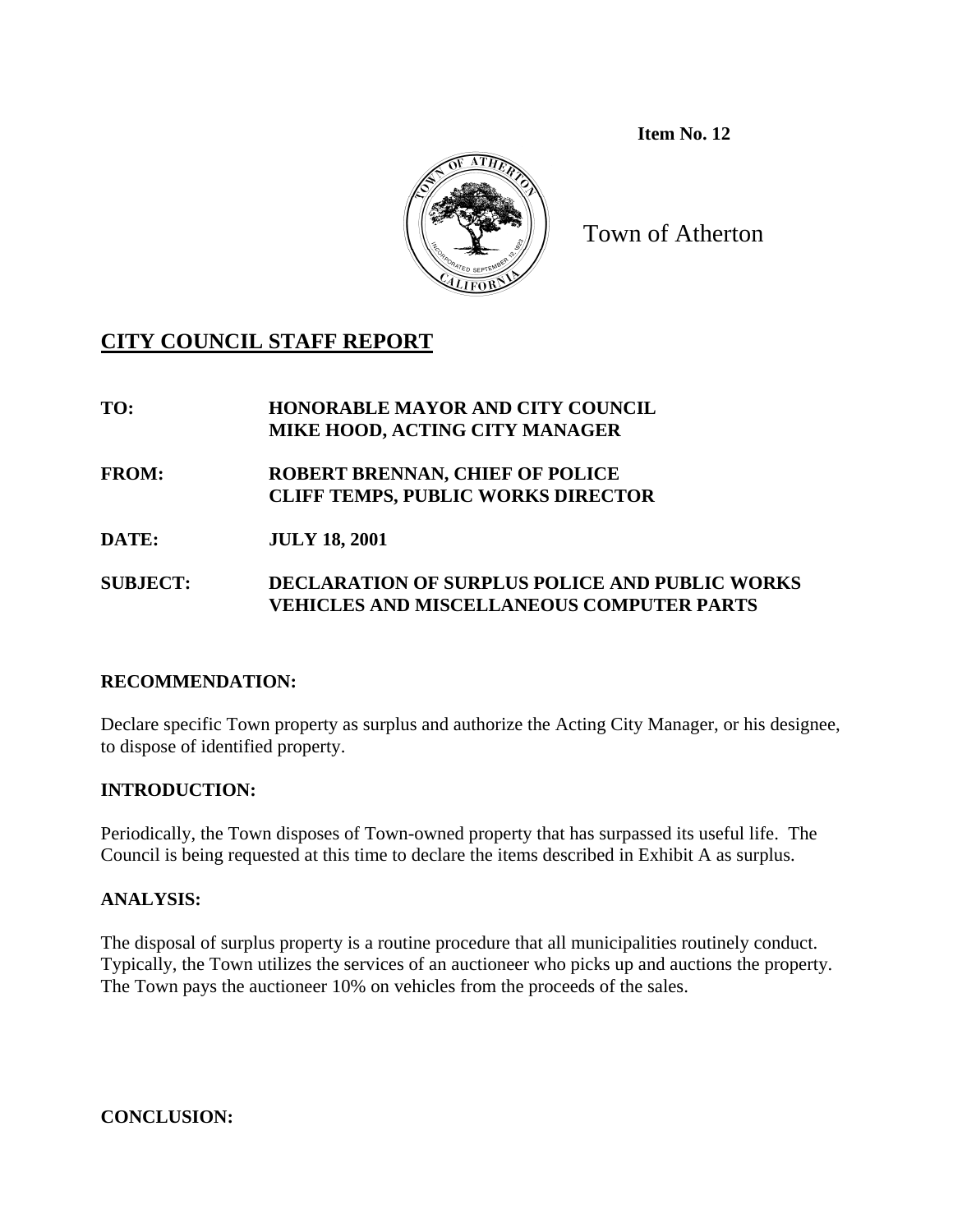**Item No. 12**

Town of Atherton

## CITY COUNCIL STAFF REPORT

**TO:** **HONORABLE MAYOR AND CITY COUNCIL**
**MIKE HOOD, ACTING CITY MANAGER**

**FROM:** **ROBERT BRENNAN, CHIEF OF POLICE**
**CLIFF TEMPS, PUBLIC WORKS DIRECTOR**

**DATE:** **JULY 18, 2001**

**SUBJECT:** **DECLARATION OF SURPLUS POLICE AND PUBLIC WORKS VEHICLES AND MISCELLANEOUS COMPUTER PARTS**

### RECOMMENDATION:

Declare specific Town property as surplus and authorize the Acting City Manager, or his designee, to dispose of identified property.

### INTRODUCTION:

Periodically, the Town disposes of Town-owned property that has surpassed its useful life. The Council is being requested at this time to declare the items described in Exhibit A as surplus.

### ANALYSIS:

The disposal of surplus property is a routine procedure that all municipalities routinely conduct. Typically, the Town utilizes the services of an auctioneer who picks up and auctions the property. The Town pays the auctioneer 10% on vehicles from the proceeds of the sales.

### CONCLUSION: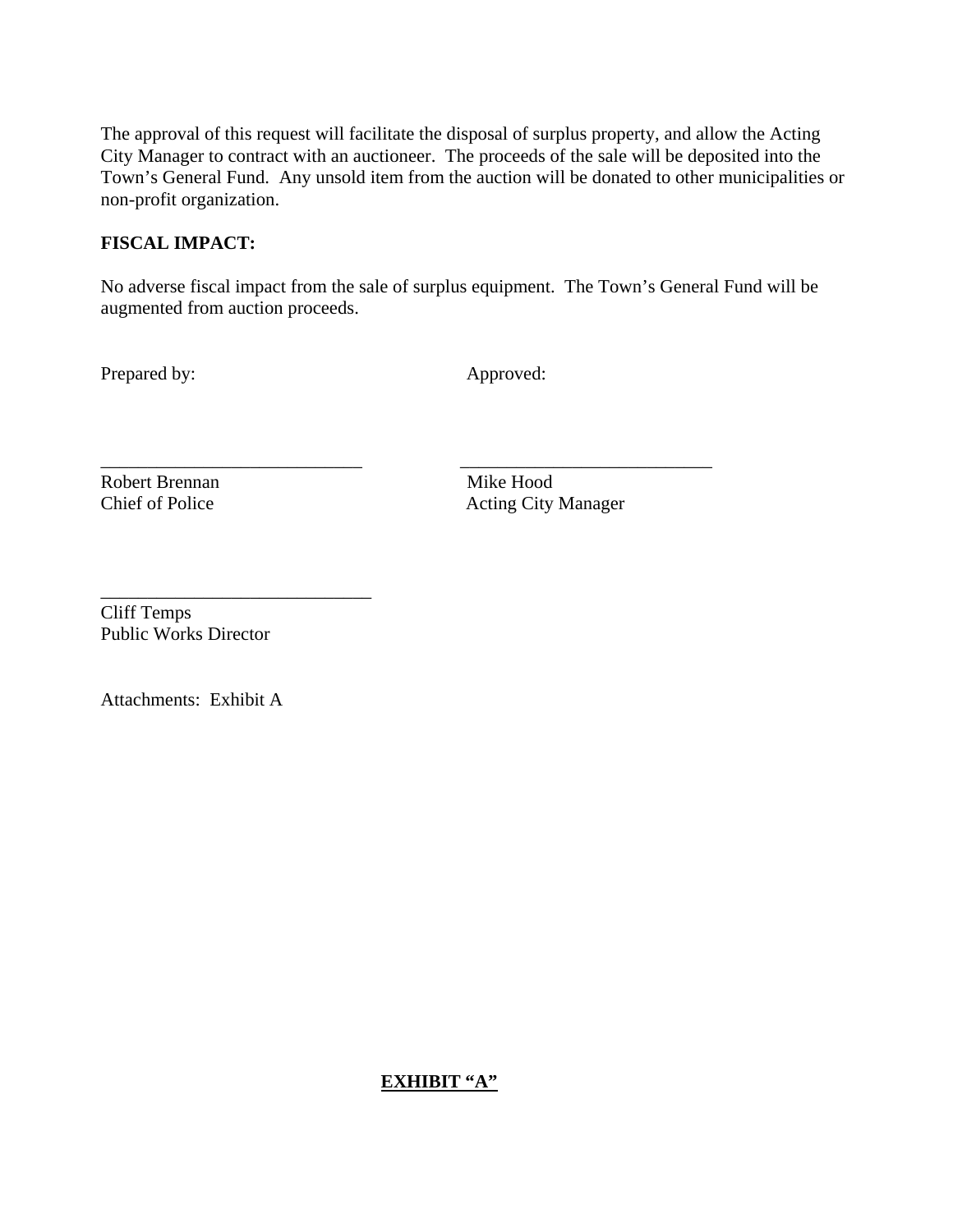The approval of this request will facilitate the disposal of surplus property, and allow the Acting City Manager to contract with an auctioneer. The proceeds of the sale will be deposited into the Town's General Fund. Any unsold item from the auction will be donated to other municipalities or non-profit organization.

**FISCAL IMPACT:**

No adverse fiscal impact from the sale of surplus equipment. The Town's General Fund will be augmented from auction proceeds.

Prepared by: Approved:

\_\_\_\_\_\_\_\_\_\_\_\_\_\_\_\_\_\_\_\_\_\_\_\_\_\_\_\_\_\_
Robert Brennan
Chief of Police

\_\_\_\_\_\_\_\_\_\_\_\_\_\_\_\_\_\_\_\_\_\_\_\_\_\_\_\_\_\_
Mike Hood
Acting City Manager

\_\_\_\_\_\_\_\_\_\_\_\_\_\_\_\_\_\_\_\_\_\_\_\_\_\_\_\_\_\_
Cliff Temps
Public Works Director

Attachments: Exhibit A

**<u>EXHIBIT "A"</u>**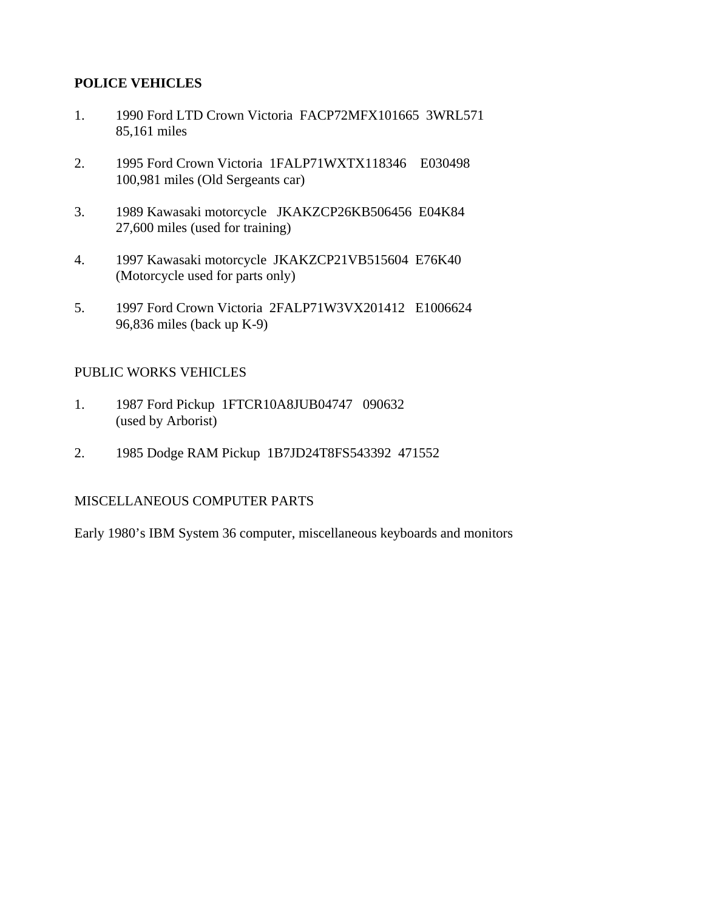**POLICE VEHICLES**

1. 1990 Ford LTD Crown Victoria FACP72MFX101665 3WRL571
   85,161 miles

2. 1995 Ford Crown Victoria 1FALP71WXTX118346 E030498
   100,981 miles (Old Sergeants car)

3. 1989 Kawasaki motorcycle JKAKZCP26KB506456 E04K84
   27,600 miles (used for training)

4. 1997 Kawasaki motorcycle JKAKZCP21VB515604 E76K40
   (Motorcycle used for parts only)

5. 1997 Ford Crown Victoria 2FALP71W3VX201412 E1006624
   96,836 miles (back up K-9)

PUBLIC WORKS VEHICLES

1. 1987 Ford Pickup 1FTCR10A8JUB04747 090632
   (used by Arborist)

2. 1985 Dodge RAM Pickup 1B7JD24T8FS543392 471552

MISCELLANEOUS COMPUTER PARTS

Early 1980's IBM System 36 computer, miscellaneous keyboards and monitors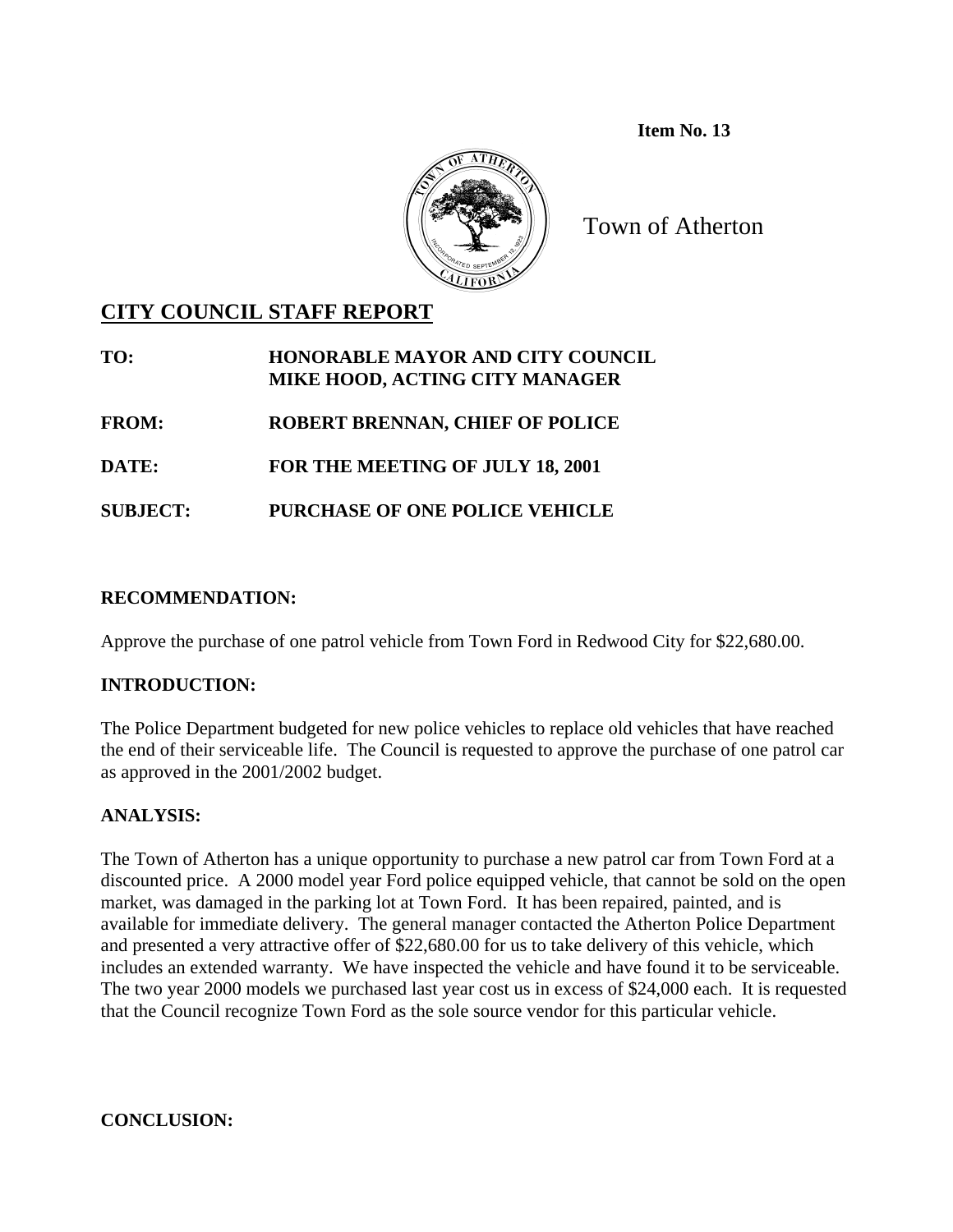**Item No. 13**

Town of Atherton

## CITY COUNCIL STAFF REPORT

**TO:** **HONORABLE MAYOR AND CITY COUNCIL**
**MIKE HOOD, ACTING CITY MANAGER**

**FROM:** **ROBERT BRENNAN, CHIEF OF POLICE**

**DATE:** **FOR THE MEETING OF JULY 18, 2001**

**SUBJECT:** **PURCHASE OF ONE POLICE VEHICLE**

### RECOMMENDATION:

Approve the purchase of one patrol vehicle from Town Ford in Redwood City for $22,680.00.

### INTRODUCTION:

The Police Department budgeted for new police vehicles to replace old vehicles that have reached the end of their serviceable life. The Council is requested to approve the purchase of one patrol car as approved in the 2001/2002 budget.

### ANALYSIS:

The Town of Atherton has a unique opportunity to purchase a new patrol car from Town Ford at a discounted price. A 2000 model year Ford police equipped vehicle, that cannot be sold on the open market, was damaged in the parking lot at Town Ford. It has been repaired, painted, and is available for immediate delivery. The general manager contacted the Atherton Police Department and presented a very attractive offer of $22,680.00 for us to take delivery of this vehicle, which includes an extended warranty. We have inspected the vehicle and have found it to be serviceable. The two year 2000 models we purchased last year cost us in excess of $24,000 each. It is requested that the Council recognize Town Ford as the sole source vendor for this particular vehicle.

### CONCLUSION: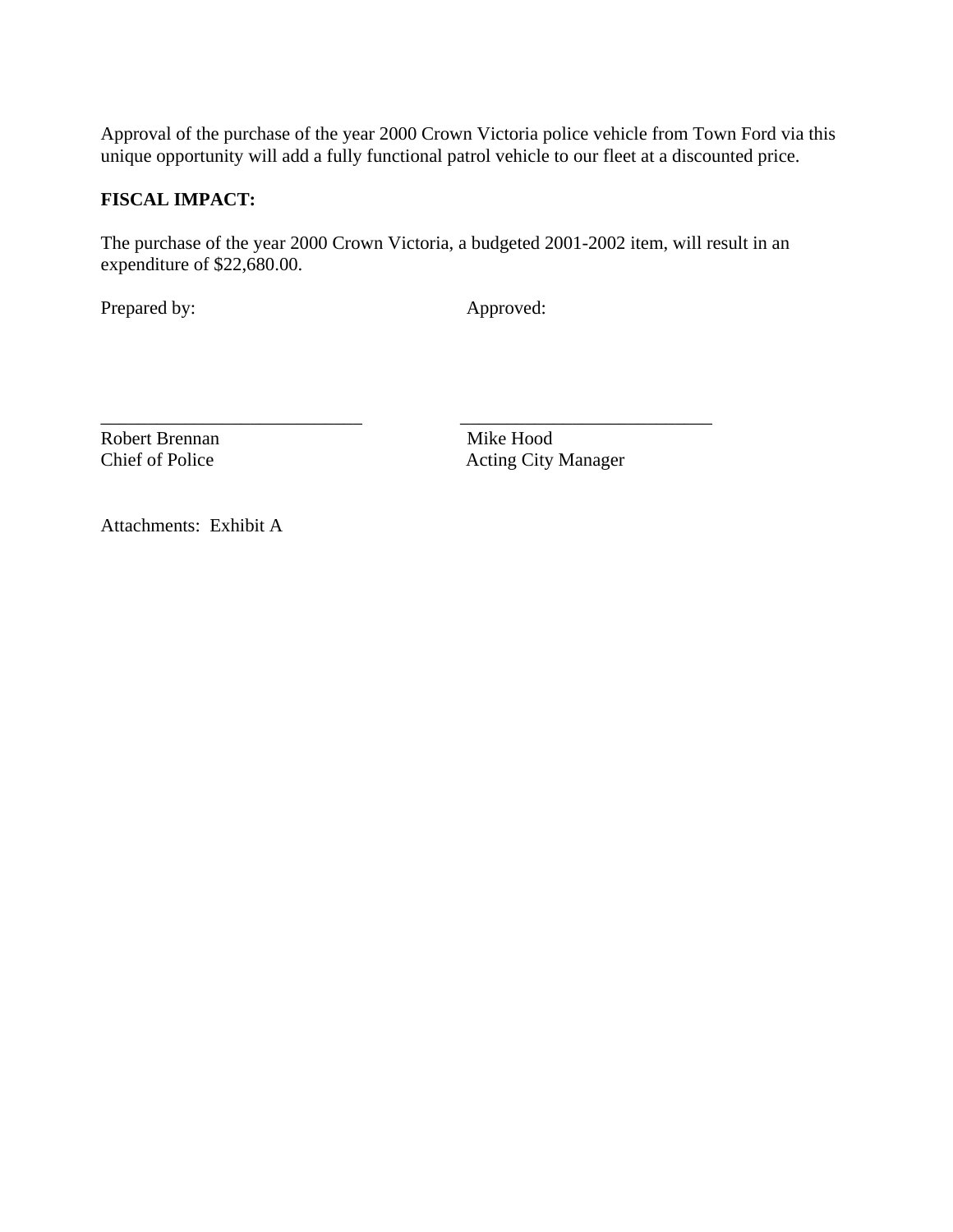Approval of the purchase of the year 2000 Crown Victoria police vehicle from Town Ford via this unique opportunity will add a fully functional patrol vehicle to our fleet at a discounted price.

**FISCAL IMPACT:**

The purchase of the year 2000 Crown Victoria, a budgeted 2001-2002 item, will result in an expenditure of $22,680.00.

| Prepared by: | Approved: |
|---|---|
| ____________________________ | ____________________________ |
| Robert Brennan | Mike Hood |
| Chief of Police | Acting City Manager |

Attachments: Exhibit A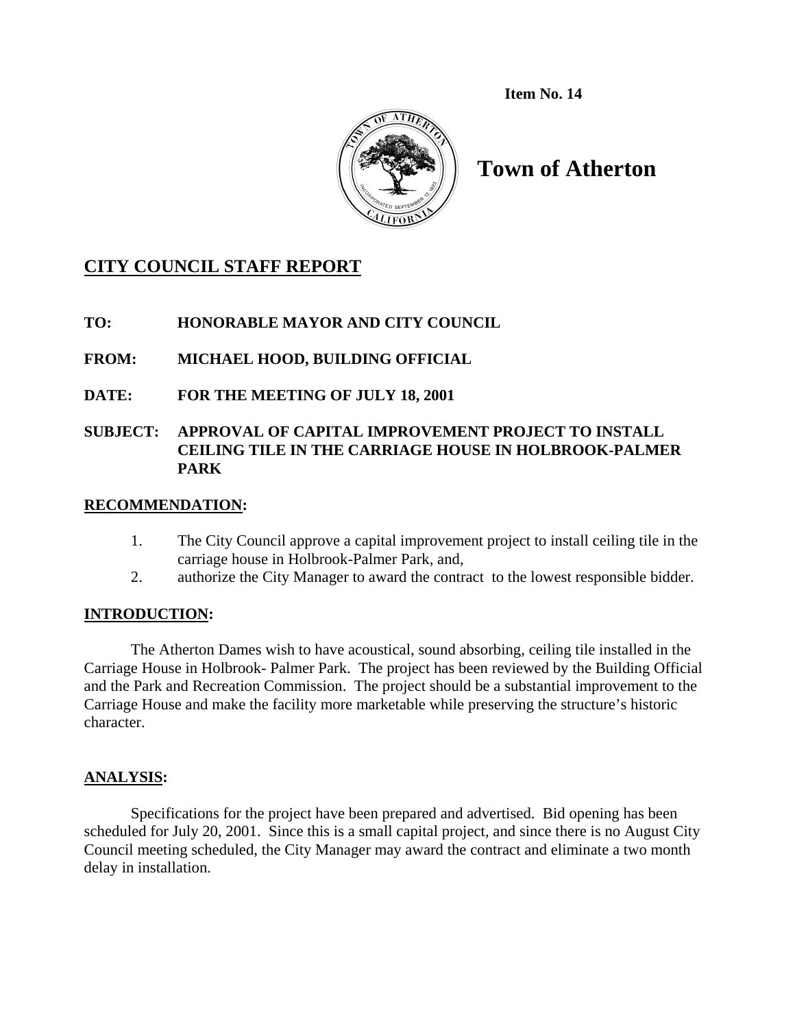**Item No. 14**

# Town of Atherton

## CITY COUNCIL STAFF REPORT

**TO:** HONORABLE MAYOR AND CITY COUNCIL

**FROM:** MICHAEL HOOD, BUILDING OFFICIAL

**DATE:** FOR THE MEETING OF JULY 18, 2001

**SUBJECT:** APPROVAL OF CAPITAL IMPROVEMENT PROJECT TO INSTALL CEILING TILE IN THE CARRIAGE HOUSE IN HOLBROOK-PALMER PARK

## RECOMMENDATION:

1. The City Council approve a capital improvement project to install ceiling tile in the carriage house in Holbrook-Palmer Park, and,
2. authorize the City Manager to award the contract to the lowest responsible bidder.

## INTRODUCTION:

The Atherton Dames wish to have acoustical, sound absorbing, ceiling tile installed in the Carriage House in Holbrook- Palmer Park. The project has been reviewed by the Building Official and the Park and Recreation Commission. The project should be a substantial improvement to the Carriage House and make the facility more marketable while preserving the structure's historic character.

## ANALYSIS:

Specifications for the project have been prepared and advertised. Bid opening has been scheduled for July 20, 2001. Since this is a small capital project, and since there is no August City Council meeting scheduled, the City Manager may award the contract and eliminate a two month delay in installation.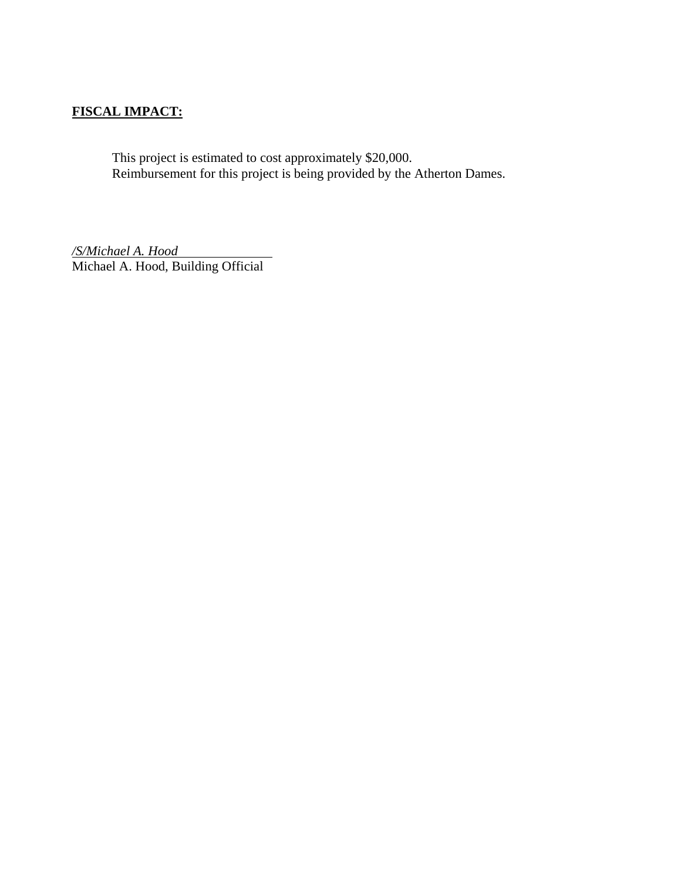**FISCAL IMPACT:**

This project is estimated to cost approximately $20,000.
Reimbursement for this project is being provided by the Atherton Dames.

*/S/Michael A. Hood*
Michael A. Hood, Building Official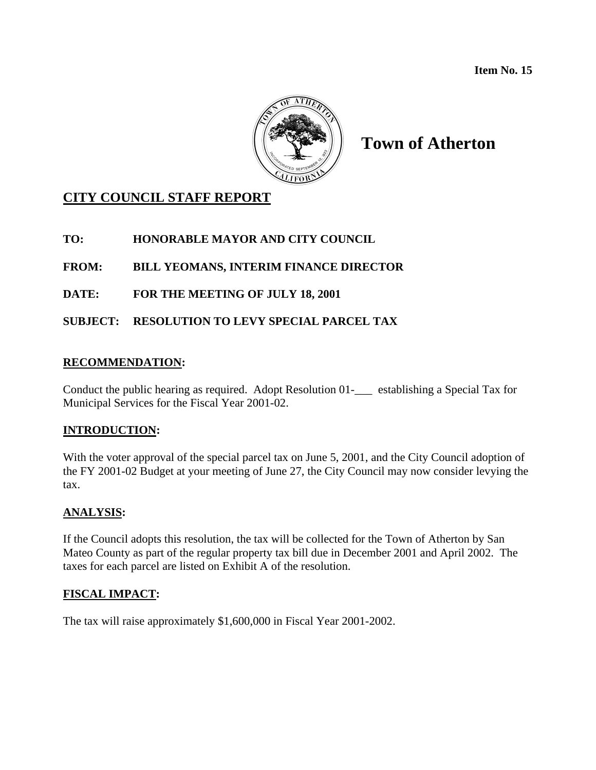**Item No. 15**

# Town of Atherton

## CITY COUNCIL STAFF REPORT

**TO: HONORABLE MAYOR AND CITY COUNCIL**

**FROM: BILL YEOMANS, INTERIM FINANCE DIRECTOR**

**DATE: FOR THE MEETING OF JULY 18, 2001**

**SUBJECT: RESOLUTION TO LEVY SPECIAL PARCEL TAX**

### RECOMMENDATION:

Conduct the public hearing as required. Adopt Resolution 01-___ establishing a Special Tax for Municipal Services for the Fiscal Year 2001-02.

### INTRODUCTION:

With the voter approval of the special parcel tax on June 5, 2001, and the City Council adoption of the FY 2001-02 Budget at your meeting of June 27, the City Council may now consider levying the tax.

### ANALYSIS:

If the Council adopts this resolution, the tax will be collected for the Town of Atherton by San Mateo County as part of the regular property tax bill due in December 2001 and April 2002. The taxes for each parcel are listed on Exhibit A of the resolution.

### FISCAL IMPACT:

The tax will raise approximately $1,600,000 in Fiscal Year 2001-2002.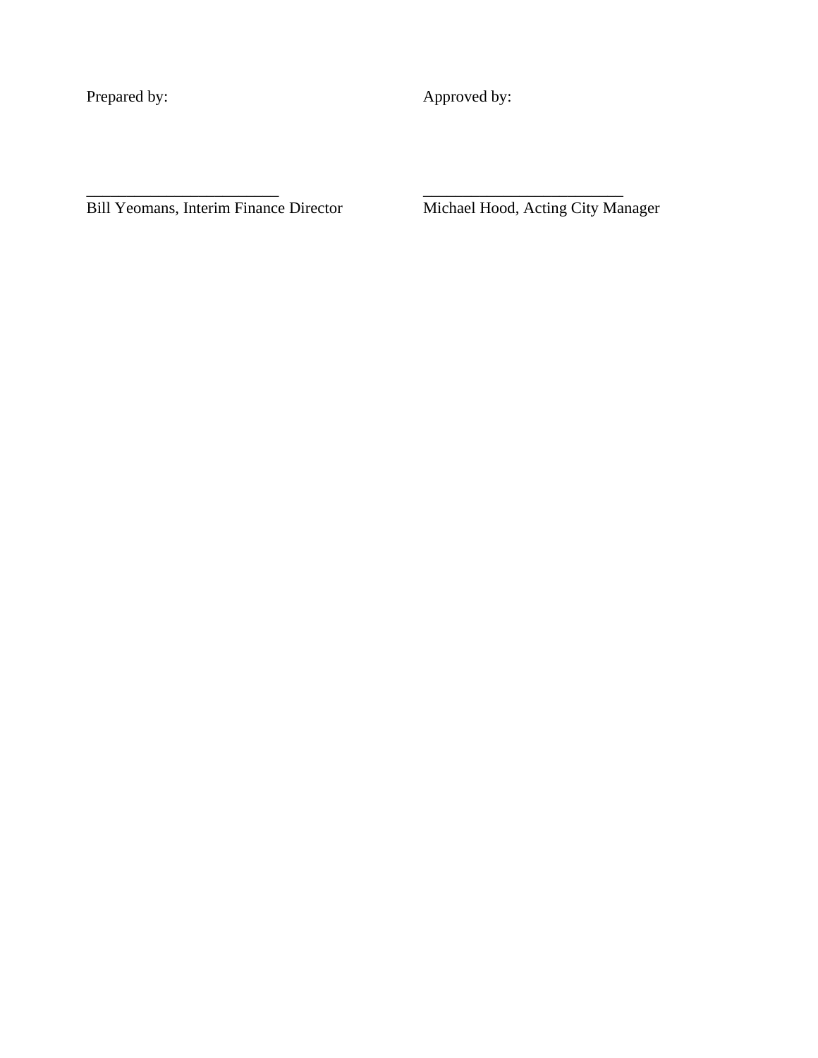Prepared by: Approved by:

________________________ ________________________

Bill Yeomans, Interim Finance Director Michael Hood, Acting City Manager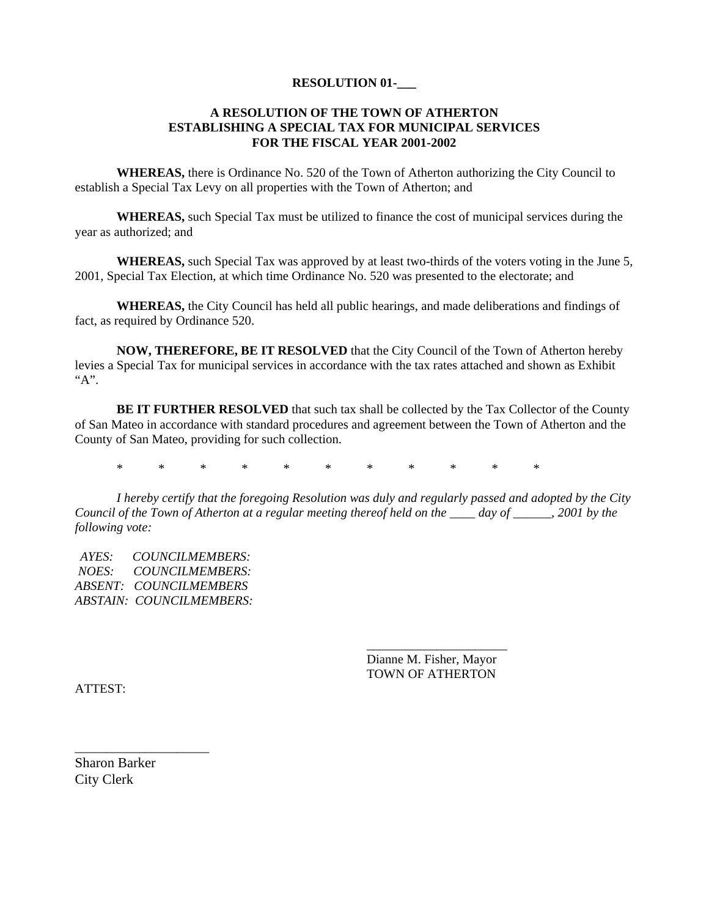**RESOLUTION 01-___**

**A RESOLUTION OF THE TOWN OF ATHERTON ESTABLISHING A SPECIAL TAX FOR MUNICIPAL SERVICES FOR THE FISCAL YEAR 2001-2002**

**WHEREAS,** there is Ordinance No. 520 of the Town of Atherton authorizing the City Council to establish a Special Tax Levy on all properties with the Town of Atherton; and

**WHEREAS,** such Special Tax must be utilized to finance the cost of municipal services during the year as authorized; and

**WHEREAS,** such Special Tax was approved by at least two-thirds of the voters voting in the June 5, 2001, Special Tax Election, at which time Ordinance No. 520 was presented to the electorate; and

**WHEREAS,** the City Council has held all public hearings, and made deliberations and findings of fact, as required by Ordinance 520.

**NOW, THEREFORE, BE IT RESOLVED** that the City Council of the Town of Atherton hereby levies a Special Tax for municipal services in accordance with the tax rates attached and shown as Exhibit "A".

**BE IT FURTHER RESOLVED** that such tax shall be collected by the Tax Collector of the County of San Mateo in accordance with standard procedures and agreement between the Town of Atherton and the County of San Mateo, providing for such collection.

\* \* \* \* \* \* \* \* \* \* \*

*I hereby certify that the foregoing Resolution was duly and regularly passed and adopted by the City Council of the Town of Atherton at a regular meeting thereof held on the ____ day of ______, 2001 by the following vote:*

*AYES: COUNCILMEMBERS:*
*NOES: COUNCILMEMBERS:*
*ABSENT: COUNCILMEMBERS*
*ABSTAIN: COUNCILMEMBERS:*

______________________
Dianne M. Fisher, Mayor
TOWN OF ATHERTON

ATTEST:

____________________
Sharon Barker
City Clerk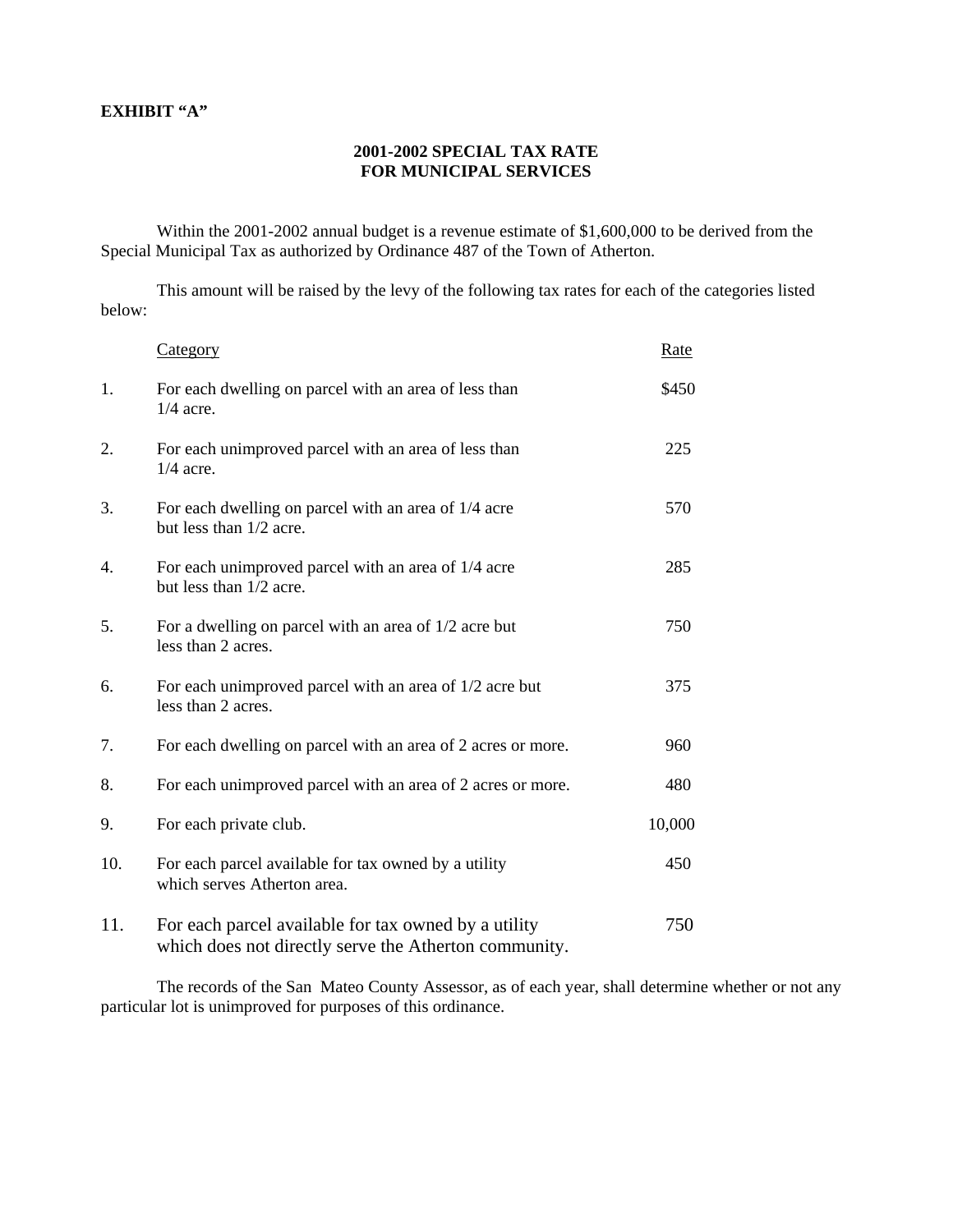**EXHIBIT "A"**

## 2001-2002 SPECIAL TAX RATE
## FOR MUNICIPAL SERVICES

Within the 2001-2002 annual budget is a revenue estimate of $1,600,000 to be derived from the Special Municipal Tax as authorized by Ordinance 487 of the Town of Atherton.

This amount will be raised by the levy of the following tax rates for each of the categories listed below:

| | Category | Rate |
|---|---|---|
| 1. | For each dwelling on parcel with an area of less than 1/4 acre. | $450 |
| 2. | For each unimproved parcel with an area of less than 1/4 acre. | 225 |
| 3. | For each dwelling on parcel with an area of 1/4 acre but less than 1/2 acre. | 570 |
| 4. | For each unimproved parcel with an area of 1/4 acre but less than 1/2 acre. | 285 |
| 5. | For a dwelling on parcel with an area of 1/2 acre but less than 2 acres. | 750 |
| 6. | For each unimproved parcel with an area of 1/2 acre but less than 2 acres. | 375 |
| 7. | For each dwelling on parcel with an area of 2 acres or more. | 960 |
| 8. | For each unimproved parcel with an area of 2 acres or more. | 480 |
| 9. | For each private club. | 10,000 |
| 10. | For each parcel available for tax owned by a utility which serves Atherton area. | 450 |
| 11. | For each parcel available for tax owned by a utility which does not directly serve the Atherton community. | 750 |

The records of the San Mateo County Assessor, as of each year, shall determine whether or not any particular lot is unimproved for purposes of this ordinance.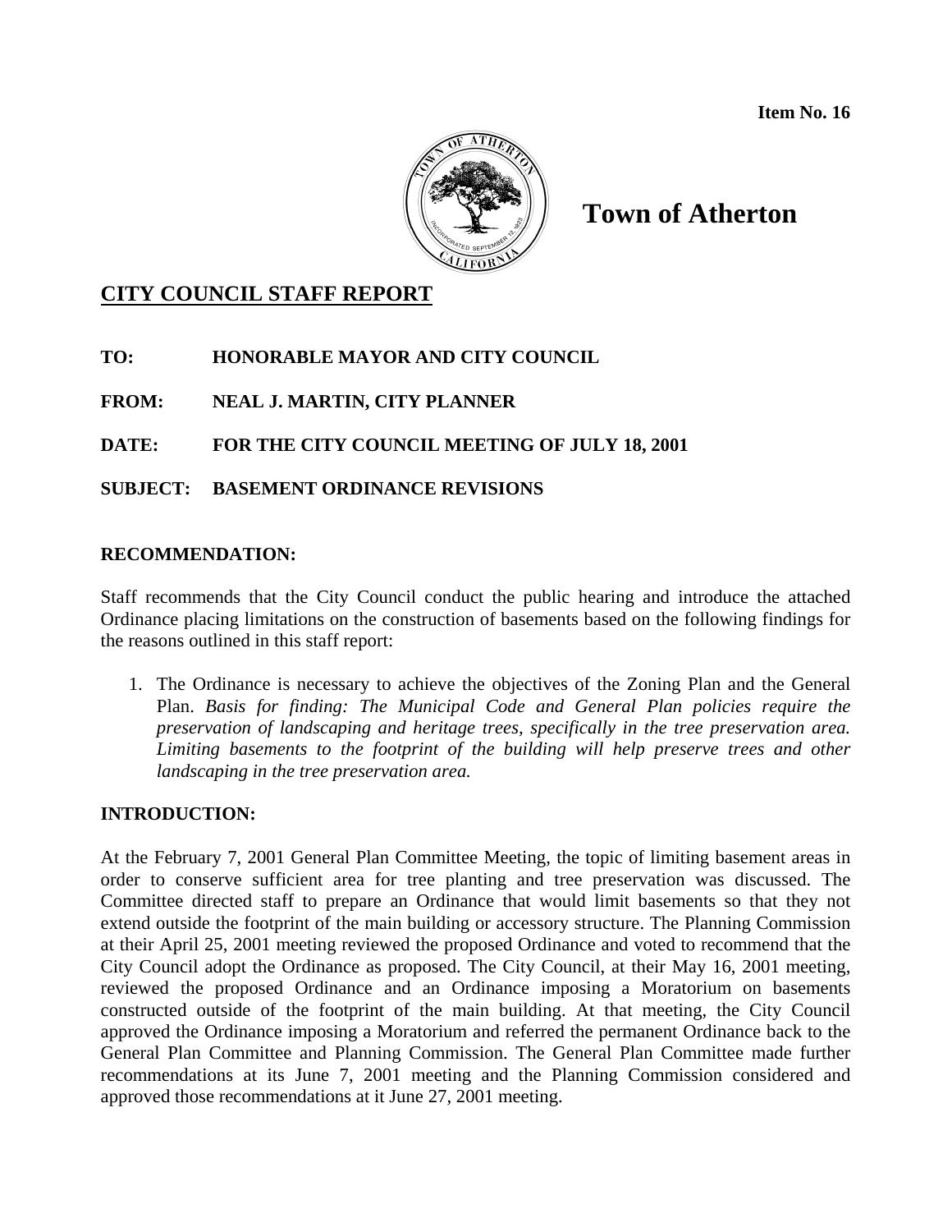**Item No. 16**

# Town of Atherton

## CITY COUNCIL STAFF REPORT

**TO:** HONORABLE MAYOR AND CITY COUNCIL

**FROM:** NEAL J. MARTIN, CITY PLANNER

**DATE:** FOR THE CITY COUNCIL MEETING OF JULY 18, 2001

**SUBJECT:** BASEMENT ORDINANCE REVISIONS

### RECOMMENDATION:

Staff recommends that the City Council conduct the public hearing and introduce the attached Ordinance placing limitations on the construction of basements based on the following findings for the reasons outlined in this staff report:

1. The Ordinance is necessary to achieve the objectives of the Zoning Plan and the General Plan. *Basis for finding: The Municipal Code and General Plan policies require the preservation of landscaping and heritage trees, specifically in the tree preservation area. Limiting basements to the footprint of the building will help preserve trees and other landscaping in the tree preservation area.*

### INTRODUCTION:

At the February 7, 2001 General Plan Committee Meeting, the topic of limiting basement areas in order to conserve sufficient area for tree planting and tree preservation was discussed. The Committee directed staff to prepare an Ordinance that would limit basements so that they not extend outside the footprint of the main building or accessory structure. The Planning Commission at their April 25, 2001 meeting reviewed the proposed Ordinance and voted to recommend that the City Council adopt the Ordinance as proposed. The City Council, at their May 16, 2001 meeting, reviewed the proposed Ordinance and an Ordinance imposing a Moratorium on basements constructed outside of the footprint of the main building. At that meeting, the City Council approved the Ordinance imposing a Moratorium and referred the permanent Ordinance back to the General Plan Committee and Planning Commission. The General Plan Committee made further recommendations at its June 7, 2001 meeting and the Planning Commission considered and approved those recommendations at it June 27, 2001 meeting.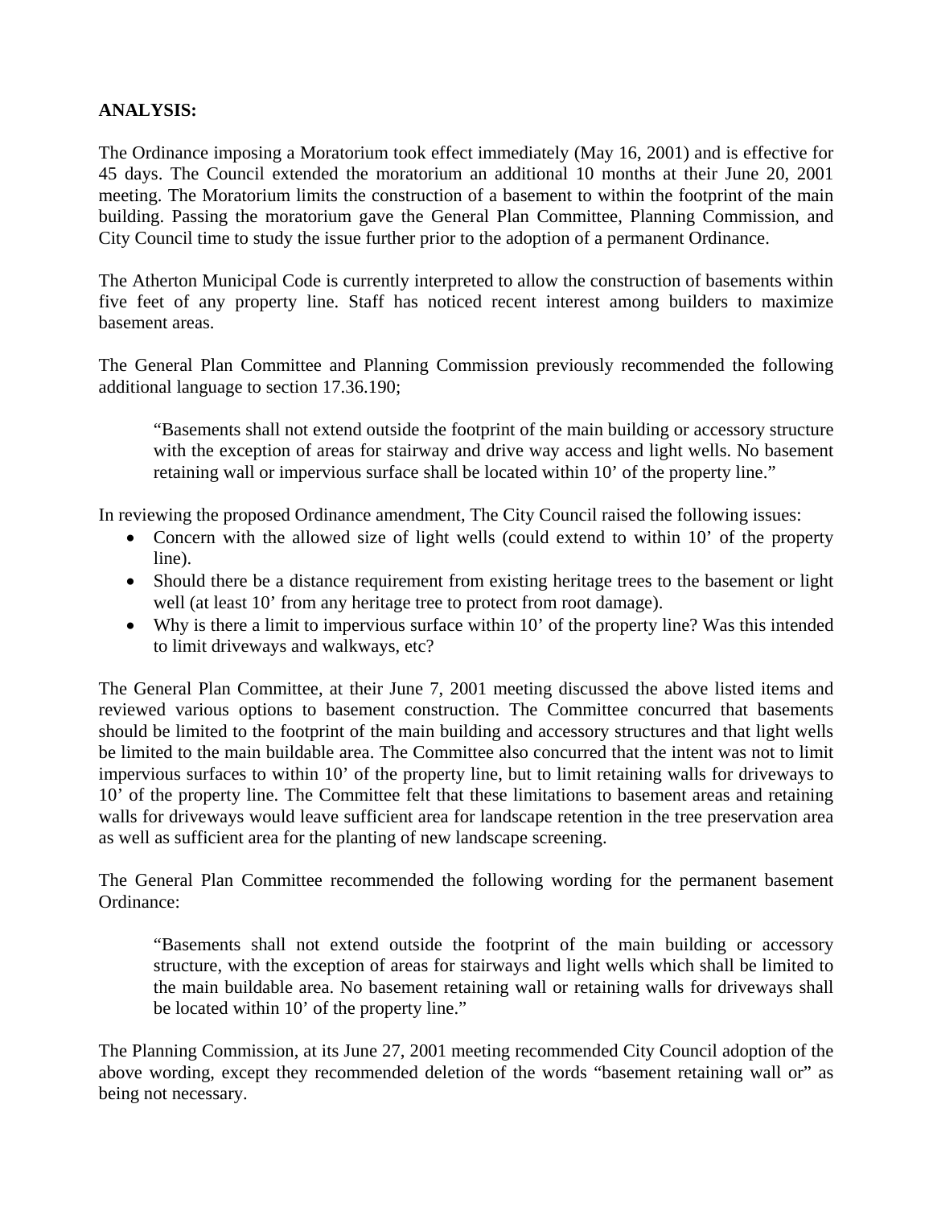**ANALYSIS:**

The Ordinance imposing a Moratorium took effect immediately (May 16, 2001) and is effective for 45 days. The Council extended the moratorium an additional 10 months at their June 20, 2001 meeting. The Moratorium limits the construction of a basement to within the footprint of the main building. Passing the moratorium gave the General Plan Committee, Planning Commission, and City Council time to study the issue further prior to the adoption of a permanent Ordinance.

The Atherton Municipal Code is currently interpreted to allow the construction of basements within five feet of any property line. Staff has noticed recent interest among builders to maximize basement areas.

The General Plan Committee and Planning Commission previously recommended the following additional language to section 17.36.190;

> "Basements shall not extend outside the footprint of the main building or accessory structure with the exception of areas for stairway and drive way access and light wells. No basement retaining wall or impervious surface shall be located within 10' of the property line."

In reviewing the proposed Ordinance amendment, The City Council raised the following issues:

- Concern with the allowed size of light wells (could extend to within 10' of the property line).
- Should there be a distance requirement from existing heritage trees to the basement or light well (at least 10' from any heritage tree to protect from root damage).
- Why is there a limit to impervious surface within 10' of the property line? Was this intended to limit driveways and walkways, etc?

The General Plan Committee, at their June 7, 2001 meeting discussed the above listed items and reviewed various options to basement construction. The Committee concurred that basements should be limited to the footprint of the main building and accessory structures and that light wells be limited to the main buildable area. The Committee also concurred that the intent was not to limit impervious surfaces to within 10' of the property line, but to limit retaining walls for driveways to 10' of the property line. The Committee felt that these limitations to basement areas and retaining walls for driveways would leave sufficient area for landscape retention in the tree preservation area as well as sufficient area for the planting of new landscape screening.

The General Plan Committee recommended the following wording for the permanent basement Ordinance:

> "Basements shall not extend outside the footprint of the main building or accessory structure, with the exception of areas for stairways and light wells which shall be limited to the main buildable area. No basement retaining wall or retaining walls for driveways shall be located within 10' of the property line."

The Planning Commission, at its June 27, 2001 meeting recommended City Council adoption of the above wording, except they recommended deletion of the words "basement retaining wall or" as being not necessary.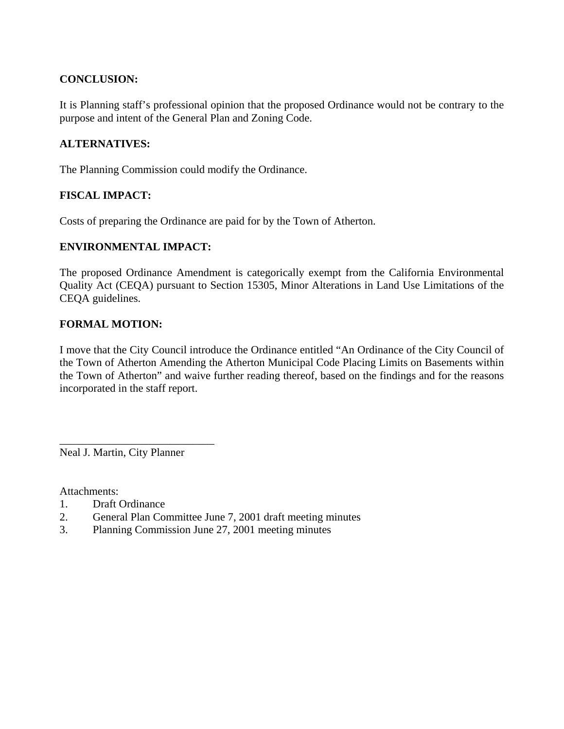**CONCLUSION:**

It is Planning staff's professional opinion that the proposed Ordinance would not be contrary to the purpose and intent of the General Plan and Zoning Code.

**ALTERNATIVES:**

The Planning Commission could modify the Ordinance.

**FISCAL IMPACT:**

Costs of preparing the Ordinance are paid for by the Town of Atherton.

**ENVIRONMENTAL IMPACT:**

The proposed Ordinance Amendment is categorically exempt from the California Environmental Quality Act (CEQA) pursuant to Section 15305, Minor Alterations in Land Use Limitations of the CEQA guidelines.

**FORMAL MOTION:**

I move that the City Council introduce the Ordinance entitled "An Ordinance of the City Council of the Town of Atherton Amending the Atherton Municipal Code Placing Limits on Basements within the Town of Atherton" and waive further reading thereof, based on the findings and for the reasons incorporated in the staff report.

_____________________________

Neal J. Martin, City Planner

Attachments:

1. Draft Ordinance
2. General Plan Committee June 7, 2001 draft meeting minutes
3. Planning Commission June 27, 2001 meeting minutes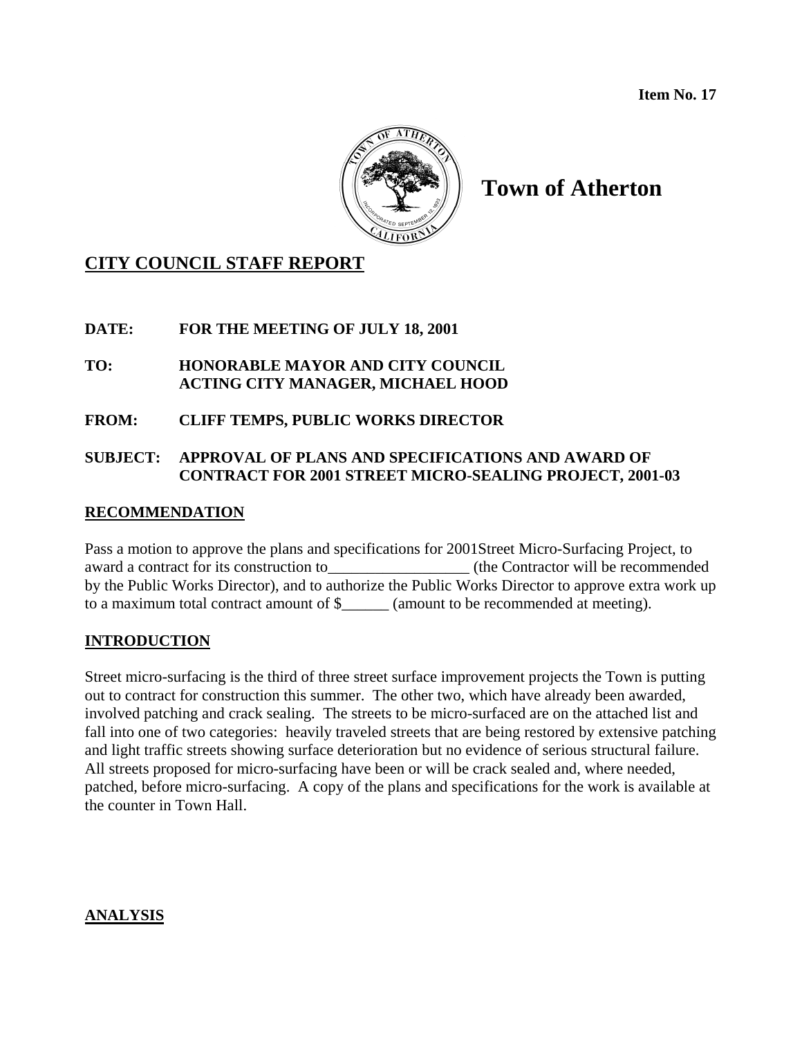**Item No. 17**

# Town of Atherton

## CITY COUNCIL STAFF REPORT

**DATE:** FOR THE MEETING OF JULY 18, 2001

**TO:** HONORABLE MAYOR AND CITY COUNCIL
ACTING CITY MANAGER, MICHAEL HOOD

**FROM:** CLIFF TEMPS, PUBLIC WORKS DIRECTOR

**SUBJECT:** APPROVAL OF PLANS AND SPECIFICATIONS AND AWARD OF CONTRACT FOR 2001 STREET MICRO-SEALING PROJECT, 2001-03

## RECOMMENDATION

Pass a motion to approve the plans and specifications for 2001Street Micro-Surfacing Project, to award a contract for its construction to__________________ (the Contractor will be recommended by the Public Works Director), and to authorize the Public Works Director to approve extra work up to a maximum total contract amount of $______ (amount to be recommended at meeting).

## INTRODUCTION

Street micro-surfacing is the third of three street surface improvement projects the Town is putting out to contract for construction this summer. The other two, which have already been awarded, involved patching and crack sealing. The streets to be micro-surfaced are on the attached list and fall into one of two categories: heavily traveled streets that are being restored by extensive patching and light traffic streets showing surface deterioration but no evidence of serious structural failure. All streets proposed for micro-surfacing have been or will be crack sealed and, where needed, patched, before micro-surfacing. A copy of the plans and specifications for the work is available at the counter in Town Hall.

## ANALYSIS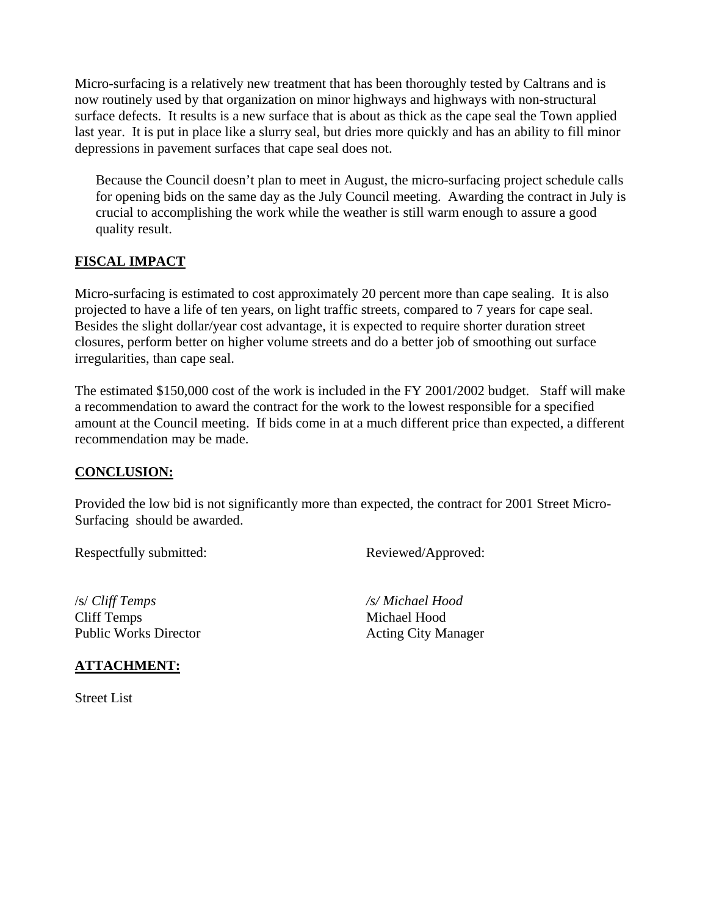Micro-surfacing is a relatively new treatment that has been thoroughly tested by Caltrans and is now routinely used by that organization on minor highways and highways with non-structural surface defects. It results is a new surface that is about as thick as the cape seal the Town applied last year. It is put in place like a slurry seal, but dries more quickly and has an ability to fill minor depressions in pavement surfaces that cape seal does not.

> Because the Council doesn't plan to meet in August, the micro-surfacing project schedule calls for opening bids on the same day as the July Council meeting. Awarding the contract in July is crucial to accomplishing the work while the weather is still warm enough to assure a good quality result.

## FISCAL IMPACT

Micro-surfacing is estimated to cost approximately 20 percent more than cape sealing. It is also projected to have a life of ten years, on light traffic streets, compared to 7 years for cape seal. Besides the slight dollar/year cost advantage, it is expected to require shorter duration street closures, perform better on higher volume streets and do a better job of smoothing out surface irregularities, than cape seal.

The estimated $150,000 cost of the work is included in the FY 2001/2002 budget. Staff will make a recommendation to award the contract for the work to the lowest responsible for a specified amount at the Council meeting. If bids come in at a much different price than expected, a different recommendation may be made.

## CONCLUSION:

Provided the low bid is not significantly more than expected, the contract for 2001 Street Micro-Surfacing should be awarded.

Respectfully submitted:

/s/ *Cliff Temps*
Cliff Temps
Public Works Director

Reviewed/Approved:

*/s/ Michael Hood*
Michael Hood
Acting City Manager

## ATTACHMENT:

Street List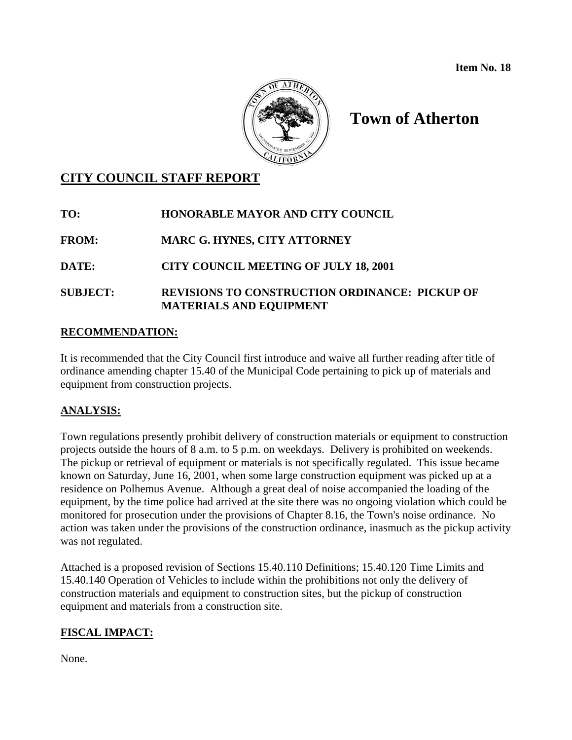**Item No. 18**

# Town of Atherton

## CITY COUNCIL STAFF REPORT

**TO:** HONORABLE MAYOR AND CITY COUNCIL

**FROM:** MARC G. HYNES, CITY ATTORNEY

**DATE:** CITY COUNCIL MEETING OF JULY 18, 2001

**SUBJECT:** REVISIONS TO CONSTRUCTION ORDINANCE: PICKUP OF MATERIALS AND EQUIPMENT

### RECOMMENDATION:

It is recommended that the City Council first introduce and waive all further reading after title of ordinance amending chapter 15.40 of the Municipal Code pertaining to pick up of materials and equipment from construction projects.

### ANALYSIS:

Town regulations presently prohibit delivery of construction materials or equipment to construction projects outside the hours of 8 a.m. to 5 p.m. on weekdays. Delivery is prohibited on weekends. The pickup or retrieval of equipment or materials is not specifically regulated. This issue became known on Saturday, June 16, 2001, when some large construction equipment was picked up at a residence on Polhemus Avenue. Although a great deal of noise accompanied the loading of the equipment, by the time police had arrived at the site there was no ongoing violation which could be monitored for prosecution under the provisions of Chapter 8.16, the Town's noise ordinance. No action was taken under the provisions of the construction ordinance, inasmuch as the pickup activity was not regulated.

Attached is a proposed revision of Sections 15.40.110 Definitions; 15.40.120 Time Limits and 15.40.140 Operation of Vehicles to include within the prohibitions not only the delivery of construction materials and equipment to construction sites, but the pickup of construction equipment and materials from a construction site.

### FISCAL IMPACT:

None.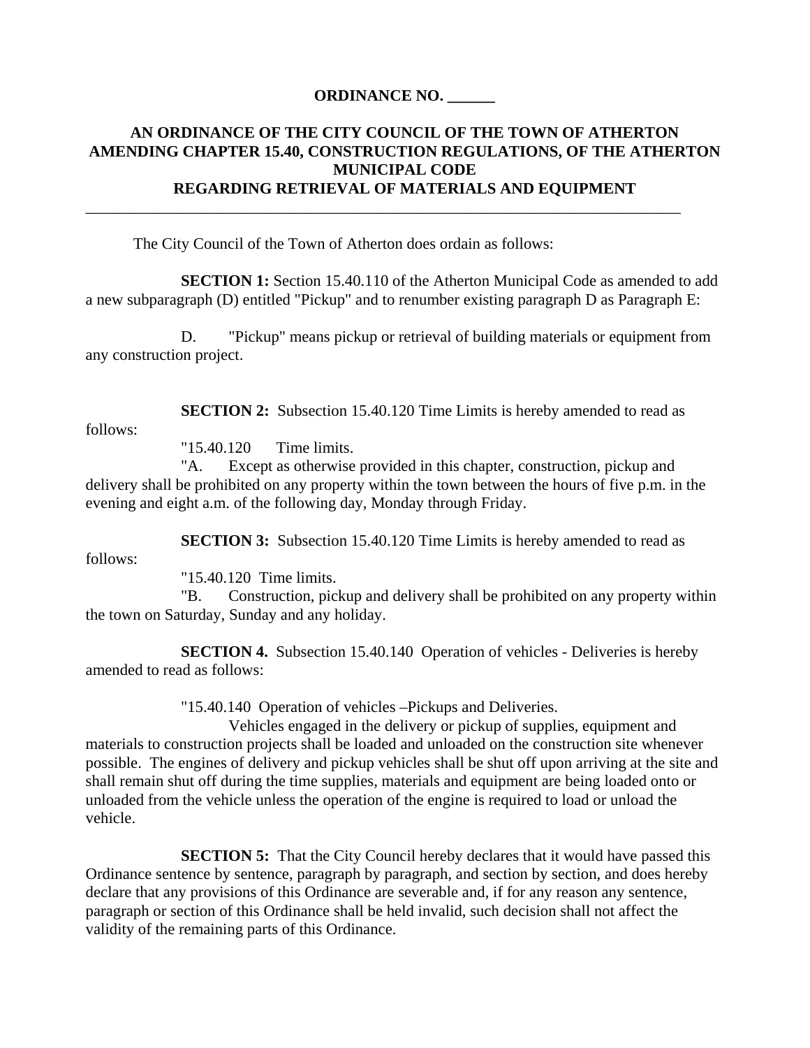**ORDINANCE NO. ______**

**AN ORDINANCE OF THE CITY COUNCIL OF THE TOWN OF ATHERTON AMENDING CHAPTER 15.40, CONSTRUCTION REGULATIONS, OF THE ATHERTON MUNICIPAL CODE REGARDING RETRIEVAL OF MATERIALS AND EQUIPMENT**

---

The City Council of the Town of Atherton does ordain as follows:

**SECTION 1:** Section 15.40.110 of the Atherton Municipal Code as amended to add a new subparagraph (D) entitled "Pickup" and to renumber existing paragraph D as Paragraph E:

D. "Pickup" means pickup or retrieval of building materials or equipment from any construction project.

**SECTION 2:** Subsection 15.40.120 Time Limits is hereby amended to read as follows:

"15.40.120 Time limits.

"A. Except as otherwise provided in this chapter, construction, pickup and delivery shall be prohibited on any property within the town between the hours of five p.m. in the evening and eight a.m. of the following day, Monday through Friday.

**SECTION 3:** Subsection 15.40.120 Time Limits is hereby amended to read as follows:

"15.40.120 Time limits.

"B. Construction, pickup and delivery shall be prohibited on any property within the town on Saturday, Sunday and any holiday.

**SECTION 4.** Subsection 15.40.140 Operation of vehicles - Deliveries is hereby amended to read as follows:

"15.40.140 Operation of vehicles –Pickups and Deliveries.

Vehicles engaged in the delivery or pickup of supplies, equipment and materials to construction projects shall be loaded and unloaded on the construction site whenever possible. The engines of delivery and pickup vehicles shall be shut off upon arriving at the site and shall remain shut off during the time supplies, materials and equipment are being loaded onto or unloaded from the vehicle unless the operation of the engine is required to load or unload the vehicle.

**SECTION 5:** That the City Council hereby declares that it would have passed this Ordinance sentence by sentence, paragraph by paragraph, and section by section, and does hereby declare that any provisions of this Ordinance are severable and, if for any reason any sentence, paragraph or section of this Ordinance shall be held invalid, such decision shall not affect the validity of the remaining parts of this Ordinance.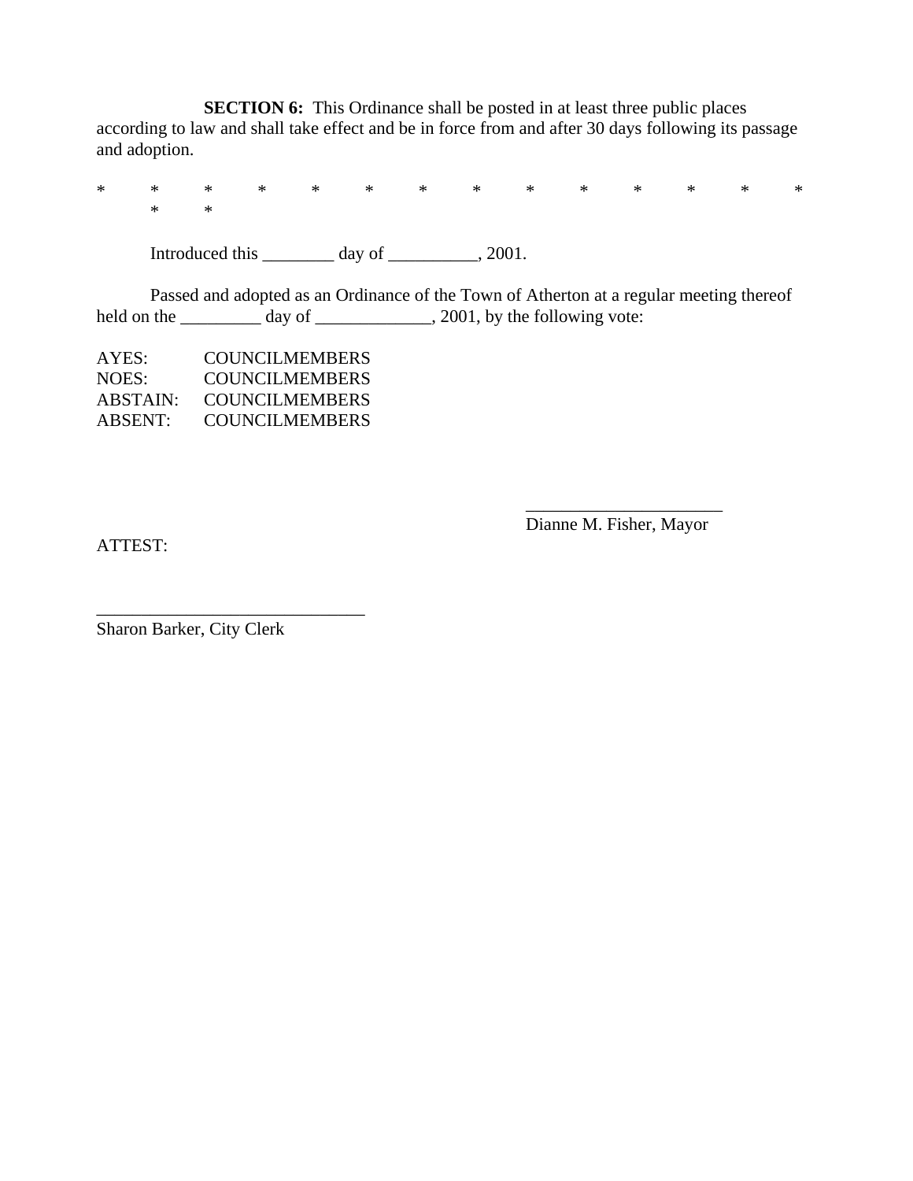**SECTION 6:** This Ordinance shall be posted in at least three public places according to law and shall take effect and be in force from and after 30 days following its passage and adoption.

* * * * * * * * * * * * * * * *

Introduced this ________ day of __________, 2001.

Passed and adopted as an Ordinance of the Town of Atherton at a regular meeting thereof held on the _________ day of _____________, 2001, by the following vote:

AYES: COUNCILMEMBERS
NOES: COUNCILMEMBERS
ABSTAIN: COUNCILMEMBERS
ABSENT: COUNCILMEMBERS

______________________
Dianne M. Fisher, Mayor

ATTEST:

______________________________
Sharon Barker, City Clerk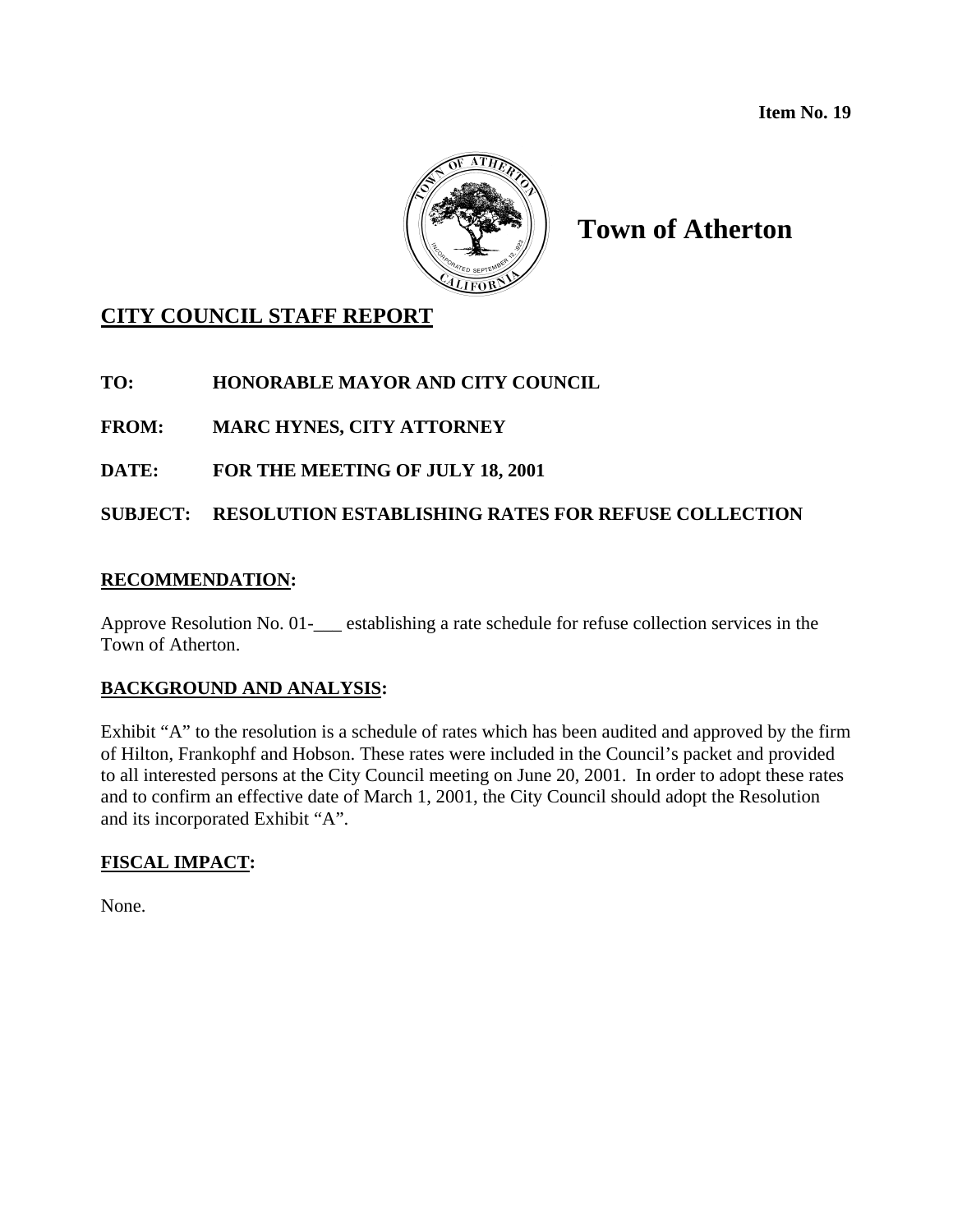**Item No. 19**

# Town of Atherton

## CITY COUNCIL STAFF REPORT

**TO:** HONORABLE MAYOR AND CITY COUNCIL

**FROM:** MARC HYNES, CITY ATTORNEY

**DATE:** FOR THE MEETING OF JULY 18, 2001

**SUBJECT:** RESOLUTION ESTABLISHING RATES FOR REFUSE COLLECTION

### RECOMMENDATION:

Approve Resolution No. 01-___ establishing a rate schedule for refuse collection services in the Town of Atherton.

### BACKGROUND AND ANALYSIS:

Exhibit "A" to the resolution is a schedule of rates which has been audited and approved by the firm of Hilton, Frankophf and Hobson. These rates were included in the Council's packet and provided to all interested persons at the City Council meeting on June 20, 2001. In order to adopt these rates and to confirm an effective date of March 1, 2001, the City Council should adopt the Resolution and its incorporated Exhibit "A".

### FISCAL IMPACT:

None.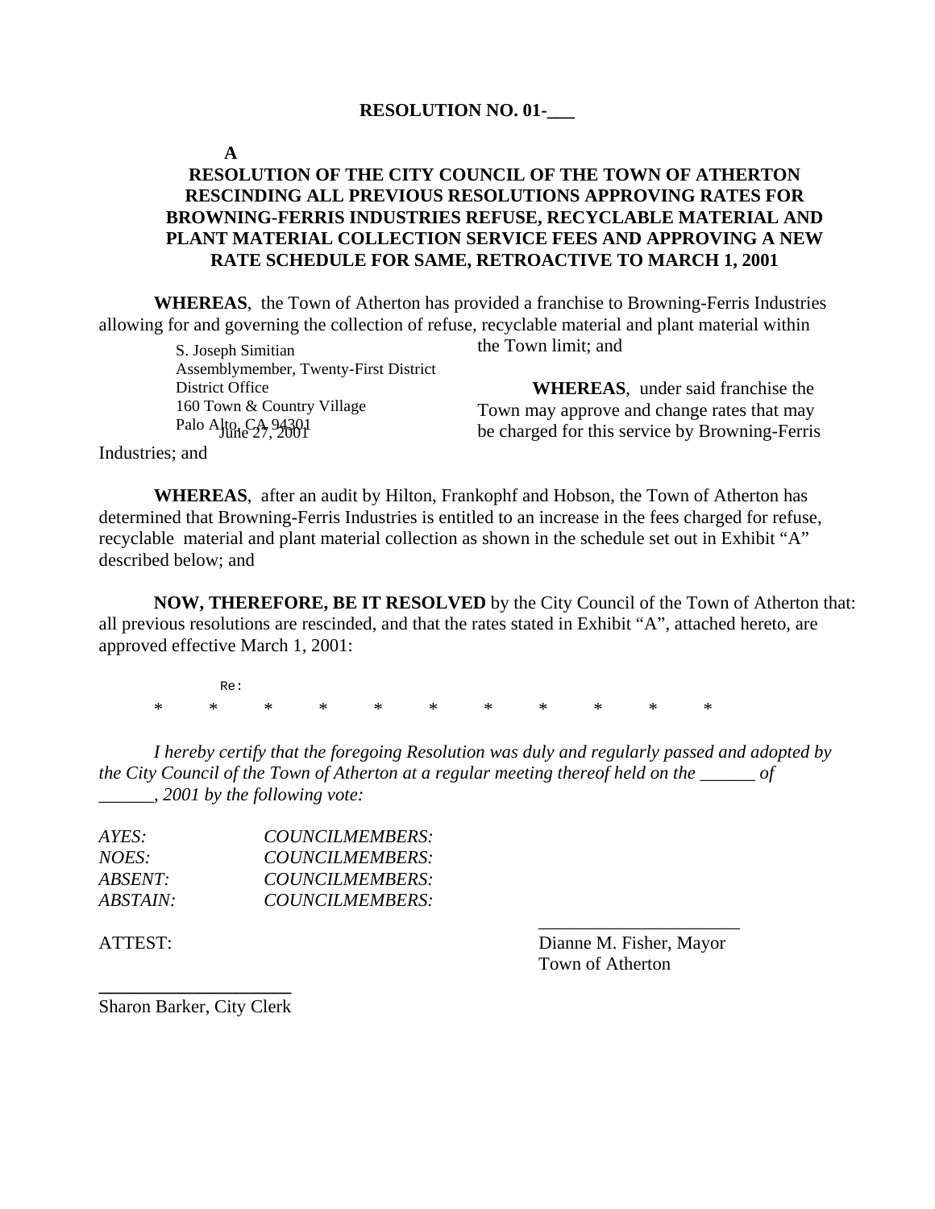**RESOLUTION NO. 01-___**

**A RESOLUTION OF THE CITY COUNCIL OF THE TOWN OF ATHERTON RESCINDING ALL PREVIOUS RESOLUTIONS APPROVING RATES FOR BROWNING-FERRIS INDUSTRIES REFUSE, RECYCLABLE MATERIAL AND PLANT MATERIAL COLLECTION SERVICE FEES AND APPROVING A NEW RATE SCHEDULE FOR SAME, RETROACTIVE TO MARCH 1, 2001**

**WHEREAS**, the Town of Atherton has provided a franchise to Browning-Ferris Industries allowing for and governing the collection of refuse, recyclable material and plant material within the Town limit; and

S. Joseph Simitian
Assemblymember, Twenty-First District
District Office
160 Town & Country Village
Palo Alto, CA 94301
June 27, 2001

**WHEREAS**, under said franchise the Town may approve and change rates that may be charged for this service by Browning-Ferris Industries; and

**WHEREAS**, after an audit by Hilton, Frankophf and Hobson, the Town of Atherton has determined that Browning-Ferris Industries is entitled to an increase in the fees charged for refuse, recyclable material and plant material collection as shown in the schedule set out in Exhibit "A" described below; and

**NOW, THEREFORE, BE IT RESOLVED** by the City Council of the Town of Atherton that: all previous resolutions are rescinded, and that the rates stated in Exhibit "A", attached hereto, are approved effective March 1, 2001:

Re:

\* \* \* \* \* \* \* \* \* \* \*

*I hereby certify that the foregoing Resolution was duly and regularly passed and adopted by the City Council of the Town of Atherton at a regular meeting thereof held on the ______ of ______, 2001 by the following vote:*

*AYES: COUNCILMEMBERS:*
*NOES: COUNCILMEMBERS:*
*ABSENT: COUNCILMEMBERS:*
*ABSTAIN: COUNCILMEMBERS:*

______________________
Dianne M. Fisher, Mayor
Town of Atherton

ATTEST:

______________________
Sharon Barker, City Clerk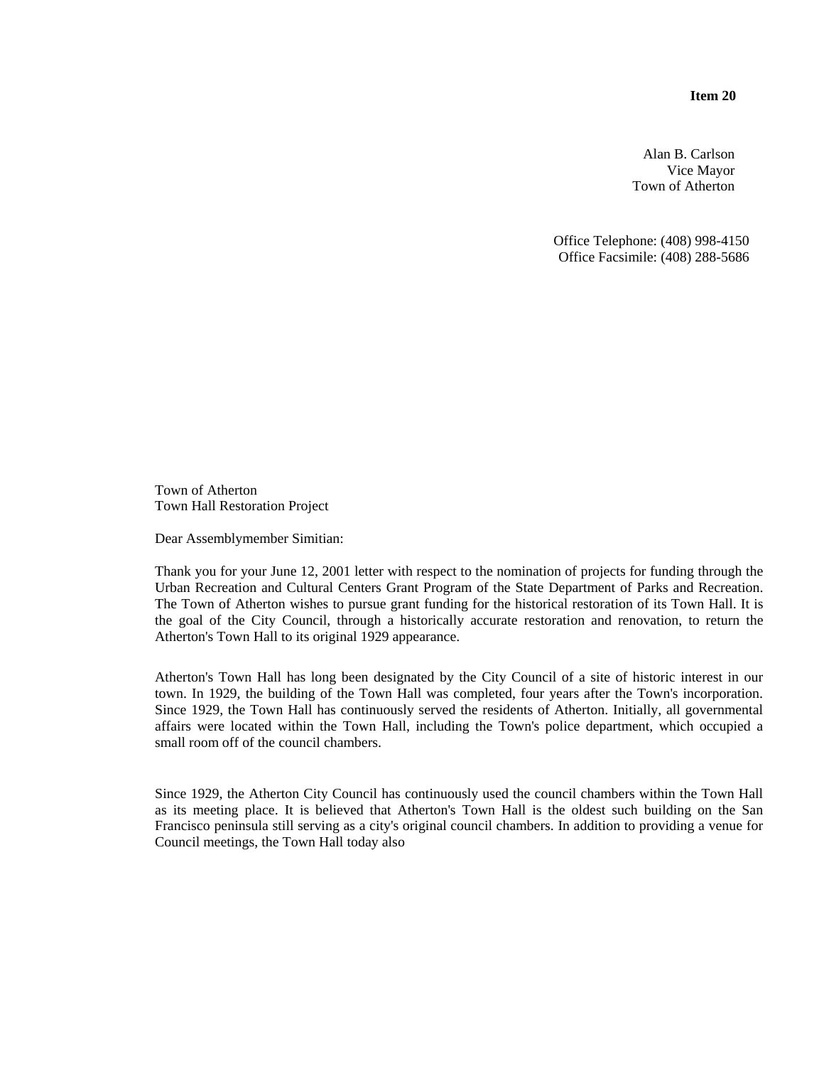**Item 20**

Alan B. Carlson
Vice Mayor
Town of Atherton

Office Telephone: (408) 998-4150
Office Facsimile: (408) 288-5686

Town of Atherton
Town Hall Restoration Project

Dear Assemblymember Simitian:

Thank you for your June 12, 2001 letter with respect to the nomination of projects for funding through the Urban Recreation and Cultural Centers Grant Program of the State Department of Parks and Recreation. The Town of Atherton wishes to pursue grant funding for the historical restoration of its Town Hall. It is the goal of the City Council, through a historically accurate restoration and renovation, to return the Atherton's Town Hall to its original 1929 appearance.

Atherton's Town Hall has long been designated by the City Council of a site of historic interest in our town. In 1929, the building of the Town Hall was completed, four years after the Town's incorporation. Since 1929, the Town Hall has continuously served the residents of Atherton. Initially, all governmental affairs were located within the Town Hall, including the Town's police department, which occupied a small room off of the council chambers.

Since 1929, the Atherton City Council has continuously used the council chambers within the Town Hall as its meeting place. It is believed that Atherton's Town Hall is the oldest such building on the San Francisco peninsula still serving as a city's original council chambers. In addition to providing a venue for Council meetings, the Town Hall today also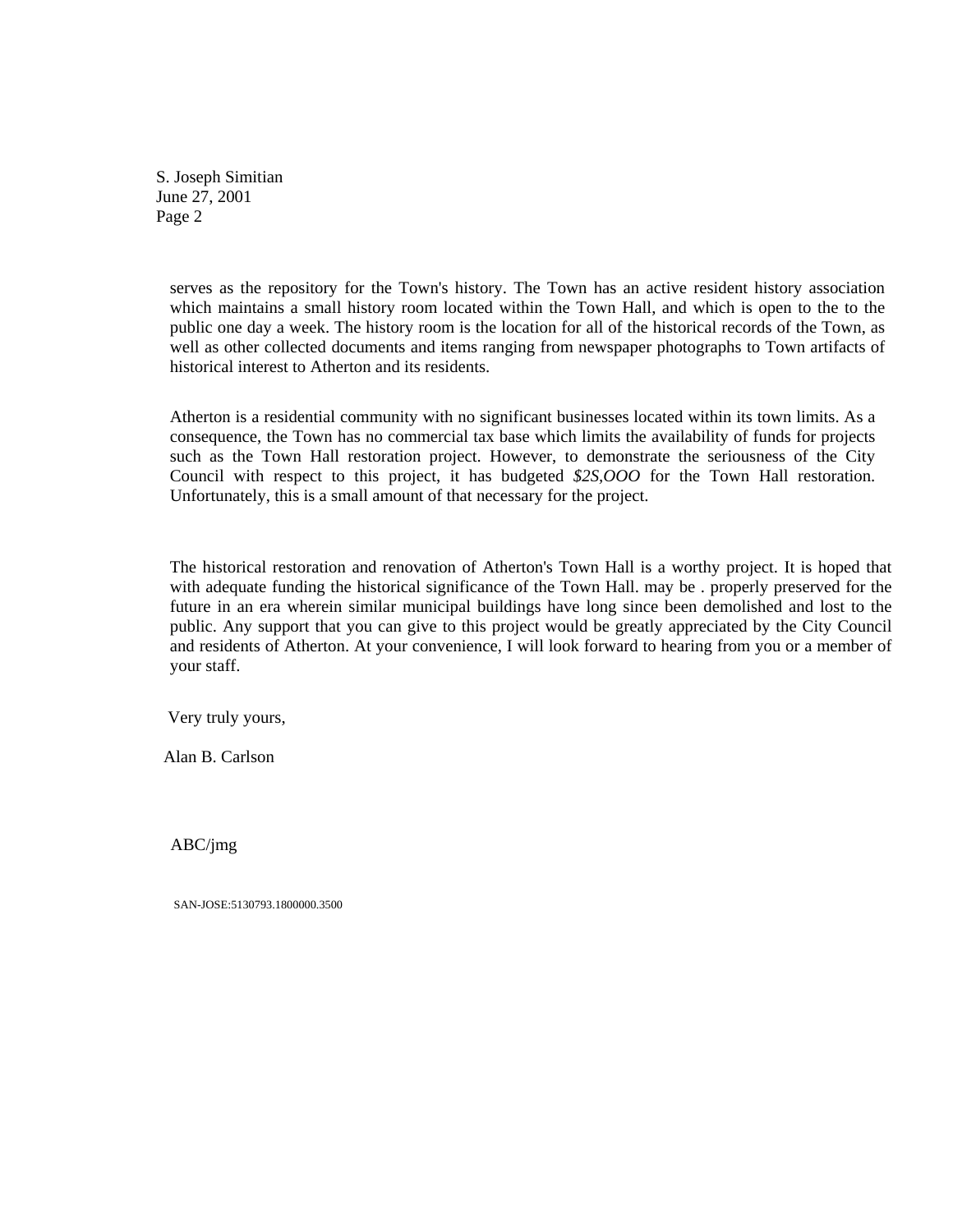S. Joseph Simitian
June 27, 2001
Page 2

serves as the repository for the Town's history. The Town has an active resident history association which maintains a small history room located within the Town Hall, and which is open to the to the public one day a week. The history room is the location for all of the historical records of the Town, as well as other collected documents and items ranging from newspaper photographs to Town artifacts of historical interest to Atherton and its residents.

Atherton is a residential community with no significant businesses located within its town limits. As a consequence, the Town has no commercial tax base which limits the availability of funds for projects such as the Town Hall restoration project. However, to demonstrate the seriousness of the City Council with respect to this project, it has budgeted *$2S,OOO* for the Town Hall restoration. Unfortunately, this is a small amount of that necessary for the project.

The historical restoration and renovation of Atherton's Town Hall is a worthy project. It is hoped that with adequate funding the historical significance of the Town Hall. may be . properly preserved for the future in an era wherein similar municipal buildings have long since been demolished and lost to the public. Any support that you can give to this project would be greatly appreciated by the City Council and residents of Atherton. At your convenience, I will look forward to hearing from you or a member of your staff.

Very truly yours,

Alan B. Carlson

ABC/jmg

SAN-JOSE:5130793.1800000.3500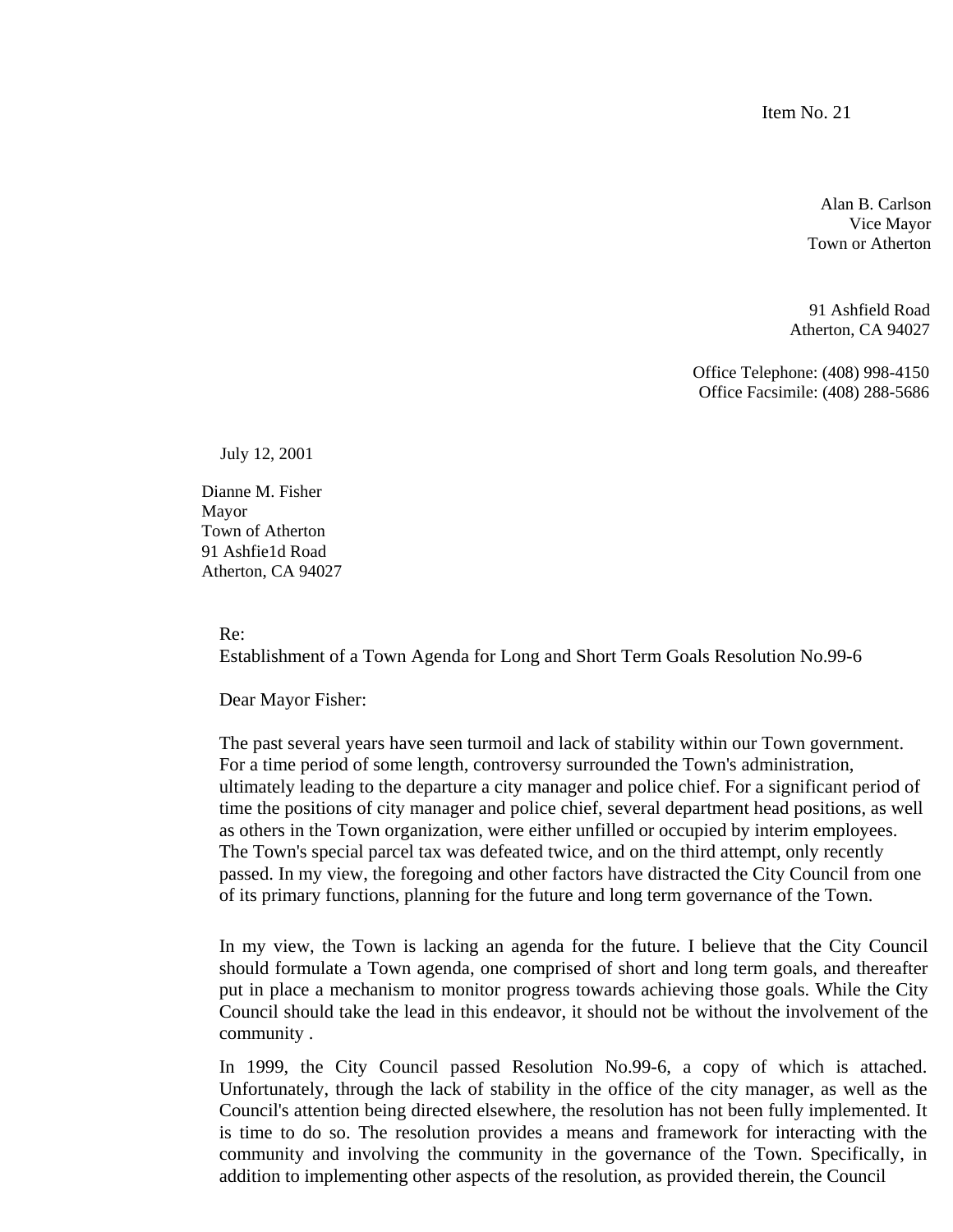Item No. 21

Alan B. Carlson
Vice Mayor
Town or Atherton

91 Ashfield Road
Atherton, CA 94027

Office Telephone: (408) 998-4150
Office Facsimile: (408) 288-5686

July 12, 2001

Dianne M. Fisher
Mayor
Town of Atherton
91 Ashfie1d Road
Atherton, CA 94027

Re:
Establishment of a Town Agenda for Long and Short Term Goals Resolution No.99-6

Dear Mayor Fisher:

The past several years have seen turmoil and lack of stability within our Town government. For a time period of some length, controversy surrounded the Town's administration, ultimately leading to the departure a city manager and police chief. For a significant period of time the positions of city manager and police chief, several department head positions, as well as others in the Town organization, were either unfilled or occupied by interim employees. The Town's special parcel tax was defeated twice, and on the third attempt, only recently passed. In my view, the foregoing and other factors have distracted the City Council from one of its primary functions, planning for the future and long term governance of the Town.

In my view, the Town is lacking an agenda for the future. I believe that the City Council should formulate a Town agenda, one comprised of short and long term goals, and thereafter put in place a mechanism to monitor progress towards achieving those goals. While the City Council should take the lead in this endeavor, it should not be without the involvement of the community .

In 1999, the City Council passed Resolution No.99-6, a copy of which is attached. Unfortunately, through the lack of stability in the office of the city manager, as well as the Council's attention being directed elsewhere, the resolution has not been fully implemented. It is time to do so. The resolution provides a means and framework for interacting with the community and involving the community in the governance of the Town. Specifically, in addition to implementing other aspects of the resolution, as provided therein, the Council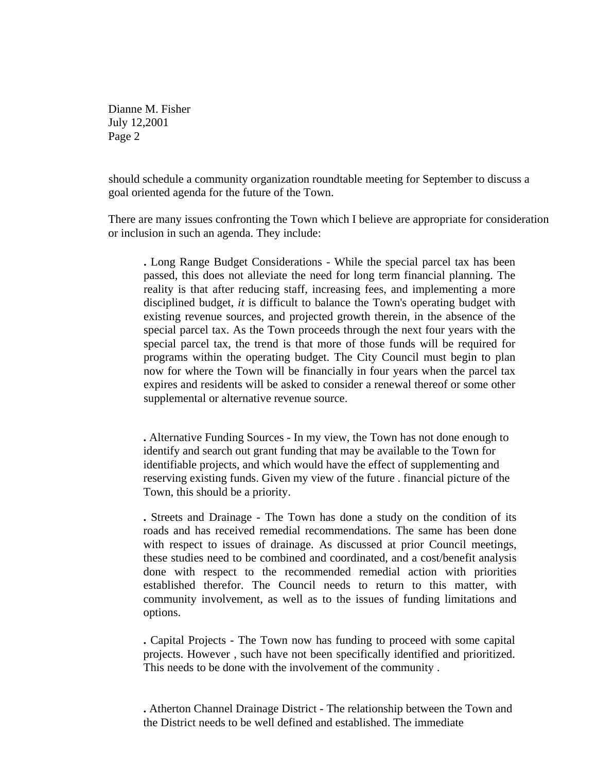should schedule a community organization roundtable meeting for September to discuss a goal oriented agenda for the future of the Town.

There are many issues confronting the Town which I believe are appropriate for consideration or inclusion in such an agenda. They include:

- Long Range Budget Considerations - While the special parcel tax has been passed, this does not alleviate the need for long term financial planning. The reality is that after reducing staff, increasing fees, and implementing a more disciplined budget, *it* is difficult to balance the Town's operating budget with existing revenue sources, and projected growth therein, in the absence of the special parcel tax. As the Town proceeds through the next four years with the special parcel tax, the trend is that more of those funds will be required for programs within the operating budget. The City Council must begin to plan now for where the Town will be financially in four years when the parcel tax expires and residents will be asked to consider a renewal thereof or some other supplemental or alternative revenue source.

- Alternative Funding Sources - In my view, the Town has not done enough to identify and search out grant funding that may be available to the Town for identifiable projects, and which would have the effect of supplementing and reserving existing funds. Given my view of the future . financial picture of the Town, this should be a priority.

- Streets and Drainage - The Town has done a study on the condition of its roads and has received remedial recommendations. The same has been done with respect to issues of drainage. As discussed at prior Council meetings, these studies need to be combined and coordinated, and a cost/benefit analysis done with respect to the recommended remedial action with priorities established therefor. The Council needs to return to this matter, with community involvement, as well as to the issues of funding limitations and options.

- Capital Projects - The Town now has funding to proceed with some capital projects. However , such have not been specifically identified and prioritized. This needs to be done with the involvement of the community .

- Atherton Channel Drainage District - The relationship between the Town and the District needs to be well defined and established. The immediate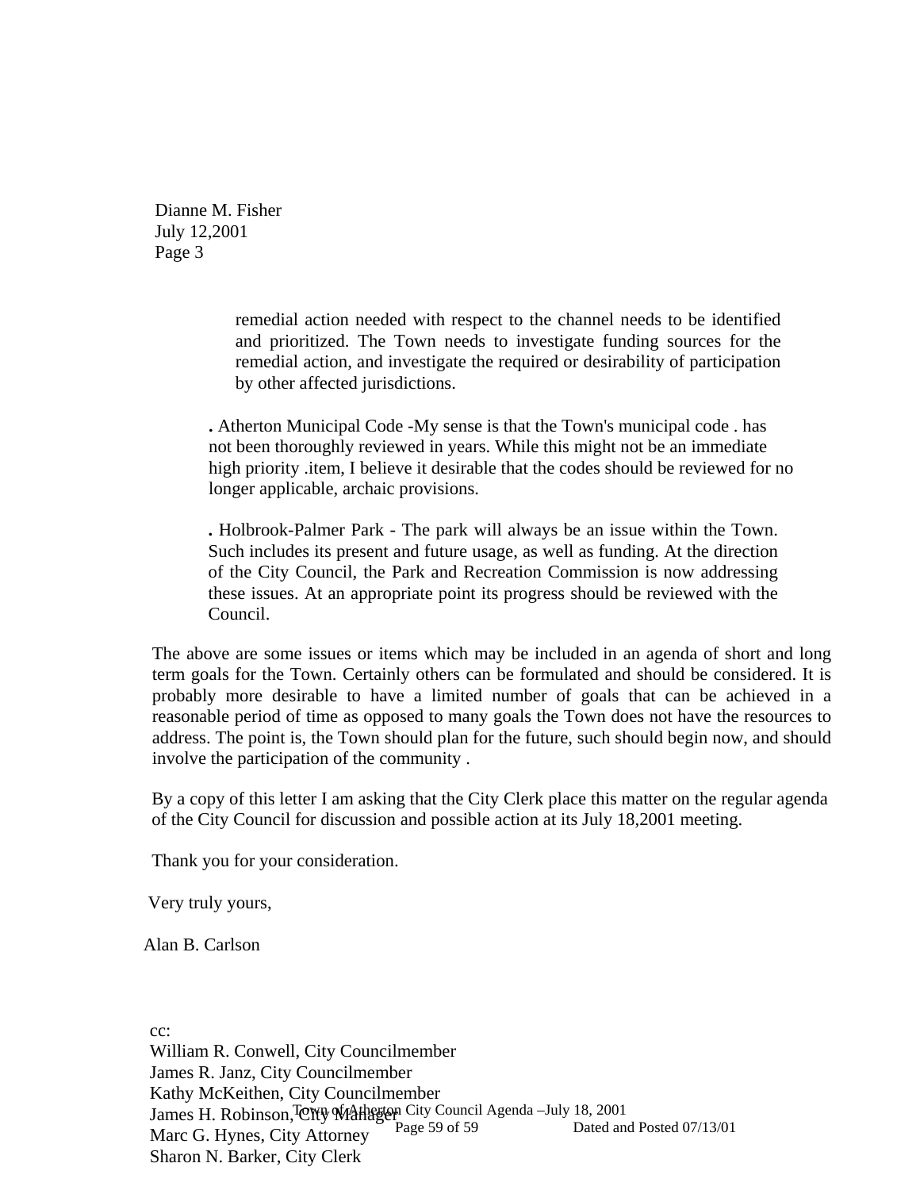Dianne M. Fisher
July 12,2001
Page 3

remedial action needed with respect to the channel needs to be identified and prioritized. The Town needs to investigate funding sources for the remedial action, and investigate the required or desirability of participation by other affected jurisdictions.

. Atherton Municipal Code -My sense is that the Town's municipal code . has not been thoroughly reviewed in years. While this might not be an immediate high priority .item, I believe it desirable that the codes should be reviewed for no longer applicable, archaic provisions.

. Holbrook-Palmer Park - The park will always be an issue within the Town. Such includes its present and future usage, as well as funding. At the direction of the City Council, the Park and Recreation Commission is now addressing these issues. At an appropriate point its progress should be reviewed with the Council.

The above are some issues or items which may be included in an agenda of short and long term goals for the Town. Certainly others can be formulated and should be considered. It is probably more desirable to have a limited number of goals that can be achieved in a reasonable period of time as opposed to many goals the Town does not have the resources to address. The point is, the Town should plan for the future, such should begin now, and should involve the participation of the community .

By a copy of this letter I am asking that the City Clerk place this matter on the regular agenda of the City Council for discussion and possible action at its July 18,2001 meeting.

Thank you for your consideration.

Very truly yours,

Alan B. Carlson

cc:
William R. Conwell, City Councilmember
James R. Janz, City Councilmember
Kathy McKeithen, City Councilmember
James H. Robinson, City Manager
Marc G. Hynes, City Attorney
Sharon N. Barker, City Clerk